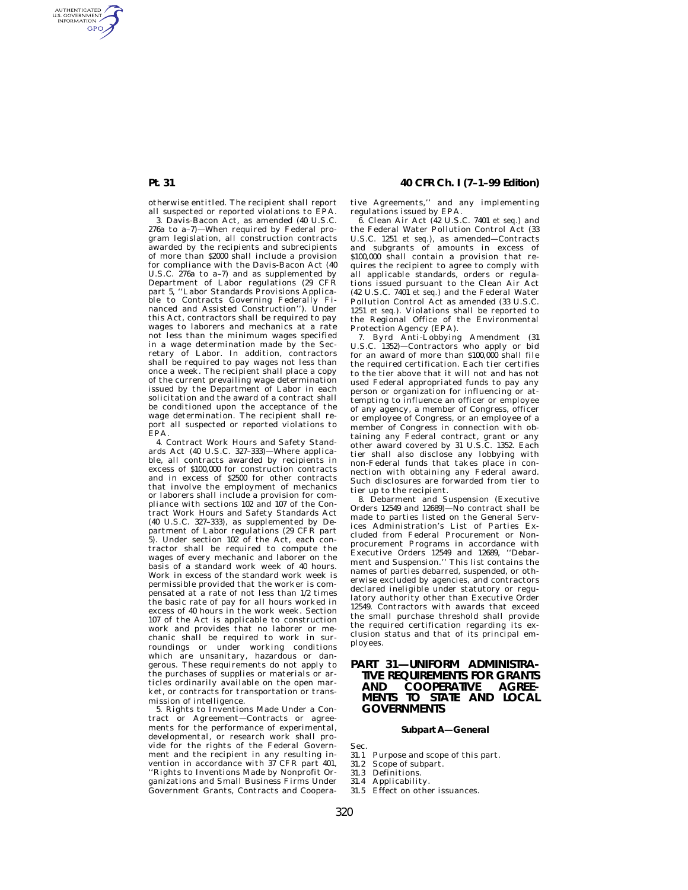otherwise entitled. The recipient shall report all suspected or reported violations to EPA.

3. Davis-Bacon Act, as amended (40 U.S.C. 276a to a–7)—When required by Federal program legislation, all construction contracts awarded by the recipients and subrecipients of more than $2000 shall include a provision for compliance with the Davis-Bacon Act (40 U.S.C. 276a to a–7) and as supplemented by Department of Labor regulations (29 CFR part 5, ''Labor Standards Provisions Applicable to Contracts Governing Federally Financed and Assisted Construction''). Under this Act, contractors shall be required to pay wages to laborers and mechanics at a rate not less than the minimum wages specified in a wage determination made by the Secretary of Labor. In addition, contractors shall be required to pay wages not less than once a week. The recipient shall place a copy of the current prevailing wage determination issued by the Department of Labor in each solicitation and the award of a contract shall be conditioned upon the acceptance of the wage determination. The recipient shall report all suspected or reported violations to EPA.

4. Contract Work Hours and Safety Standards Act (40 U.S.C. 327–333)—Where applicable, all contracts awarded by recipients in excess of $100,000 for construction contracts and in excess of $2500 for other contracts that involve the employment of mechanics or laborers shall include a provision for compliance with sections 102 and 107 of the Contract Work Hours and Safety Standards Act (40 U.S.C. 327–333), as supplemented by Department of Labor regulations (29 CFR part 5). Under section 102 of the Act, each contractor shall be required to compute the wages of every mechanic and laborer on the basis of a standard work week of 40 hours. Work in excess of the standard work week is permissible provided that the worker is compensated at a rate of not less than 1/2 times the basic rate of pay for all hours worked in excess of 40 hours in the work week. Section 107 of the Act is applicable to construction work and provides that no laborer or mechanic shall be required to work in surroundings or under working conditions which are unsanitary, hazardous or dangerous. These requirements do not apply to the purchases of supplies or materials or articles ordinarily available on the open market, or contracts for transportation or transmission of intelligence.

5. Rights to Inventions Made Under a Contract or Agreement—Contracts or agreements for the performance of experimental, developmental, or research work shall provide for the rights of the Federal Government and the recipient in any resulting invention in accordance with 37 CFR part 401, ''Rights to Inventions Made by Nonprofit Organizations and Small Business Firms Under Government Grants, Contracts and Cooperative Agreements,'' and any implementing regulations issued by EPA.

6. Clean Air Act (42 U.S.C. 7401 *et seq.*) and the Federal Water Pollution Control Act (33 U.S.C. 1251 *et seq.*), as amended—Contracts and subgrants of amounts in excess of $100,000 shall contain a provision that requires the recipient to agree to comply with all applicable standards, orders or regulations issued pursuant to the Clean Air Act (42 U.S.C. 7401 *et seq.*) and the Federal Water Pollution Control Act as amended (33 U.S.C. 1251 *et seq.*). Violations shall be reported to the Regional Office of the Environmental Protection Agency (EPA).

7. Byrd Anti-Lobbying Amendment (31 U.S.C. 1352)—Contractors who apply or bid for an award of more than $100,000 shall file the required certification. Each tier certifies to the tier above that it will not and has not used Federal appropriated funds to pay any person or organization for influencing or attempting to influence an officer or employee of any agency, a member of Congress, officer or employee of Congress, or an employee of a member of Congress in connection with obtaining any Federal contract, grant or any other award covered by 31 U.S.C. 1352. Each tier shall also disclose any lobbying with non-Federal funds that takes place in connection with obtaining any Federal award. Such disclosures are forwarded from tier to tier up to the recipient.

8. Debarment and Suspension (Executive Orders 12549 and 12689)—No contract shall be made to parties listed on the General Services Administration's List of Parties Excluded from Federal Procurement or Nonprocurement Programs in accordance with Executive Orders 12549 and 12689, ''Debarment and Suspension.'' This list contains the names of parties debarred, suspended, or otherwise excluded by agencies, and contractors declared ineligible under statutory or regulatory authority other than Executive Order 12549. Contractors with awards that exceed the small purchase threshold shall provide the required certification regarding its exclusion status and that of its principal employees.

# PART 31—UNIFORM ADMINISTRATIVE REQUIREMENTS FOR GRANTS AND COOPERATIVE AGREEMENTS TO STATE AND LOCAL GOVERNMENTS

## Subpart A—General

Sec.
31.1 Purpose and scope of this part.
31.2 Scope of subpart.
31.3 Definitions.
31.4 Applicability.
31.5 Effect on other issuances.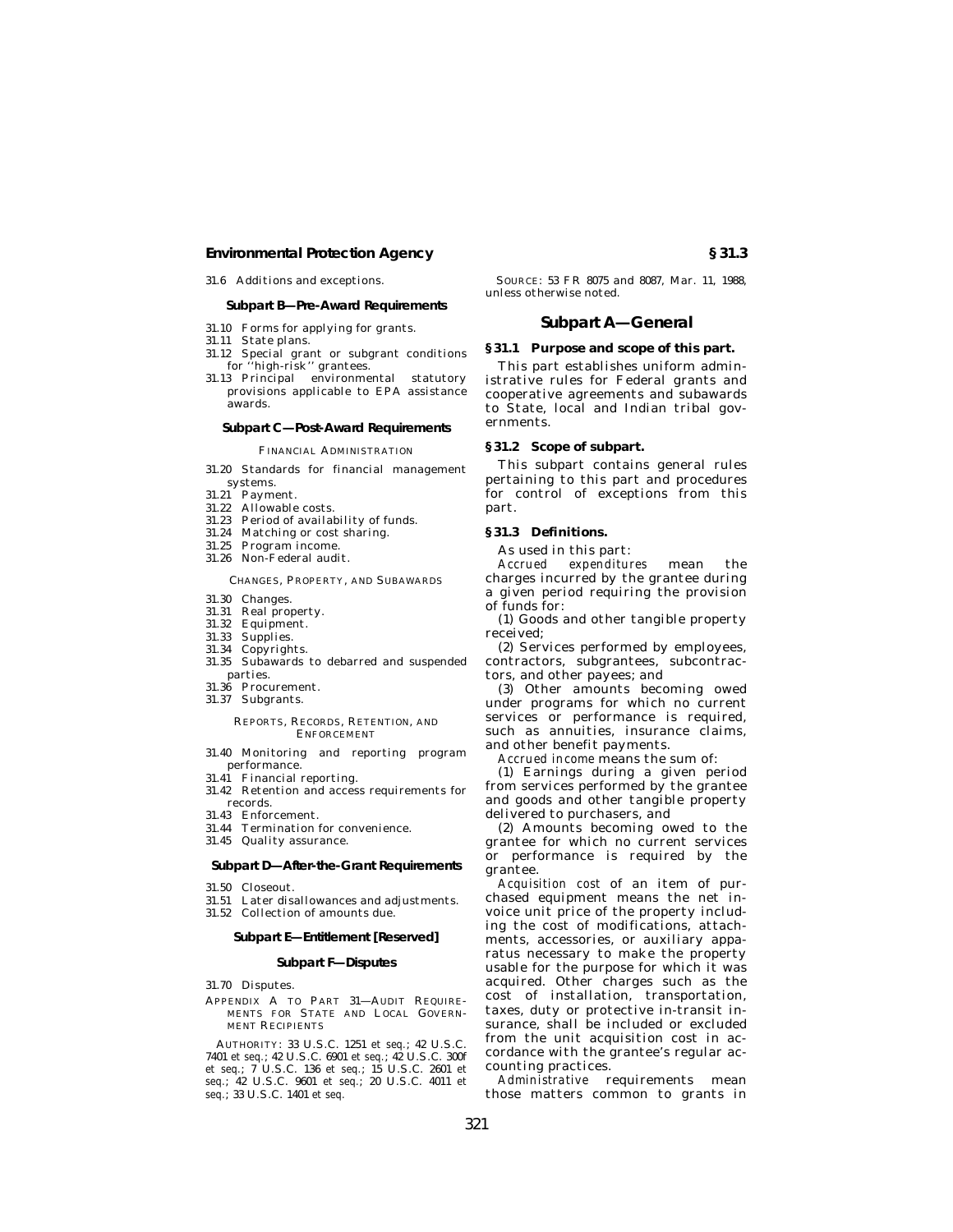31.6 Additions and exceptions.

**Subpart B—Pre-Award Requirements**

31.10 Forms for applying for grants.
31.11 State plans.
31.12 Special grant or subgrant conditions for ''high-risk'' grantees.
31.13 Principal environmental statutory provisions applicable to EPA assistance awards.

**Subpart C—Post-Award Requirements**

FINANCIAL ADMINISTRATION

31.20 Standards for financial management systems.
31.21 Payment.
31.22 Allowable costs.
31.23 Period of availability of funds.
31.24 Matching or cost sharing.
31.25 Program income.
31.26 Non-Federal audit.

CHANGES, PROPERTY, AND SUBAWARDS

31.30 Changes.
31.31 Real property.
31.32 Equipment.
31.33 Supplies.
31.34 Copyrights.
31.35 Subawards to debarred and suspended parties.
31.36 Procurement.
31.37 Subgrants.

REPORTS, RECORDS, RETENTION, AND ENFORCEMENT

31.40 Monitoring and reporting program performance.
31.41 Financial reporting.
31.42 Retention and access requirements for records.
31.43 Enforcement.
31.44 Termination for convenience.
31.45 Quality assurance.

**Subpart D—After-the-Grant Requirements**

31.50 Closeout.
31.51 Later disallowances and adjustments.
31.52 Collection of amounts due.

**Subpart E—Entitlement [Reserved]**

**Subpart F—Disputes**

31.70 Disputes.

APPENDIX A TO PART 31—AUDIT REQUIREMENTS FOR STATE AND LOCAL GOVERNMENT RECIPIENTS

AUTHORITY: 33 U.S.C. 1251 *et seq.*; 42 U.S.C. 7401 *et seq.*; 42 U.S.C. 6901 *et seq.*; 42 U.S.C. 300f *et seq.*; 7 U.S.C. 136 *et seq.*; 15 U.S.C. 2601 *et seq.*; 42 U.S.C. 9601 *et seq.*; 20 U.S.C. 4011 *et seq.*; 33 U.S.C. 1401 *et seq.*

SOURCE: 53 FR 8075 and 8087, Mar. 11, 1988, unless otherwise noted.

## Subpart A—General

### § 31.1 Purpose and scope of this part.

This part establishes uniform administrative rules for Federal grants and cooperative agreements and subawards to State, local and Indian tribal governments.

### § 31.2 Scope of subpart.

This subpart contains general rules pertaining to this part and procedures for control of exceptions from this part.

### § 31.3 Definitions.

As used in this part:

*Accrued expenditures* mean the charges incurred by the grantee during a given period requiring the provision of funds for:

(1) Goods and other tangible property received;

(2) Services performed by employees, contractors, subgrantees, subcontractors, and other payees; and

(3) Other amounts becoming owed under programs for which no current services or performance is required, such as annuities, insurance claims, and other benefit payments.

*Accrued income* means the sum of:

(1) Earnings during a given period from services performed by the grantee and goods and other tangible property delivered to purchasers, and

(2) Amounts becoming owed to the grantee for which no current services or performance is required by the grantee.

*Acquisition cost* of an item of purchased equipment means the net invoice unit price of the property including the cost of modifications, attachments, accessories, or auxiliary apparatus necessary to make the property usable for the purpose for which it was acquired. Other charges such as the cost of installation, transportation, taxes, duty or protective in-transit insurance, shall be included or excluded from the unit acquisition cost in accordance with the grantee's regular accounting practices.

*Administrative requirements* mean those matters common to grants in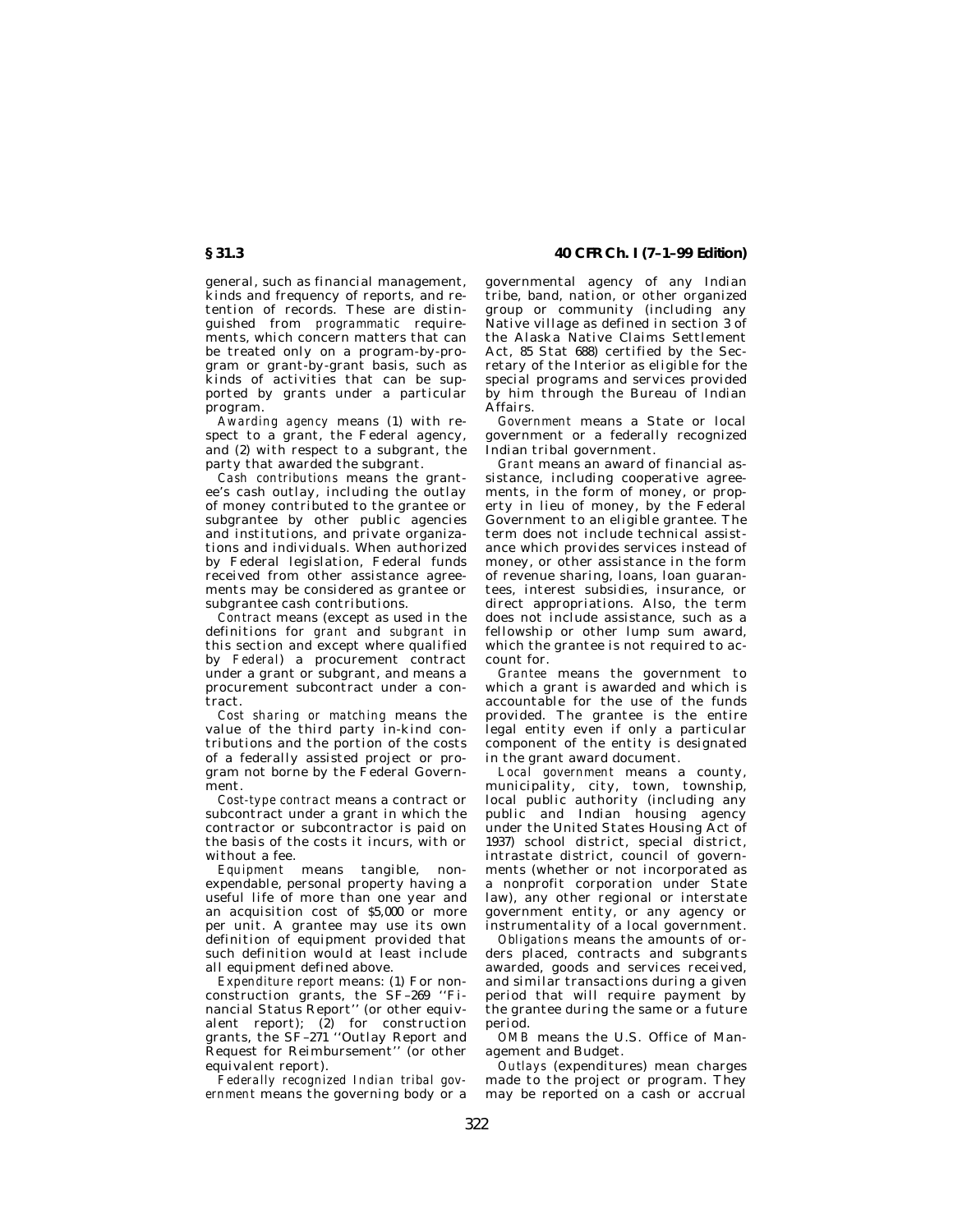general, such as financial management, kinds and frequency of reports, and retention of records. These are distinguished from *programmatic* requirements, which concern matters that can be treated only on a program-by-program or grant-by-grant basis, such as kinds of activities that can be supported by grants under a particular program.

*Awarding agency* means (1) with respect to a grant, the Federal agency, and (2) with respect to a subgrant, the party that awarded the subgrant.

*Cash contributions* means the grantee's cash outlay, including the outlay of money contributed to the grantee or subgrantee by other public agencies and institutions, and private organizations and individuals. When authorized by Federal legislation, Federal funds received from other assistance agreements may be considered as grantee or subgrantee cash contributions.

*Contract* means (except as used in the definitions for *grant* and *subgrant* in this section and except where qualified by *Federal*) a procurement contract under a grant or subgrant, and means a procurement subcontract under a contract.

*Cost sharing or matching* means the value of the third party in-kind contributions and the portion of the costs of a federally assisted project or program not borne by the Federal Government.

*Cost-type contract* means a contract or subcontract under a grant in which the contractor or subcontractor is paid on the basis of the costs it incurs, with or without a fee.

*Equipment* means tangible, nonexpendable, personal property having a useful life of more than one year and an acquisition cost of $5,000 or more per unit. A grantee may use its own definition of equipment provided that such definition would at least include all equipment defined above.

*Expenditure report* means: (1) For nonconstruction grants, the SF–269 "Financial Status Report" (or other equivalent report); (2) for construction grants, the SF–271 "Outlay Report and Request for Reimbursement" (or other equivalent report).

*Federally recognized Indian tribal government* means the governing body or a governmental agency of any Indian tribe, band, nation, or other organized group or community (including any Native village as defined in section 3 of the Alaska Native Claims Settlement Act, 85 Stat 688) certified by the Secretary of the Interior as eligible for the special programs and services provided by him through the Bureau of Indian Affairs.

*Government* means a State or local government or a federally recognized Indian tribal government.

*Grant* means an award of financial assistance, including cooperative agreements, in the form of money, or property in lieu of money, by the Federal Government to an eligible grantee. The term does not include technical assistance which provides services instead of money, or other assistance in the form of revenue sharing, loans, loan guarantees, interest subsidies, insurance, or direct appropriations. Also, the term does not include assistance, such as a fellowship or other lump sum award, which the grantee is not required to account for.

*Grantee* means the government to which a grant is awarded and which is accountable for the use of the funds provided. The grantee is the entire legal entity even if only a particular component of the entity is designated in the grant award document.

*Local government* means a county, municipality, city, town, township, local public authority (including any public and Indian housing agency under the United States Housing Act of 1937) school district, special district, intrastate district, council of governments (whether or not incorporated as a nonprofit corporation under State law), any other regional or interstate government entity, or any agency or instrumentality of a local government.

*Obligations* means the amounts of orders placed, contracts and subgrants awarded, goods and services received, and similar transactions during a given period that will require payment by the grantee during the same or a future period.

*OMB* means the U.S. Office of Management and Budget.

*Outlays* (expenditures) mean charges made to the project or program. They may be reported on a cash or accrual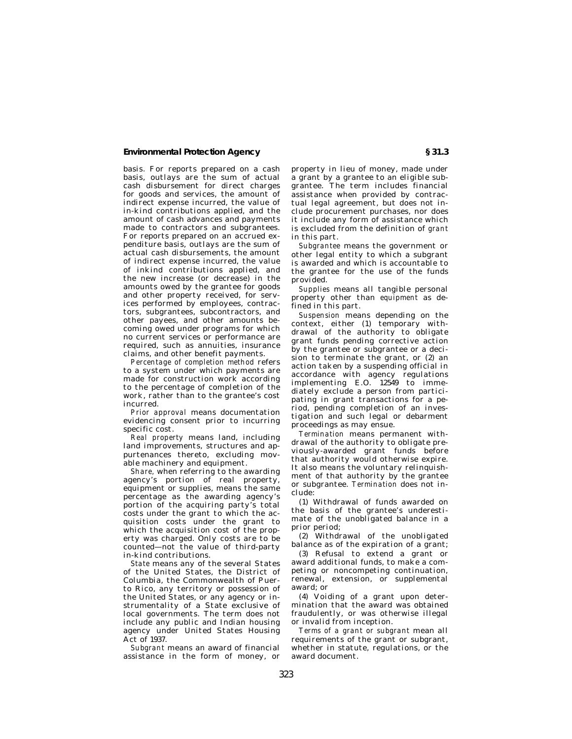basis. For reports prepared on a cash basis, outlays are the sum of actual cash disbursement for direct charges for goods and services, the amount of indirect expense incurred, the value of in-kind contributions applied, and the amount of cash advances and payments made to contractors and subgrantees. For reports prepared on an accrued expenditure basis, outlays are the sum of actual cash disbursements, the amount of indirect expense incurred, the value of inkind contributions applied, and the new increase (or decrease) in the amounts owed by the grantee for goods and other property received, for services performed by employees, contractors, subgrantees, subcontractors, and other payees, and other amounts becoming owed under programs for which no current services or performance are required, such as annuities, insurance claims, and other benefit payments.

*Percentage of completion method* refers to a system under which payments are made for construction work according to the percentage of completion of the work, rather than to the grantee's cost incurred.

*Prior approval* means documentation evidencing consent prior to incurring specific cost.

*Real property* means land, including land improvements, structures and appurtenances thereto, excluding movable machinery and equipment.

*Share,* when referring to the awarding agency's portion of real property, equipment or supplies, means the same percentage as the awarding agency's portion of the acquiring party's total costs under the grant to which the acquisition costs under the grant to which the acquisition cost of the property was charged. Only costs are to be counted—not the value of third-party in-kind contributions.

*State* means any of the several States of the United States, the District of Columbia, the Commonwealth of Puerto Rico, any territory or possession of the United States, or any agency or instrumentality of a State exclusive of local governments. The term does not include any public and Indian housing agency under United States Housing Act of 1937.

*Subgrant* means an award of financial assistance in the form of money, or property in lieu of money, made under a grant by a grantee to an eligible subgrantee. The term includes financial assistance when provided by contractual legal agreement, but does not include procurement purchases, nor does it include any form of assistance which is excluded from the definition of *grant* in this part.

*Subgrantee* means the government or other legal entity to which a subgrant is awarded and which is accountable to the grantee for the use of the funds provided.

*Supplies* means all tangible personal property other than *equipment* as defined in this part.

*Suspension* means depending on the context, either (1) temporary withdrawal of the authority to obligate grant funds pending corrective action by the grantee or subgrantee or a decision to terminate the grant, or (2) an action taken by a suspending official in accordance with agency regulations implementing E.O. 12549 to immediately exclude a person from participating in grant transactions for a period, pending completion of an investigation and such legal or debarment proceedings as may ensue.

*Termination* means permanent withdrawal of the authority to obligate previously-awarded grant funds before that authority would otherwise expire. It also means the voluntary relinquishment of that authority by the grantee or subgrantee. *Termination* does not include:

(1) Withdrawal of funds awarded on the basis of the grantee's underestimate of the unobligated balance in a prior period;

(2) Withdrawal of the unobligated balance as of the expiration of a grant;

(3) Refusal to extend a grant or award additional funds, to make a competing or noncompeting continuation, renewal, extension, or supplemental award; or

(4) Voiding of a grant upon determination that the award was obtained fraudulently, or was otherwise illegal or invalid from inception.

*Terms of a grant or subgrant* mean all requirements of the grant or subgrant, whether in statute, regulations, or the award document.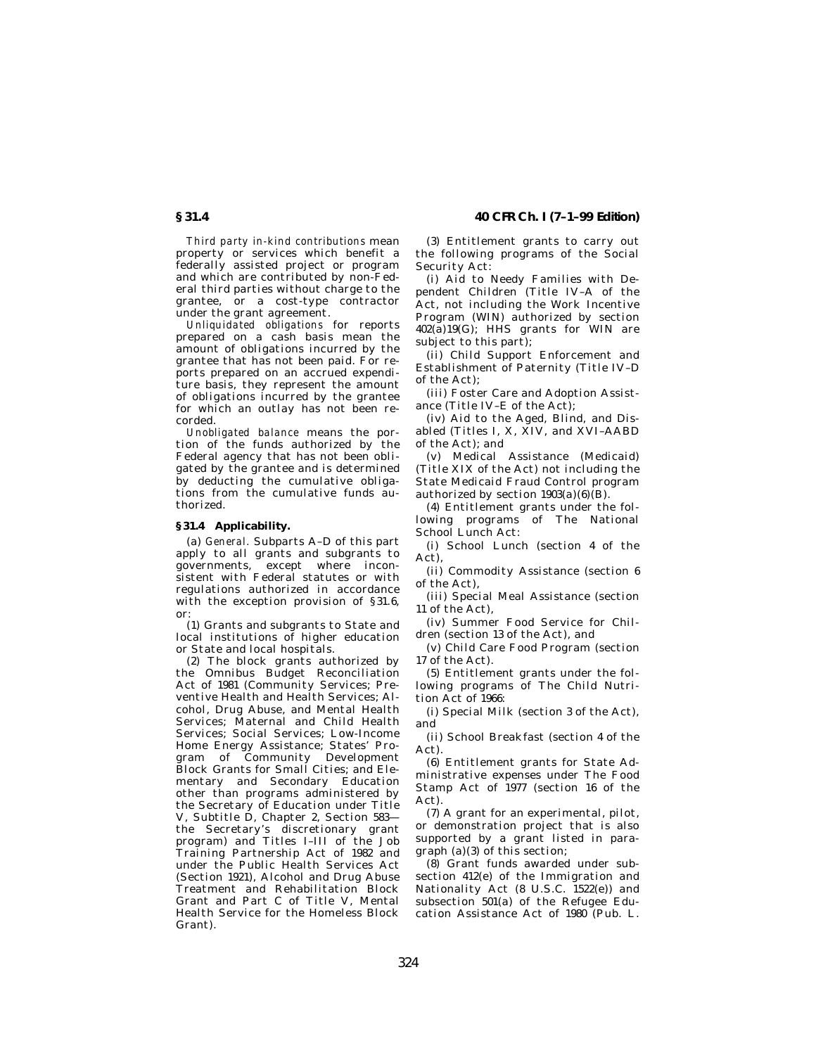*Third party in-kind contributions* mean property or services which benefit a federally assisted project or program and which are contributed by non-Federal third parties without charge to the grantee, or a cost-type contractor under the grant agreement.

*Unliquidated obligations* for reports prepared on a cash basis mean the amount of obligations incurred by the grantee that has not been paid. For reports prepared on an accrued expenditure basis, they represent the amount of obligations incurred by the grantee for which an outlay has not been recorded.

*Unobligated balance* means the portion of the funds authorized by the Federal agency that has not been obligated by the grantee and is determined by deducting the cumulative obligations from the cumulative funds authorized.

### §31.4 Applicability.

(a) *General.* Subparts A–D of this part apply to all grants and subgrants to governments, except where inconsistent with Federal statutes or with regulations authorized in accordance with the exception provision of §31.6, or:

(1) Grants and subgrants to State and local institutions of higher education or State and local hospitals.

(2) The block grants authorized by the Omnibus Budget Reconciliation Act of 1981 (Community Services; Preventive Health and Health Services; Alcohol, Drug Abuse, and Mental Health Services; Maternal and Child Health Services; Social Services; Low-Income Home Energy Assistance; States' Program of Community Development Block Grants for Small Cities; and Elementary and Secondary Education other than programs administered by the Secretary of Education under Title V, Subtitle D, Chapter 2, Section 583—the Secretary's discretionary grant program) and Titles I–III of the Job Training Partnership Act of 1982 and under the Public Health Services Act (Section 1921), Alcohol and Drug Abuse Treatment and Rehabilitation Block Grant and Part C of Title V, Mental Health Service for the Homeless Block Grant).

(3) Entitlement grants to carry out the following programs of the Social Security Act:

(i) Aid to Needy Families with Dependent Children (Title IV–A of the Act, not including the Work Incentive Program (WIN) authorized by section 402(a)19(G); HHS grants for WIN are subject to this part);

(ii) Child Support Enforcement and Establishment of Paternity (Title IV–D of the Act);

(iii) Foster Care and Adoption Assistance (Title IV–E of the Act);

(iv) Aid to the Aged, Blind, and Disabled (Titles I, X, XIV, and XVI–AABD of the Act); and

(v) Medical Assistance (Medicaid) (Title XIX of the Act) not including the State Medicaid Fraud Control program authorized by section 1903(a)(6)(B).

(4) Entitlement grants under the following programs of The National School Lunch Act:

(i) School Lunch (section 4 of the Act),

(ii) Commodity Assistance (section 6 of the Act),

(iii) Special Meal Assistance (section 11 of the Act),

(iv) Summer Food Service for Children (section 13 of the Act), and

(v) Child Care Food Program (section 17 of the Act).

(5) Entitlement grants under the following programs of The Child Nutrition Act of 1966:

(i) Special Milk (section 3 of the Act), and

(ii) School Breakfast (section 4 of the Act).

(6) Entitlement grants for State Administrative expenses under The Food Stamp Act of 1977 (section 16 of the Act).

(7) A grant for an experimental, pilot, or demonstration project that is also supported by a grant listed in paragraph (a)(3) of this section;

(8) Grant funds awarded under subsection 412(e) of the Immigration and Nationality Act (8 U.S.C. 1522(e)) and subsection 501(a) of the Refugee Education Assistance Act of 1980 (Pub. L.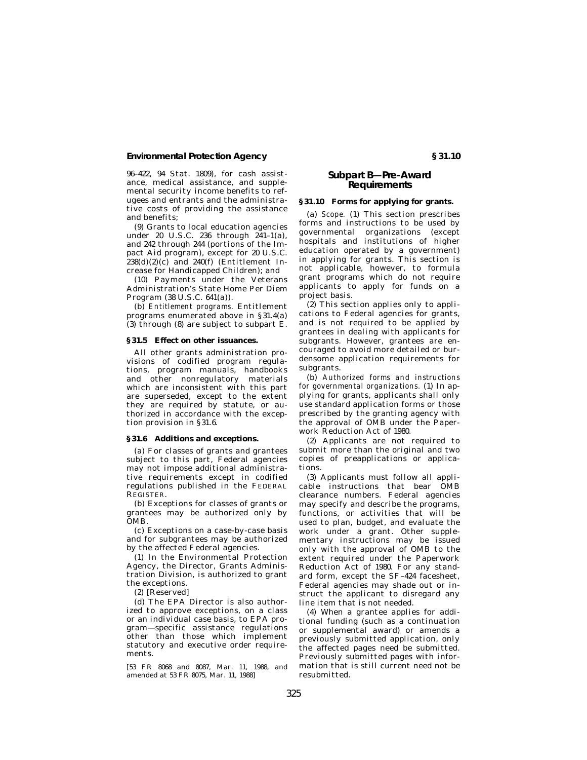96–422, 94 Stat. 1809), for cash assistance, medical assistance, and supplemental security income benefits to refugees and entrants and the administrative costs of providing the assistance and benefits;

(9) Grants to local education agencies under 20 U.S.C. 236 through 241–1(a), and 242 through 244 (portions of the Impact Aid program), except for 20 U.S.C. 238(d)(2)(c) and 240(f) (Entitlement Increase for Handicapped Children); and

(10) Payments under the Veterans Administration's State Home Per Diem Program (38 U.S.C. 641(a)).

(b) *Entitlement programs.* Entitlement programs enumerated above in §31.4(a) (3) through (8) are subject to subpart E.

### §31.5 Effect on other issuances.

All other grants administration provisions of codified program regulations, program manuals, handbooks and other nonregulatory materials which are inconsistent with this part are superseded, except to the extent they are required by statute, or authorized in accordance with the exception provision in §31.6.

### §31.6 Additions and exceptions.

(a) For classes of grants and grantees subject to this part, Federal agencies may not impose additional administrative requirements except in codified regulations published in the FEDERAL REGISTER.

(b) Exceptions for classes of grants or grantees may be authorized only by OMB.

(c) Exceptions on a case-by-case basis and for subgrantees may be authorized by the affected Federal agencies.

(1) In the Environmental Protection Agency, the Director, Grants Administration Division, is authorized to grant the exceptions.

(2) [Reserved]

(d) The EPA Director is also authorized to approve exceptions, on a class or an individual case basis, to EPA program—specific assistance regulations other than those which implement statutory and executive order requirements.

[53 FR 8068 and 8087, Mar. 11, 1988, and amended at 53 FR 8075, Mar. 11, 1988]

## Subpart B—Pre-Award Requirements

### §31.10 Forms for applying for grants.

(a) *Scope.* (1) This section prescribes forms and instructions to be used by governmental organizations (except hospitals and institutions of higher education operated by a government) in applying for grants. This section is not applicable, however, to formula grant programs which do not require applicants to apply for funds on a project basis.

(2) This section applies only to applications to Federal agencies for grants, and is not required to be applied by grantees in dealing with applicants for subgrants. However, grantees are encouraged to avoid more detailed or burdensome application requirements for subgrants.

(b) *Authorized forms and instructions for governmental organizations.* (1) In applying for grants, applicants shall only use standard application forms or those prescribed by the granting agency with the approval of OMB under the Paperwork Reduction Act of 1980.

(2) Applicants are not required to submit more than the original and two copies of preapplications or applications.

(3) Applicants must follow all applicable instructions that bear OMB clearance numbers. Federal agencies may specify and describe the programs, functions, or activities that will be used to plan, budget, and evaluate the work under a grant. Other supplementary instructions may be issued only with the approval of OMB to the extent required under the Paperwork Reduction Act of 1980. For any standard form, except the SF–424 facesheet, Federal agencies may shade out or instruct the applicant to disregard any line item that is not needed.

(4) When a grantee applies for additional funding (such as a continuation or supplemental award) or amends a previously submitted application, only the affected pages need be submitted. Previously submitted pages with information that is still current need not be resubmitted.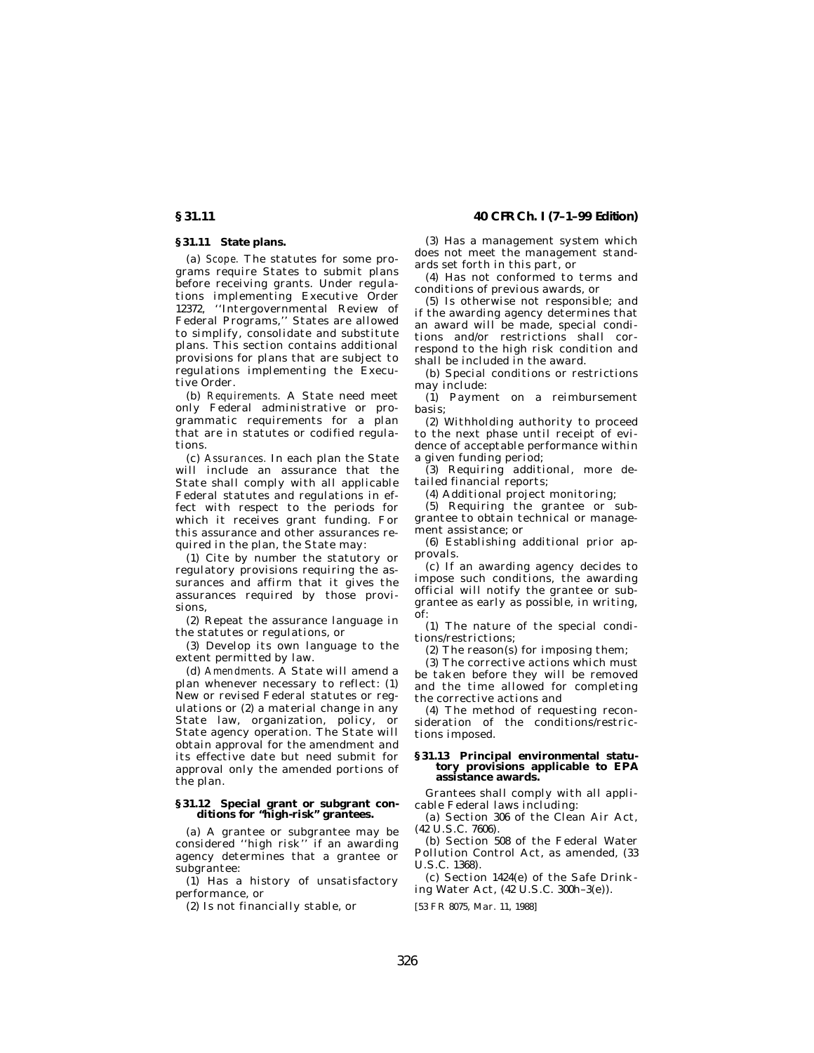## § 31.11 State plans.

(a) *Scope.* The statutes for some programs require States to submit plans before receiving grants. Under regulations implementing Executive Order 12372, ''Intergovernmental Review of Federal Programs,'' States are allowed to simplify, consolidate and substitute plans. This section contains additional provisions for plans that are subject to regulations implementing the Executive Order.

(b) *Requirements.* A State need meet only Federal administrative or programmatic requirements for a plan that are in statutes or codified regulations.

(c) *Assurances.* In each plan the State will include an assurance that the State shall comply with all applicable Federal statutes and regulations in effect with respect to the periods for which it receives grant funding. For this assurance and other assurances required in the plan, the State may:

(1) Cite by number the statutory or regulatory provisions requiring the assurances and affirm that it gives the assurances required by those provisions,

(2) Repeat the assurance language in the statutes or regulations, or

(3) Develop its own language to the extent permitted by law.

(d) *Amendments.* A State will amend a plan whenever necessary to reflect: (1) New or revised Federal statutes or regulations or (2) a material change in any State law, organization, policy, or State agency operation. The State will obtain approval for the amendment and its effective date but need submit for approval only the amended portions of the plan.

## § 31.12 Special grant or subgrant conditions for ''high-risk'' grantees.

(a) A grantee or subgrantee may be considered ''high risk'' if an awarding agency determines that a grantee or subgrantee:

(1) Has a history of unsatisfactory performance, or

(2) Is not financially stable, or

(3) Has a management system which does not meet the management standards set forth in this part, or

(4) Has not conformed to terms and conditions of previous awards, or

(5) Is otherwise not responsible; and if the awarding agency determines that an award will be made, special conditions and/or restrictions shall correspond to the high risk condition and shall be included in the award.

(b) Special conditions or restrictions may include:

(1) Payment on a reimbursement basis;

(2) Withholding authority to proceed to the next phase until receipt of evidence of acceptable performance within a given funding period;

(3) Requiring additional, more detailed financial reports;

(4) Additional project monitoring;

(5) Requiring the grantee or subgrantee to obtain technical or management assistance; or

(6) Establishing additional prior approvals.

(c) If an awarding agency decides to impose such conditions, the awarding official will notify the grantee or subgrantee as early as possible, in writing, of:

(1) The nature of the special conditions/restrictions;

(2) The reason(s) for imposing them;

(3) The corrective actions which must be taken before they will be removed and the time allowed for completing the corrective actions and

(4) The method of requesting reconsideration of the conditions/restrictions imposed.

## § 31.13 Principal environmental statutory provisions applicable to EPA assistance awards.

Grantees shall comply with all applicable Federal laws including:

(a) Section 306 of the Clean Air Act, (42 U.S.C. 7606).

(b) Section 508 of the Federal Water Pollution Control Act, as amended, (33 U.S.C. 1368).

(c) Section 1424(e) of the Safe Drinking Water Act, (42 U.S.C. 300h–3(e)).

[53 FR 8075, Mar. 11, 1988]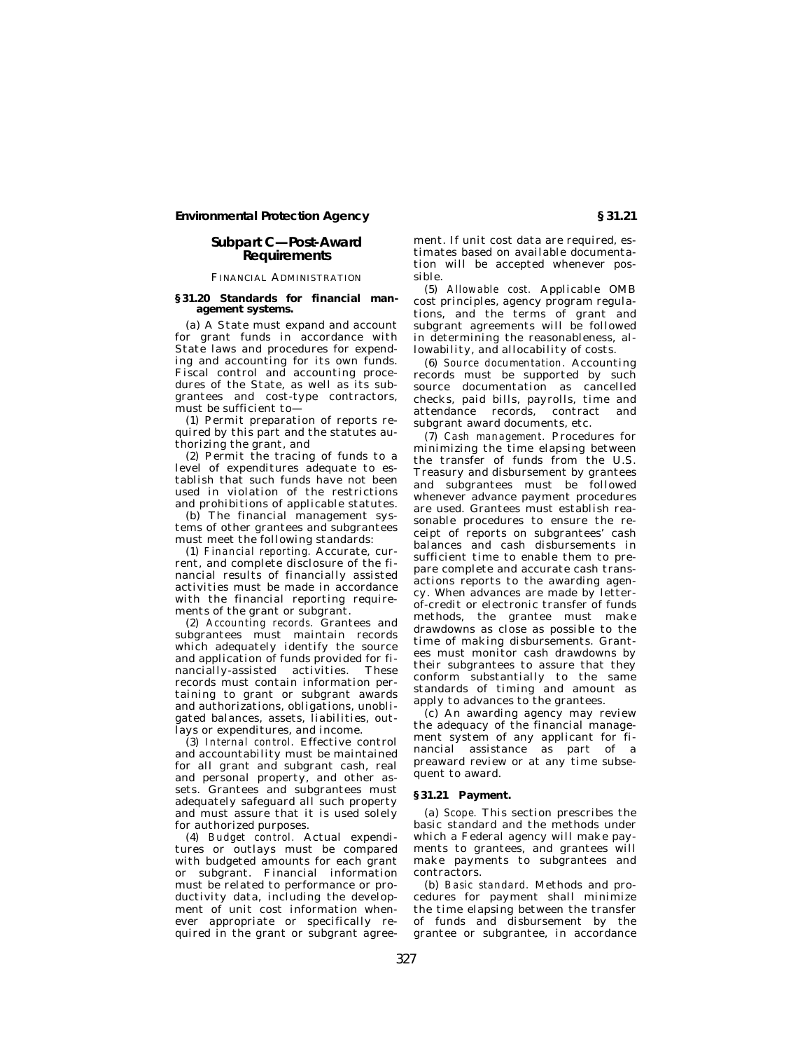## Subpart C—Post-Award Requirements

FINANCIAL ADMINISTRATION

### § 31.20 Standards for financial management systems.

(a) A State must expand and account for grant funds in accordance with State laws and procedures for expending and accounting for its own funds. Fiscal control and accounting procedures of the State, as well as its subgrantees and cost-type contractors, must be sufficient to—

(1) Permit preparation of reports required by this part and the statutes authorizing the grant, and

(2) Permit the tracing of funds to a level of expenditures adequate to establish that such funds have not been used in violation of the restrictions and prohibitions of applicable statutes.

(b) The financial management systems of other grantees and subgrantees must meet the following standards:

(1) *Financial reporting.* Accurate, current, and complete disclosure of the financial results of financially assisted activities must be made in accordance with the financial reporting requirements of the grant or subgrant.

(2) *Accounting records.* Grantees and subgrantees must maintain records which adequately identify the source and application of funds provided for financially-assisted activities. These records must contain information pertaining to grant or subgrant awards and authorizations, obligations, unobligated balances, assets, liabilities, outlays or expenditures, and income.

(3) *Internal control.* Effective control and accountability must be maintained for all grant and subgrant cash, real and personal property, and other assets. Grantees and subgrantees must adequately safeguard all such property and must assure that it is used solely for authorized purposes.

(4) *Budget control.* Actual expenditures or outlays must be compared with budgeted amounts for each grant or subgrant. Financial information must be related to performance or productivity data, including the development of unit cost information whenever appropriate or specifically required in the grant or subgrant agreement. If unit cost data are required, estimates based on available documentation will be accepted whenever possible.

(5) *Allowable cost.* Applicable OMB cost principles, agency program regulations, and the terms of grant and subgrant agreements will be followed in determining the reasonableness, allowability, and allocability of costs.

(6) *Source documentation.* Accounting records must be supported by such source documentation as cancelled checks, paid bills, payrolls, time and attendance records, contract and subgrant award documents, etc.

(7) *Cash management.* Procedures for minimizing the time elapsing between the transfer of funds from the U.S. Treasury and disbursement by grantees and subgrantees must be followed whenever advance payment procedures are used. Grantees must establish reasonable procedures to ensure the receipt of reports on subgrantees' cash balances and cash disbursements in sufficient time to enable them to prepare complete and accurate cash transactions reports to the awarding agency. When advances are made by letter-of-credit or electronic transfer of funds methods, the grantee must make drawdowns as close as possible to the time of making disbursements. Grantees must monitor cash drawdowns by their subgrantees to assure that they conform substantially to the same standards of timing and amount as apply to advances to the grantees.

(c) An awarding agency may review the adequacy of the financial management system of any applicant for financial assistance as part of a preaward review or at any time subsequent to award.

### § 31.21 Payment.

(a) *Scope.* This section prescribes the basic standard and the methods under which a Federal agency will make payments to grantees, and grantees will make payments to subgrantees and contractors.

(b) *Basic standard.* Methods and procedures for payment shall minimize the time elapsing between the transfer of funds and disbursement by the grantee or subgrantee, in accordance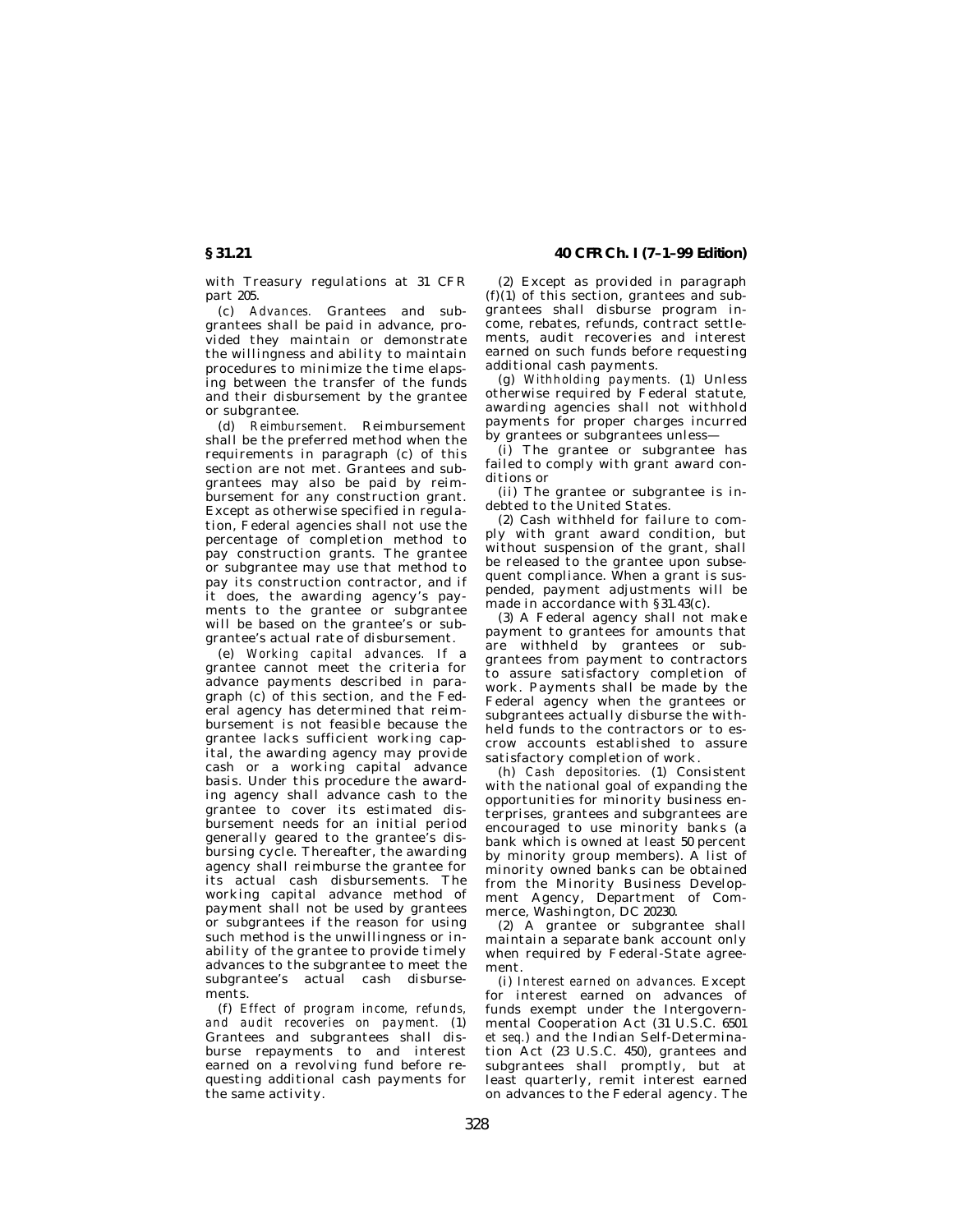with Treasury regulations at 31 CFR part 205.

(c) *Advances.* Grantees and subgrantees shall be paid in advance, provided they maintain or demonstrate the willingness and ability to maintain procedures to minimize the time elapsing between the transfer of the funds and their disbursement by the grantee or subgrantee.

(d) *Reimbursement.* Reimbursement shall be the preferred method when the requirements in paragraph (c) of this section are not met. Grantees and subgrantees may also be paid by reimbursement for any construction grant. Except as otherwise specified in regulation, Federal agencies shall not use the percentage of completion method to pay construction grants. The grantee or subgrantee may use that method to pay its construction contractor, and if it does, the awarding agency's payments to the grantee or subgrantee will be based on the grantee's or subgrantee's actual rate of disbursement.

(e) *Working capital advances.* If a grantee cannot meet the criteria for advance payments described in paragraph (c) of this section, and the Federal agency has determined that reimbursement is not feasible because the grantee lacks sufficient working capital, the awarding agency may provide cash or a working capital advance basis. Under this procedure the awarding agency shall advance cash to the grantee to cover its estimated disbursement needs for an initial period generally geared to the grantee's disbursing cycle. Thereafter, the awarding agency shall reimburse the grantee for its actual cash disbursements. The working capital advance method of payment shall not be used by grantees or subgrantees if the reason for using such method is the unwillingness or inability of the grantee to provide timely advances to the subgrantee to meet the subgrantee's actual cash disbursements.

(f) *Effect of program income, refunds, and audit recoveries on payment.* (1) Grantees and subgrantees shall disburse repayments to and interest earned on a revolving fund before requesting additional cash payments for the same activity.

(2) Except as provided in paragraph (f)(1) of this section, grantees and subgrantees shall disburse program income, rebates, refunds, contract settlements, audit recoveries and interest earned on such funds before requesting additional cash payments.

(g) *Withholding payments.* (1) Unless otherwise required by Federal statute, awarding agencies shall not withhold payments for proper charges incurred by grantees or subgrantees unless—

(i) The grantee or subgrantee has failed to comply with grant award conditions or

(ii) The grantee or subgrantee is indebted to the United States.

(2) Cash withheld for failure to comply with grant award condition, but without suspension of the grant, shall be released to the grantee upon subsequent compliance. When a grant is suspended, payment adjustments will be made in accordance with §31.43(c).

(3) A Federal agency shall not make payment to grantees for amounts that are withheld by grantees or subgrantees from payment to contractors to assure satisfactory completion of work. Payments shall be made by the Federal agency when the grantees or subgrantees actually disburse the withheld funds to the contractors or to escrow accounts established to assure satisfactory completion of work.

(h) *Cash depositories.* (1) Consistent with the national goal of expanding the opportunities for minority business enterprises, grantees and subgrantees are encouraged to use minority banks (a bank which is owned at least 50 percent by minority group members). A list of minority owned banks can be obtained from the Minority Business Development Agency, Department of Commerce, Washington, DC 20230.

(2) A grantee or subgrantee shall maintain a separate bank account only when required by Federal-State agreement.

(i) *Interest earned on advances.* Except for interest earned on advances of funds exempt under the Intergovernmental Cooperation Act (31 U.S.C. 6501 *et seq.*) and the Indian Self-Determination Act (23 U.S.C. 450), grantees and subgrantees shall promptly, but at least quarterly, remit interest earned on advances to the Federal agency. The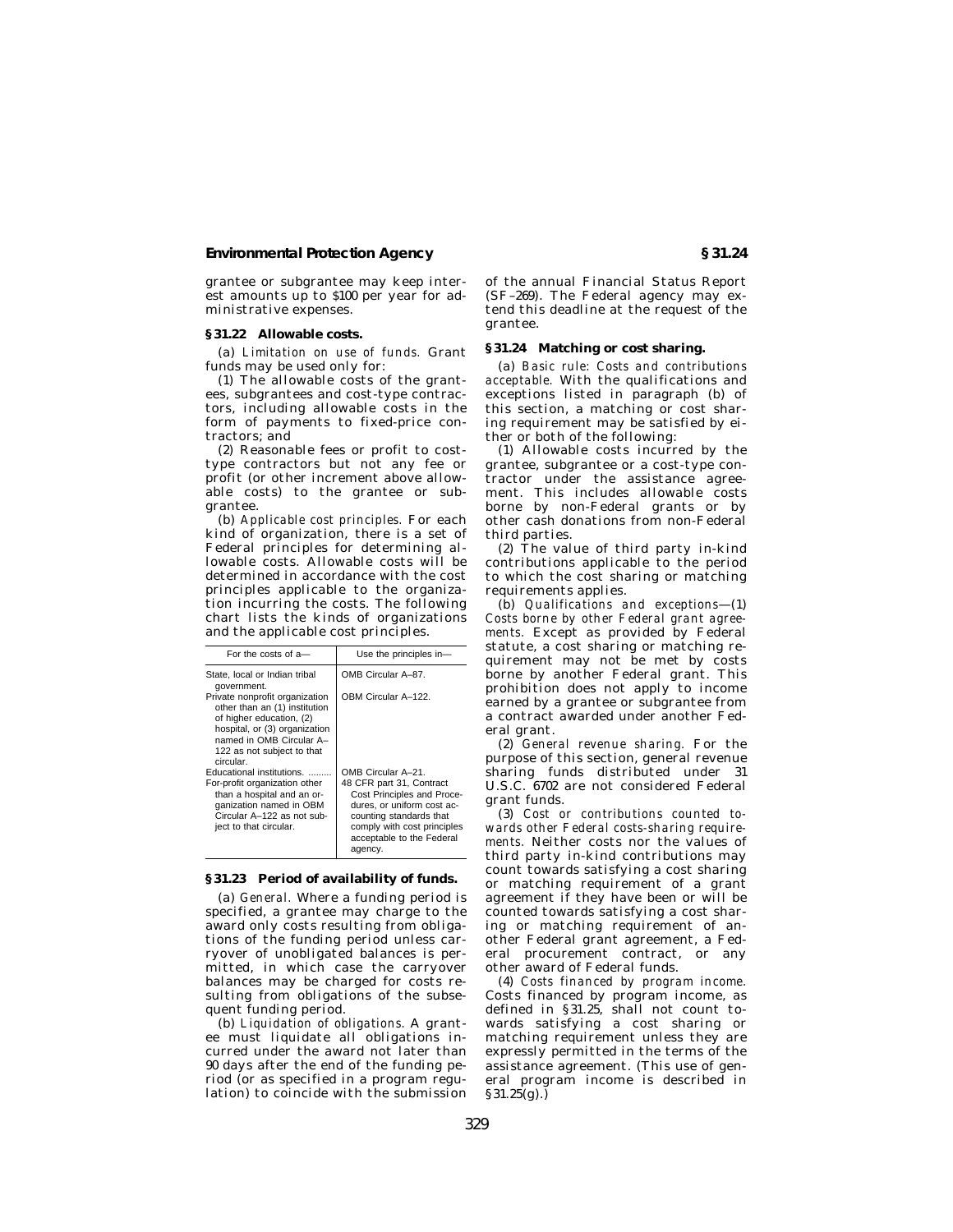grantee or subgrantee may keep interest amounts up to $100 per year for administrative expenses.

### § 31.22 Allowable costs.

(a) *Limitation on use of funds.* Grant funds may be used only for:

(1) The allowable costs of the grantees, subgrantees and cost-type contractors, including allowable costs in the form of payments to fixed-price contractors; and

(2) Reasonable fees or profit to cost-type contractors but not any fee or profit (or other increment above allowable costs) to the grantee or subgrantee.

(b) *Applicable cost principles.* For each kind of organization, there is a set of Federal principles for determining allowable costs. Allowable costs will be determined in accordance with the cost principles applicable to the organization incurring the costs. The following chart lists the kinds of organizations and the applicable cost principles.

| For the costs of a— | Use the principles in— |
|---|---|
| State, local or Indian tribal government. | OMB Circular A–87. |
| Private nonprofit organization other than an (1) institution of higher education, (2) hospital, or (3) organization named in OMB Circular A–122 as not subject to that circular. | OBM Circular A–122. |
| Educational institutions. | OMB Circular A–21. |
| For-profit organization other than a hospital and an organization named in OBM Circular A–122 as not subject to that circular. | 48 CFR part 31, Contract Cost Principles and Procedures, or uniform cost accounting standards that comply with cost principles acceptable to the Federal agency. |

### § 31.23 Period of availability of funds.

(a) *General.* Where a funding period is specified, a grantee may charge to the award only costs resulting from obligations of the funding period unless carryover of unobligated balances is permitted, in which case the carryover balances may be charged for costs resulting from obligations of the subsequent funding period.

(b) *Liquidation of obligations.* A grantee must liquidate all obligations incurred under the award not later than 90 days after the end of the funding period (or as specified in a program regulation) to coincide with the submission of the annual Financial Status Report (SF–269). The Federal agency may extend this deadline at the request of the grantee.

### § 31.24 Matching or cost sharing.

(a) *Basic rule: Costs and contributions acceptable.* With the qualifications and exceptions listed in paragraph (b) of this section, a matching or cost sharing requirement may be satisfied by either or both of the following:

(1) Allowable costs incurred by the grantee, subgrantee or a cost-type contractor under the assistance agreement. This includes allowable costs borne by non-Federal grants or by other cash donations from non-Federal third parties.

(2) The value of third party in-kind contributions applicable to the period to which the cost sharing or matching requirements applies.

(b) *Qualifications and exceptions*—(1) *Costs borne by other Federal grant agreements.* Except as provided by Federal statute, a cost sharing or matching requirement may not be met by costs borne by another Federal grant. This prohibition does not apply to income earned by a grantee or subgrantee from a contract awarded under another Federal grant.

(2) *General revenue sharing.* For the purpose of this section, general revenue sharing funds distributed under 31 U.S.C. 6702 are not considered Federal grant funds.

(3) *Cost or contributions counted towards other Federal costs-sharing requirements.* Neither costs nor the values of third party in-kind contributions may count towards satisfying a cost sharing or matching requirement of a grant agreement if they have been or will be counted towards satisfying a cost sharing or matching requirement of another Federal grant agreement, a Federal procurement contract, or any other award of Federal funds.

(4) *Costs financed by program income.* Costs financed by program income, as defined in § 31.25, shall not count towards satisfying a cost sharing or matching requirement unless they are expressly permitted in the terms of the assistance agreement. (This use of general program income is described in § 31.25(g).)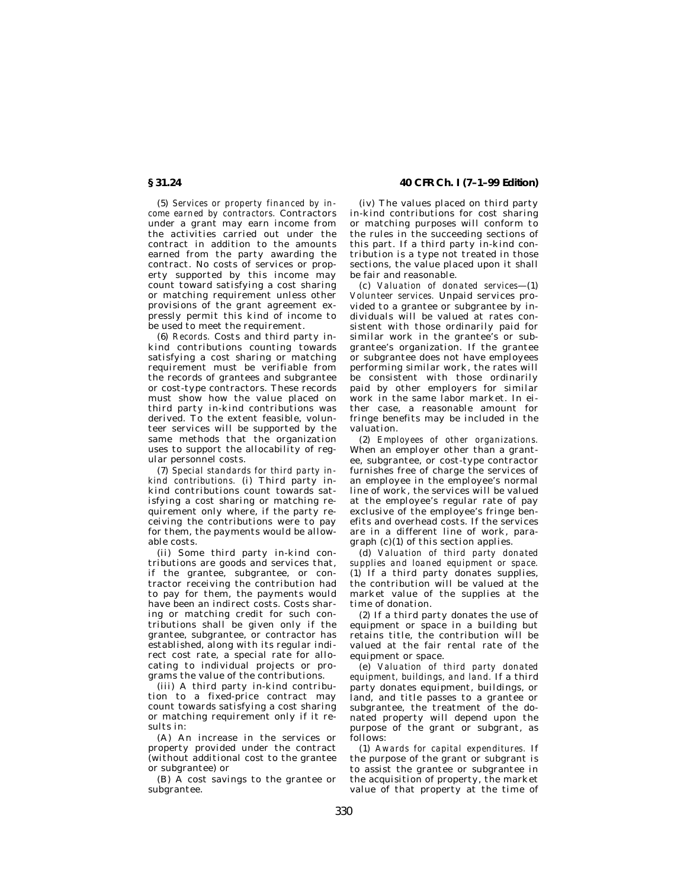(5) *Services or property financed by income earned by contractors.* Contractors under a grant may earn income from the activities carried out under the contract in addition to the amounts earned from the party awarding the contract. No costs of services or property supported by this income may count toward satisfying a cost sharing or matching requirement unless other provisions of the grant agreement expressly permit this kind of income to be used to meet the requirement.

(6) *Records.* Costs and third party in-kind contributions counting towards satisfying a cost sharing or matching requirement must be verifiable from the records of grantees and subgrantee or cost-type contractors. These records must show how the value placed on third party in-kind contributions was derived. To the extent feasible, volunteer services will be supported by the same methods that the organization uses to support the allocability of regular personnel costs.

(7) *Special standards for third party in-kind contributions.* (i) Third party in-kind contributions count towards satisfying a cost sharing or matching requirement only where, if the party receiving the contributions were to pay for them, the payments would be allowable costs.

(ii) Some third party in-kind contributions are goods and services that, if the grantee, subgrantee, or contractor receiving the contribution had to pay for them, the payments would have been an indirect costs. Costs sharing or matching credit for such contributions shall be given only if the grantee, subgrantee, or contractor has established, along with its regular indirect cost rate, a special rate for allocating to individual projects or programs the value of the contributions.

(iii) A third party in-kind contribution to a fixed-price contract may count towards satisfying a cost sharing or matching requirement only if it results in:

(A) An increase in the services or property provided under the contract (without additional cost to the grantee or subgrantee) or

(B) A cost savings to the grantee or subgrantee.

(iv) The values placed on third party in-kind contributions for cost sharing or matching purposes will conform to the rules in the succeeding sections of this part. If a third party in-kind contribution is a type not treated in those sections, the value placed upon it shall be fair and reasonable.

(c) *Valuation of donated services*—(1) *Volunteer services.* Unpaid services provided to a grantee or subgrantee by individuals will be valued at rates consistent with those ordinarily paid for similar work in the grantee's or subgrantee's organization. If the grantee or subgrantee does not have employees performing similar work, the rates will be consistent with those ordinarily paid by other employers for similar work in the same labor market. In either case, a reasonable amount for fringe benefits may be included in the valuation.

(2) *Employees of other organizations.* When an employer other than a grantee, subgrantee, or cost-type contractor furnishes free of charge the services of an employee in the employee's normal line of work, the services will be valued at the employee's regular rate of pay exclusive of the employee's fringe benefits and overhead costs. If the services are in a different line of work, paragraph (c)(1) of this section applies.

(d) *Valuation of third party donated supplies and loaned equipment or space.* (1) If a third party donates supplies, the contribution will be valued at the market value of the supplies at the time of donation.

(2) If a third party donates the use of equipment or space in a building but retains title, the contribution will be valued at the fair rental rate of the equipment or space.

(e) *Valuation of third party donated equipment, buildings, and land.* If a third party donates equipment, buildings, or land, and title passes to a grantee or subgrantee, the treatment of the donated property will depend upon the purpose of the grant or subgrant, as follows:

(1) *Awards for capital expenditures.* If the purpose of the grant or subgrant is to assist the grantee or subgrantee in the acquisition of property, the market value of that property at the time of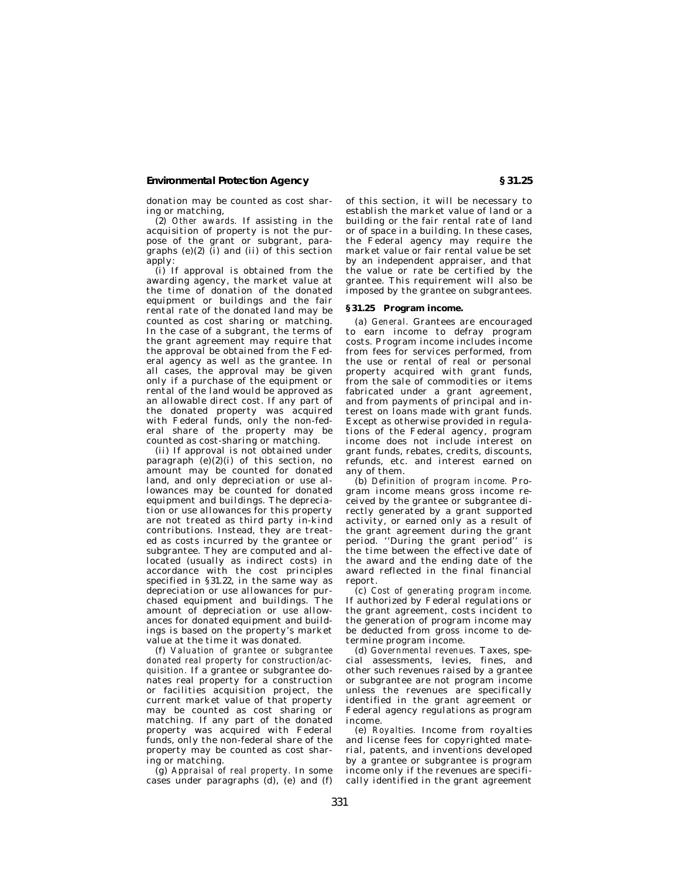donation may be counted as cost sharing or matching,

(2) *Other awards.* If assisting in the acquisition of property is not the purpose of the grant or subgrant, paragraphs (e)(2) (i) and (ii) of this section apply:

(i) If approval is obtained from the awarding agency, the market value at the time of donation of the donated equipment or buildings and the fair rental rate of the donated land may be counted as cost sharing or matching. In the case of a subgrant, the terms of the grant agreement may require that the approval be obtained from the Federal agency as well as the grantee. In all cases, the approval may be given only if a purchase of the equipment or rental of the land would be approved as an allowable direct cost. If any part of the donated property was acquired with Federal funds, only the non-federal share of the property may be counted as cost-sharing or matching.

(ii) If approval is not obtained under paragraph (e)(2)(i) of this section, no amount may be counted for donated land, and only depreciation or use allowances may be counted for donated equipment and buildings. The depreciation or use allowances for this property are not treated as third party in-kind contributions. Instead, they are treated as costs incurred by the grantee or subgrantee. They are computed and allocated (usually as indirect costs) in accordance with the cost principles specified in §31.22, in the same way as depreciation or use allowances for purchased equipment and buildings. The amount of depreciation or use allowances for donated equipment and buildings is based on the property's market value at the time it was donated.

(f) *Valuation of grantee or subgrantee donated real property for construction/acquisition.* If a grantee or subgrantee donates real property for a construction or facilities acquisition project, the current market value of that property may be counted as cost sharing or matching. If any part of the donated property was acquired with Federal funds, only the non-federal share of the property may be counted as cost sharing or matching.

(g) *Appraisal of real property.* In some cases under paragraphs (d), (e) and (f) of this section, it will be necessary to establish the market value of land or a building or the fair rental rate of land or of space in a building. In these cases, the Federal agency may require the market value or fair rental value be set by an independent appraiser, and that the value or rate be certified by the grantee. This requirement will also be imposed by the grantee on subgrantees.

## §31.25 Program income.

(a) *General.* Grantees are encouraged to earn income to defray program costs. Program income includes income from fees for services performed, from the use or rental of real or personal property acquired with grant funds, from the sale of commodities or items fabricated under a grant agreement, and from payments of principal and interest on loans made with grant funds. Except as otherwise provided in regulations of the Federal agency, program income does not include interest on grant funds, rebates, credits, discounts, refunds, etc. and interest earned on any of them.

(b) *Definition of program income.* Program income means gross income received by the grantee or subgrantee directly generated by a grant supported activity, or earned only as a result of the grant agreement during the grant period. ''During the grant period'' is the time between the effective date of the award and the ending date of the award reflected in the final financial report.

(c) *Cost of generating program income.* If authorized by Federal regulations or the grant agreement, costs incident to the generation of program income may be deducted from gross income to determine program income.

(d) *Governmental revenues.* Taxes, special assessments, levies, fines, and other such revenues raised by a grantee or subgrantee are not program income unless the revenues are specifically identified in the grant agreement or Federal agency regulations as program income.

(e) *Royalties.* Income from royalties and license fees for copyrighted material, patents, and inventions developed by a grantee or subgrantee is program income only if the revenues are specifically identified in the grant agreement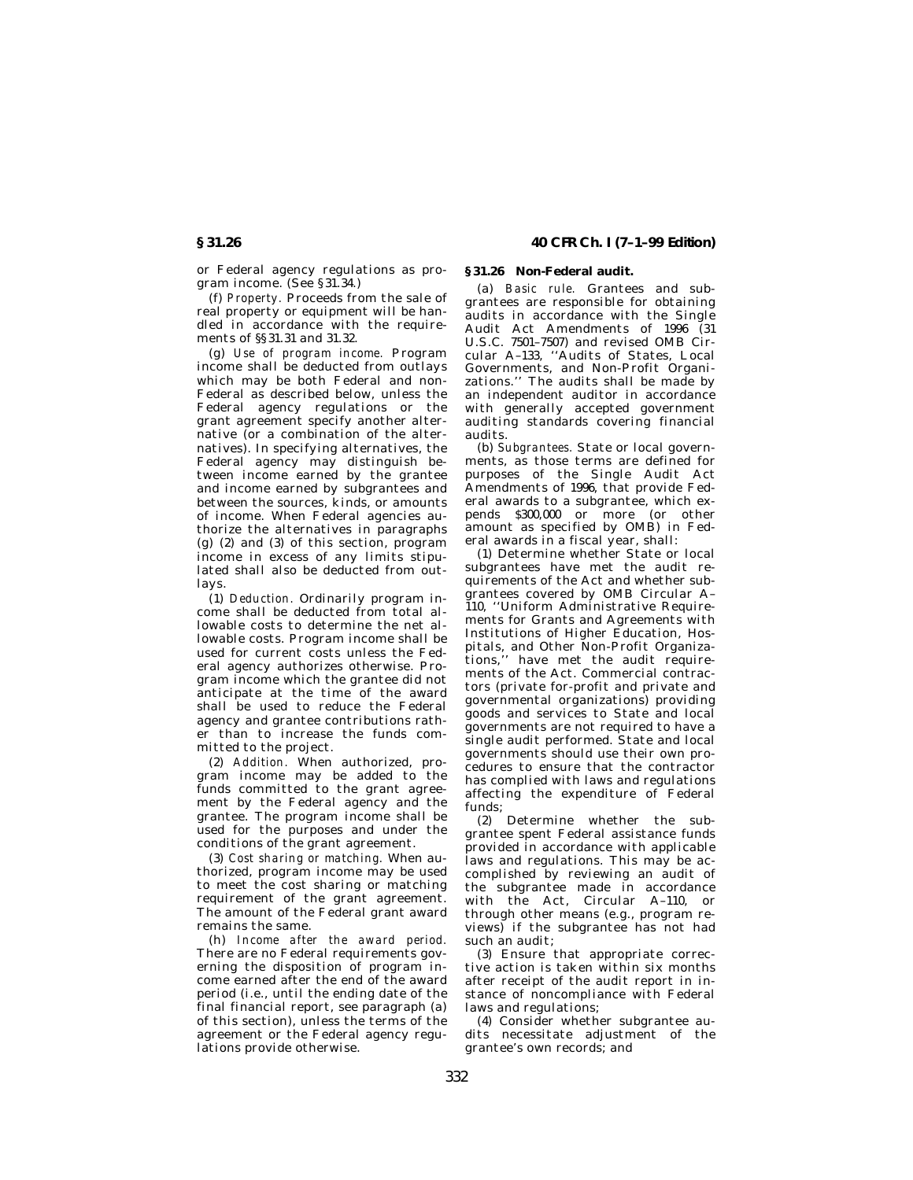or Federal agency regulations as program income. (See §31.34.)

(f) *Property.* Proceeds from the sale of real property or equipment will be handled in accordance with the requirements of §§31.31 and 31.32.

(g) *Use of program income.* Program income shall be deducted from outlays which may be both Federal and non-Federal as described below, unless the Federal agency regulations or the grant agreement specify another alternative (or a combination of the alternatives). In specifying alternatives, the Federal agency may distinguish between income earned by the grantee and income earned by subgrantees and between the sources, kinds, or amounts of income. When Federal agencies authorize the alternatives in paragraphs (g) (2) and (3) of this section, program income in excess of any limits stipulated shall also be deducted from outlays.

(1) *Deduction.* Ordinarily program income shall be deducted from total allowable costs to determine the net allowable costs. Program income shall be used for current costs unless the Federal agency authorizes otherwise. Program income which the grantee did not anticipate at the time of the award shall be used to reduce the Federal agency and grantee contributions rather than to increase the funds committed to the project.

(2) *Addition.* When authorized, program income may be added to the funds committed to the grant agreement by the Federal agency and the grantee. The program income shall be used for the purposes and under the conditions of the grant agreement.

(3) *Cost sharing or matching.* When authorized, program income may be used to meet the cost sharing or matching requirement of the grant agreement. The amount of the Federal grant award remains the same.

(h) *Income after the award period.* There are no Federal requirements governing the disposition of program income earned after the end of the award period (i.e., until the ending date of the final financial report, see paragraph (a) of this section), unless the terms of the agreement or the Federal agency regulations provide otherwise.

## §31.26 Non-Federal audit.

(a) *Basic rule.* Grantees and subgrantees are responsible for obtaining audits in accordance with the Single Audit Act Amendments of 1996 (31 U.S.C. 7501–7507) and revised OMB Circular A–133, ''Audits of States, Local Governments, and Non-Profit Organizations.'' The audits shall be made by an independent auditor in accordance with generally accepted government auditing standards covering financial audits.

(b) *Subgrantees.* State or local governments, as those terms are defined for purposes of the Single Audit Act Amendments of 1996, that provide Federal awards to a subgrantee, which expends $300,000 or more (or other amount as specified by OMB) in Federal awards in a fiscal year, shall:

(1) Determine whether State or local subgrantees have met the audit requirements of the Act and whether subgrantees covered by OMB Circular A–110, ''Uniform Administrative Requirements for Grants and Agreements with Institutions of Higher Education, Hospitals, and Other Non-Profit Organizations,'' have met the audit requirements of the Act. Commercial contractors (private for-profit and private and governmental organizations) providing goods and services to State and local governments are not required to have a single audit performed. State and local governments should use their own procedures to ensure that the contractor has complied with laws and regulations affecting the expenditure of Federal funds;

(2) Determine whether the subgrantee spent Federal assistance funds provided in accordance with applicable laws and regulations. This may be accomplished by reviewing an audit of the subgrantee made in accordance with the Act, Circular A–110, or through other means (e.g., program reviews) if the subgrantee has not had such an audit;

(3) Ensure that appropriate corrective action is taken within six months after receipt of the audit report in instance of noncompliance with Federal laws and regulations;

(4) Consider whether subgrantee audits necessitate adjustment of the grantee's own records; and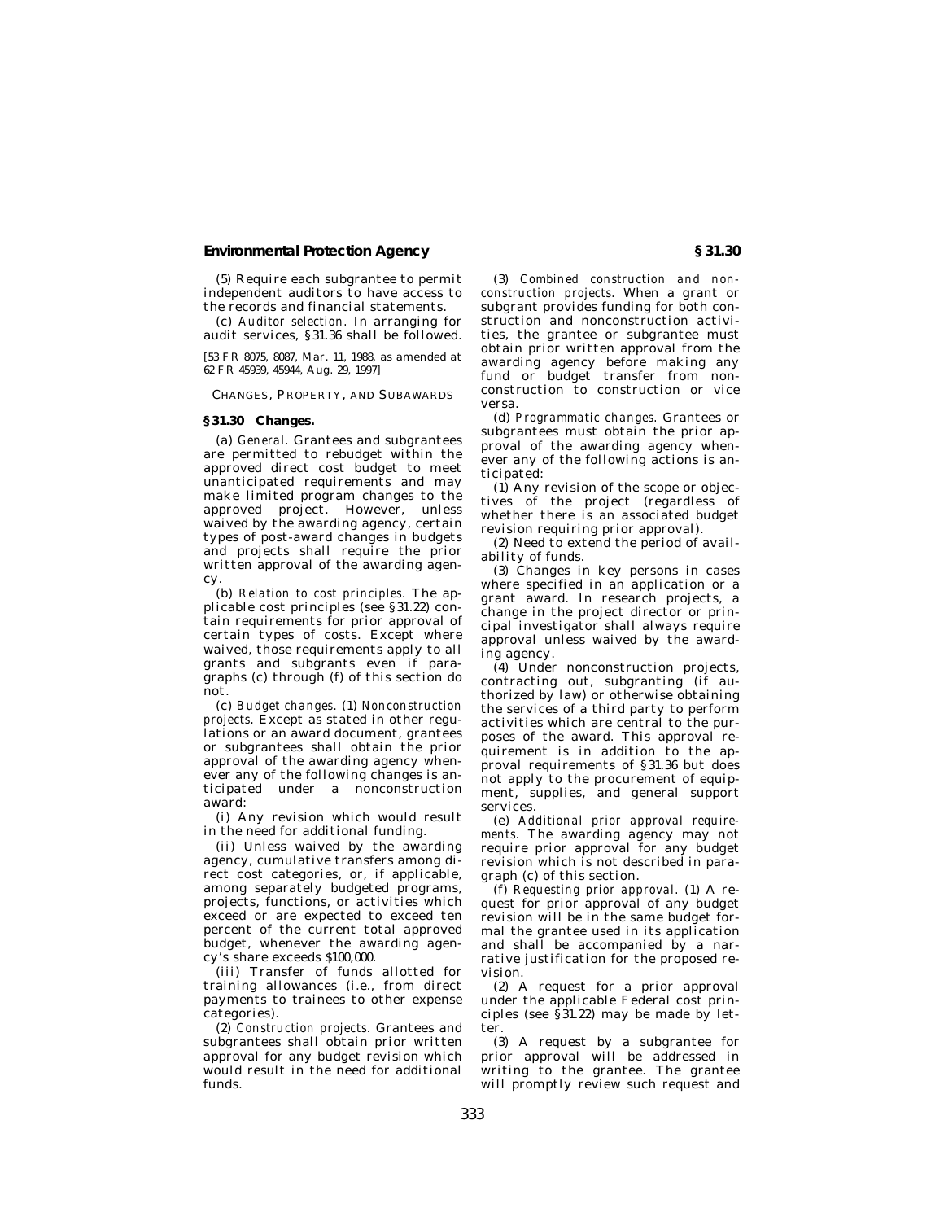(5) Require each subgrantee to permit independent auditors to have access to the records and financial statements.

(c) *Auditor selection.* In arranging for audit services, §31.36 shall be followed.

[53 FR 8075, 8087, Mar. 11, 1988, as amended at 62 FR 45939, 45944, Aug. 29, 1997]

CHANGES, PROPERTY, AND SUBAWARDS

### §31.30 Changes.

(a) *General.* Grantees and subgrantees are permitted to rebudget within the approved direct cost budget to meet unanticipated requirements and may make limited program changes to the approved project. However, unless waived by the awarding agency, certain types of post-award changes in budgets and projects shall require the prior written approval of the awarding agency.

(b) *Relation to cost principles.* The applicable cost principles (see §31.22) contain requirements for prior approval of certain types of costs. Except where waived, those requirements apply to all grants and subgrants even if paragraphs (c) through (f) of this section do not.

(c) *Budget changes.* (1) *Nonconstruction projects.* Except as stated in other regulations or an award document, grantees or subgrantees shall obtain the prior approval of the awarding agency whenever any of the following changes is anticipated under a nonconstruction award:

(i) Any revision which would result in the need for additional funding.

(ii) Unless waived by the awarding agency, cumulative transfers among direct cost categories, or, if applicable, among separately budgeted programs, projects, functions, or activities which exceed or are expected to exceed ten percent of the current total approved budget, whenever the awarding agency's share exceeds $100,000.

(iii) Transfer of funds allotted for training allowances (i.e., from direct payments to trainees to other expense categories).

(2) *Construction projects.* Grantees and subgrantees shall obtain prior written approval for any budget revision which would result in the need for additional funds.

(3) *Combined construction and nonconstruction projects.* When a grant or subgrant provides funding for both construction and nonconstruction activities, the grantee or subgrantee must obtain prior written approval from the awarding agency before making any fund or budget transfer from nonconstruction to construction or vice versa.

(d) *Programmatic changes.* Grantees or subgrantees must obtain the prior approval of the awarding agency whenever any of the following actions is anticipated:

(1) Any revision of the scope or objectives of the project (regardless of whether there is an associated budget revision requiring prior approval).

(2) Need to extend the period of availability of funds.

(3) Changes in key persons in cases where specified in an application or a grant award. In research projects, a change in the project director or principal investigator shall always require approval unless waived by the awarding agency.

(4) Under nonconstruction projects, contracting out, subgranting (if authorized by law) or otherwise obtaining the services of a third party to perform activities which are central to the purposes of the award. This approval requirement is in addition to the approval requirements of §31.36 but does not apply to the procurement of equipment, supplies, and general support services.

(e) *Additional prior approval requirements.* The awarding agency may not require prior approval for any budget revision which is not described in paragraph (c) of this section.

(f) *Requesting prior approval.* (1) A request for prior approval of any budget revision will be in the same budget formal the grantee used in its application and shall be accompanied by a narrative justification for the proposed revision.

(2) A request for a prior approval under the applicable Federal cost principles (see §31.22) may be made by letter.

(3) A request by a subgrantee for prior approval will be addressed in writing to the grantee. The grantee will promptly review such request and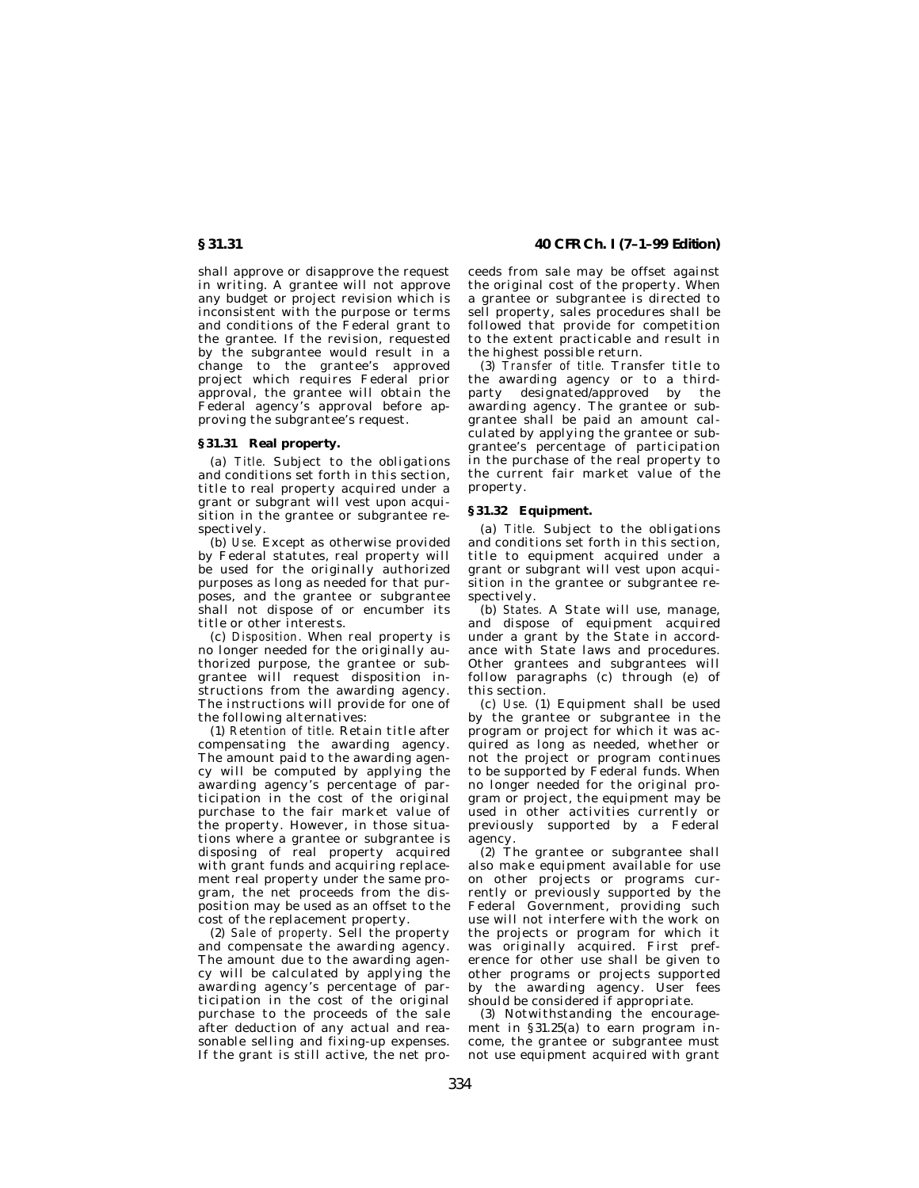shall approve or disapprove the request in writing. A grantee will not approve any budget or project revision which is inconsistent with the purpose or terms and conditions of the Federal grant to the grantee. If the revision, requested by the subgrantee would result in a change to the grantee's approved project which requires Federal prior approval, the grantee will obtain the Federal agency's approval before approving the subgrantee's request.

### §31.31 Real property.

(a) *Title.* Subject to the obligations and conditions set forth in this section, title to real property acquired under a grant or subgrant will vest upon acquisition in the grantee or subgrantee respectively.

(b) *Use.* Except as otherwise provided by Federal statutes, real property will be used for the originally authorized purposes as long as needed for that purposes, and the grantee or subgrantee shall not dispose of or encumber its title or other interests.

(c) *Disposition.* When real property is no longer needed for the originally authorized purpose, the grantee or subgrantee will request disposition instructions from the awarding agency. The instructions will provide for one of the following alternatives:

(1) *Retention of title.* Retain title after compensating the awarding agency. The amount paid to the awarding agency will be computed by applying the awarding agency's percentage of participation in the cost of the original purchase to the fair market value of the property. However, in those situations where a grantee or subgrantee is disposing of real property acquired with grant funds and acquiring replacement real property under the same program, the net proceeds from the disposition may be used as an offset to the cost of the replacement property.

(2) *Sale of property.* Sell the property and compensate the awarding agency. The amount due to the awarding agency will be calculated by applying the awarding agency's percentage of participation in the cost of the original purchase to the proceeds of the sale after deduction of any actual and reasonable selling and fixing-up expenses. If the grant is still active, the net proceeds from sale may be offset against the original cost of the property. When a grantee or subgrantee is directed to sell property, sales procedures shall be followed that provide for competition to the extent practicable and result in the highest possible return.

(3) *Transfer of title.* Transfer title to the awarding agency or to a third-party designated/approved by the awarding agency. The grantee or subgrantee shall be paid an amount calculated by applying the grantee or subgrantee's percentage of participation in the purchase of the real property to the current fair market value of the property.

### §31.32 Equipment.

(a) *Title.* Subject to the obligations and conditions set forth in this section, title to equipment acquired under a grant or subgrant will vest upon acquisition in the grantee or subgrantee respectively.

(b) *States.* A State will use, manage, and dispose of equipment acquired under a grant by the State in accordance with State laws and procedures. Other grantees and subgrantees will follow paragraphs (c) through (e) of this section.

(c) *Use.* (1) Equipment shall be used by the grantee or subgrantee in the program or project for which it was acquired as long as needed, whether or not the project or program continues to be supported by Federal funds. When no longer needed for the original program or project, the equipment may be used in other activities currently or previously supported by a Federal agency.

(2) The grantee or subgrantee shall also make equipment available for use on other projects or programs currently or previously supported by the Federal Government, providing such use will not interfere with the work on the projects or program for which it was originally acquired. First preference for other use shall be given to other programs or projects supported by the awarding agency. User fees should be considered if appropriate.

(3) Notwithstanding the encouragement in §31.25(a) to earn program income, the grantee or subgrantee must not use equipment acquired with grant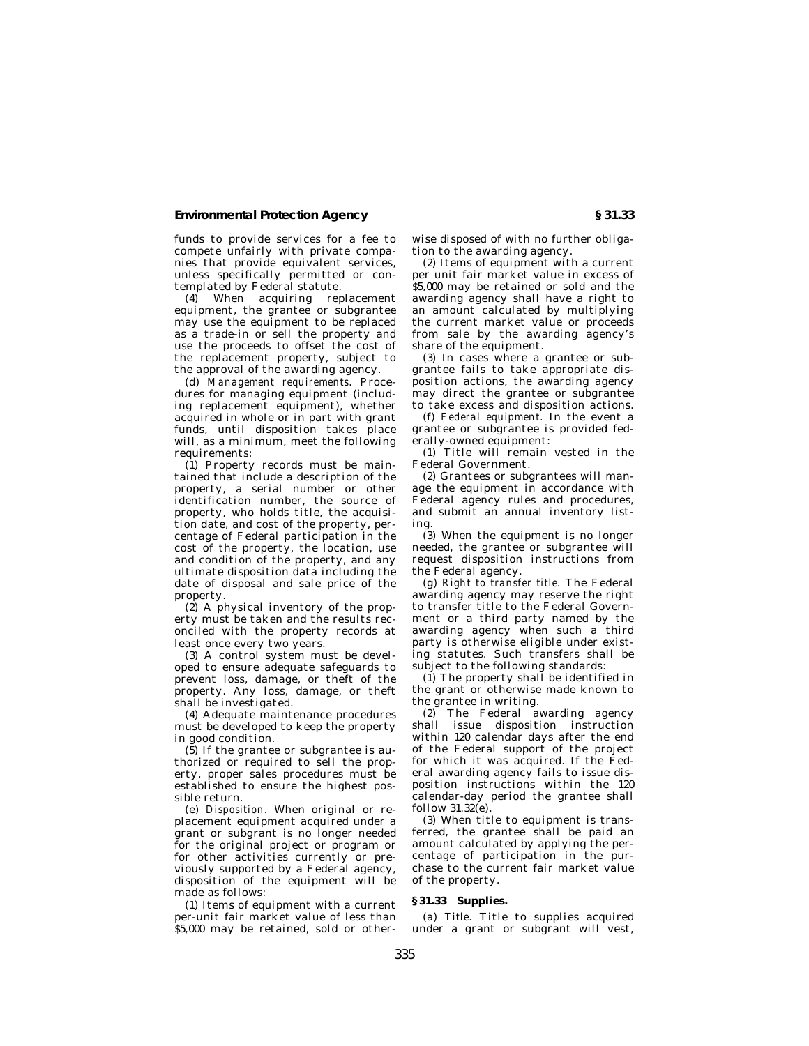funds to provide services for a fee to compete unfairly with private companies that provide equivalent services, unless specifically permitted or contemplated by Federal statute.

(4) When acquiring replacement equipment, the grantee or subgrantee may use the equipment to be replaced as a trade-in or sell the property and use the proceeds to offset the cost of the replacement property, subject to the approval of the awarding agency.

(d) *Management requirements.* Procedures for managing equipment (including replacement equipment), whether acquired in whole or in part with grant funds, until disposition takes place will, as a minimum, meet the following requirements:

(1) Property records must be maintained that include a description of the property, a serial number or other identification number, the source of property, who holds title, the acquisition date, and cost of the property, percentage of Federal participation in the cost of the property, the location, use and condition of the property, and any ultimate disposition data including the date of disposal and sale price of the property.

(2) A physical inventory of the property must be taken and the results reconciled with the property records at least once every two years.

(3) A control system must be developed to ensure adequate safeguards to prevent loss, damage, or theft of the property. Any loss, damage, or theft shall be investigated.

(4) Adequate maintenance procedures must be developed to keep the property in good condition.

(5) If the grantee or subgrantee is authorized or required to sell the property, proper sales procedures must be established to ensure the highest possible return.

(e) *Disposition.* When original or replacement equipment acquired under a grant or subgrant is no longer needed for the original project or program or for other activities currently or previously supported by a Federal agency, disposition of the equipment will be made as follows:

(1) Items of equipment with a current per-unit fair market value of less than $5,000 may be retained, sold or otherwise disposed of with no further obligation to the awarding agency.

(2) Items of equipment with a current per unit fair market value in excess of $5,000 may be retained or sold and the awarding agency shall have a right to an amount calculated by multiplying the current market value or proceeds from sale by the awarding agency's share of the equipment.

(3) In cases where a grantee or subgrantee fails to take appropriate disposition actions, the awarding agency may direct the grantee or subgrantee to take excess and disposition actions.

(f) *Federal equipment.* In the event a grantee or subgrantee is provided federally-owned equipment:

(1) Title will remain vested in the Federal Government.

(2) Grantees or subgrantees will manage the equipment in accordance with Federal agency rules and procedures, and submit an annual inventory listing.

(3) When the equipment is no longer needed, the grantee or subgrantee will request disposition instructions from the Federal agency.

(g) *Right to transfer title.* The Federal awarding agency may reserve the right to transfer title to the Federal Government or a third party named by the awarding agency when such a third party is otherwise eligible under existing statutes. Such transfers shall be subject to the following standards:

(1) The property shall be identified in the grant or otherwise made known to the grantee in writing.

(2) The Federal awarding agency shall issue disposition instruction within 120 calendar days after the end of the Federal support of the project for which it was acquired. If the Federal awarding agency fails to issue disposition instructions within the 120 calendar-day period the grantee shall follow 31.32(e).

(3) When title to equipment is transferred, the grantee shall be paid an amount calculated by applying the percentage of participation in the purchase to the current fair market value of the property.

## § 31.33 Supplies.

(a) *Title.* Title to supplies acquired under a grant or subgrant will vest,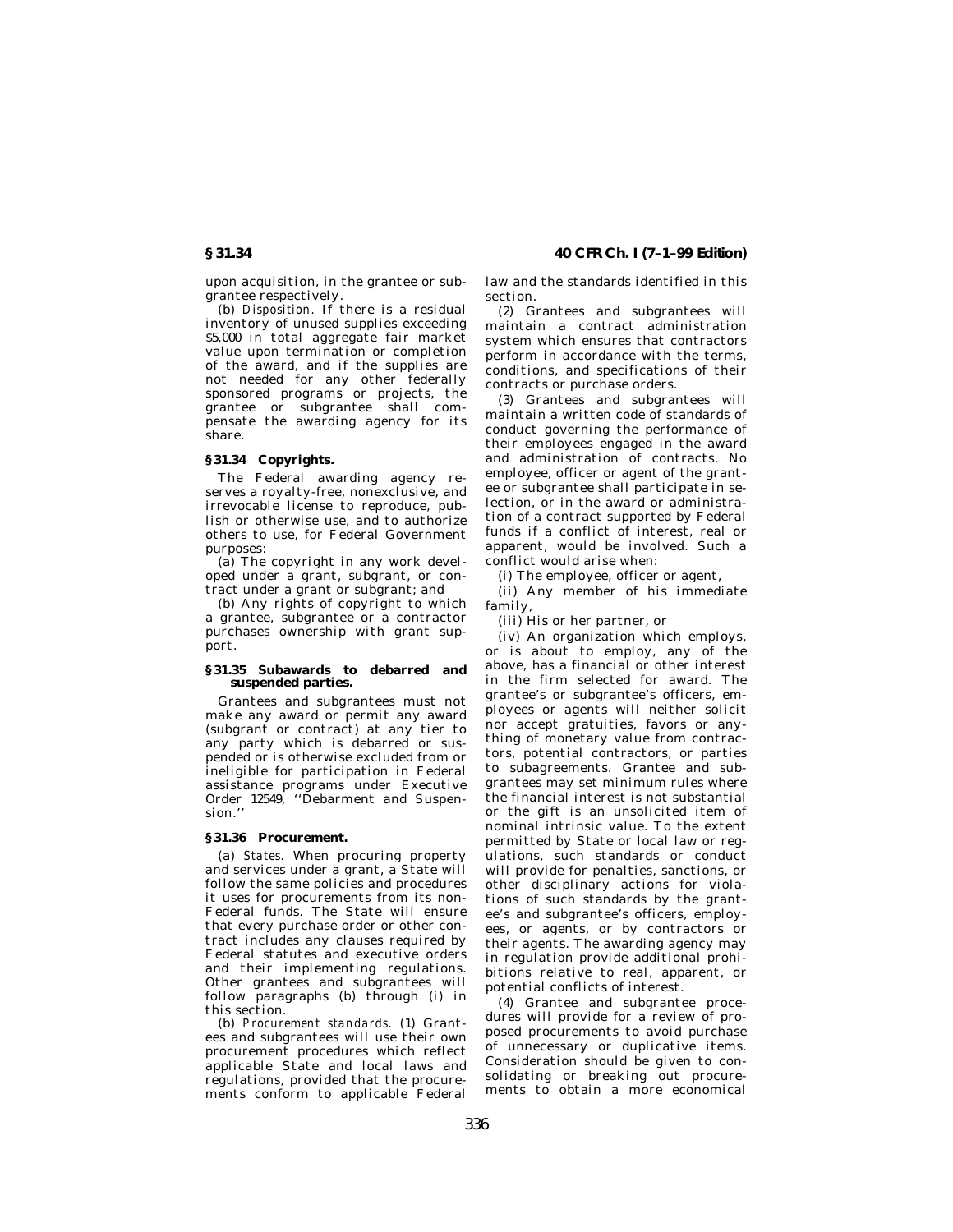upon acquisition, in the grantee or subgrantee respectively.

(b) *Disposition.* If there is a residual inventory of unused supplies exceeding $5,000 in total aggregate fair market value upon termination or completion of the award, and if the supplies are not needed for any other federally sponsored programs or projects, the grantee or subgrantee shall compensate the awarding agency for its share.

### § 31.34 Copyrights.

The Federal awarding agency reserves a royalty-free, nonexclusive, and irrevocable license to reproduce, publish or otherwise use, and to authorize others to use, for Federal Government purposes:

(a) The copyright in any work developed under a grant, subgrant, or contract under a grant or subgrant; and

(b) Any rights of copyright to which a grantee, subgrantee or a contractor purchases ownership with grant support.

### § 31.35 Subawards to debarred and suspended parties.

Grantees and subgrantees must not make any award or permit any award (subgrant or contract) at any tier to any party which is debarred or suspended or is otherwise excluded from or ineligible for participation in Federal assistance programs under Executive Order 12549, ''Debarment and Suspension.''

### § 31.36 Procurement.

(a) *States.* When procuring property and services under a grant, a State will follow the same policies and procedures it uses for procurements from its non-Federal funds. The State will ensure that every purchase order or other contract includes any clauses required by Federal statutes and executive orders and their implementing regulations. Other grantees and subgrantees will follow paragraphs (b) through (i) in this section.

(b) *Procurement standards.* (1) Grantees and subgrantees will use their own procurement procedures which reflect applicable State and local laws and regulations, provided that the procurements conform to applicable Federal law and the standards identified in this section.

(2) Grantees and subgrantees will maintain a contract administration system which ensures that contractors perform in accordance with the terms, conditions, and specifications of their contracts or purchase orders.

(3) Grantees and subgrantees will maintain a written code of standards of conduct governing the performance of their employees engaged in the award and administration of contracts. No employee, officer or agent of the grantee or subgrantee shall participate in selection, or in the award or administration of a contract supported by Federal funds if a conflict of interest, real or apparent, would be involved. Such a conflict would arise when:

(i) The employee, officer or agent,

(ii) Any member of his immediate family,

(iii) His or her partner, or

(iv) An organization which employs, or is about to employ, any of the above, has a financial or other interest in the firm selected for award. The grantee's or subgrantee's officers, employees or agents will neither solicit nor accept gratuities, favors or anything of monetary value from contractors, potential contractors, or parties to subagreements. Grantee and subgrantees may set minimum rules where the financial interest is not substantial or the gift is an unsolicited item of nominal intrinsic value. To the extent permitted by State or local law or regulations, such standards or conduct will provide for penalties, sanctions, or other disciplinary actions for violations of such standards by the grantee's and subgrantee's officers, employees, or agents, or by contractors or their agents. The awarding agency may in regulation provide additional prohibitions relative to real, apparent, or potential conflicts of interest.

(4) Grantee and subgrantee procedures will provide for a review of proposed procurements to avoid purchase of unnecessary or duplicative items. Consideration should be given to consolidating or breaking out procurements to obtain a more economical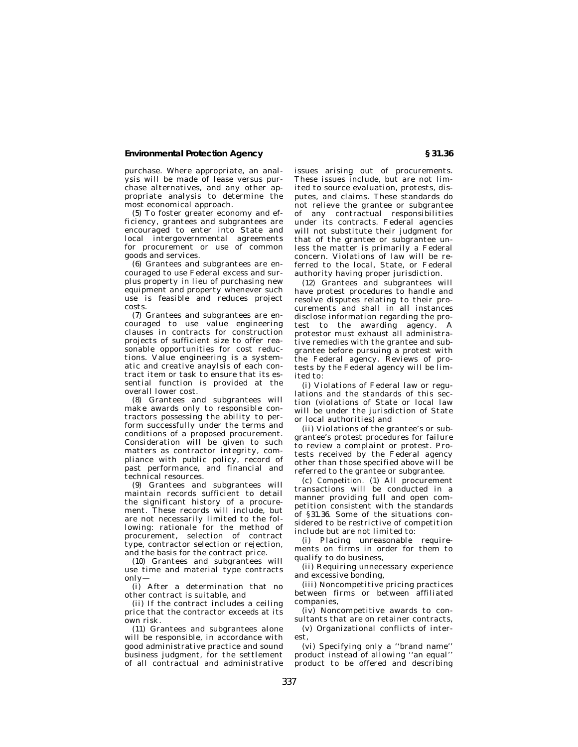purchase. Where appropriate, an analysis will be made of lease versus purchase alternatives, and any other appropriate analysis to determine the most economical approach.

(5) To foster greater economy and efficiency, grantees and subgrantees are encouraged to enter into State and local intergovernmental agreements for procurement or use of common goods and services.

(6) Grantees and subgrantees are encouraged to use Federal excess and surplus property in lieu of purchasing new equipment and property whenever such use is feasible and reduces project costs.

(7) Grantees and subgrantees are encouraged to use value engineering clauses in contracts for construction projects of sufficient size to offer reasonable opportunities for cost reductions. Value engineering is a systematic and creative anaylsis of each contract item or task to ensure that its essential function is provided at the overall lower cost.

(8) Grantees and subgrantees will make awards only to responsible contractors possessing the ability to perform successfully under the terms and conditions of a proposed procurement. Consideration will be given to such matters as contractor integrity, compliance with public policy, record of past performance, and financial and technical resources.

(9) Grantees and subgrantees will maintain records sufficient to detail the significant history of a procurement. These records will include, but are not necessarily limited to the following: rationale for the method of procurement, selection of contract type, contractor selection or rejection, and the basis for the contract price.

(10) Grantees and subgrantees will use time and material type contracts only—

(i) After a determination that no other contract is suitable, and

(ii) If the contract includes a ceiling price that the contractor exceeds at its own risk.

(11) Grantees and subgrantees alone will be responsible, in accordance with good administrative practice and sound business judgment, for the settlement of all contractual and administrative issues arising out of procurements. These issues include, but are not limited to source evaluation, protests, disputes, and claims. These standards do not relieve the grantee or subgrantee of any contractual responsibilities under its contracts. Federal agencies will not substitute their judgment for that of the grantee or subgrantee unless the matter is primarily a Federal concern. Violations of law will be referred to the local, State, or Federal authority having proper jurisdiction.

(12) Grantees and subgrantees will have protest procedures to handle and resolve disputes relating to their procurements and shall in all instances disclose information regarding the protest to the awarding agency. A protestor must exhaust all administrative remedies with the grantee and subgrantee before pursuing a protest with the Federal agency. Reviews of protests by the Federal agency will be limited to:

(i) Violations of Federal law or regulations and the standards of this section (violations of State or local law will be under the jurisdiction of State or local authorities) and

(ii) Violations of the grantee's or subgrantee's protest procedures for failure to review a complaint or protest. Protests received by the Federal agency other than those specified above will be referred to the grantee or subgrantee.

(c) *Competition.* (1) All procurement transactions will be conducted in a manner providing full and open competition consistent with the standards of §31.36. Some of the situations considered to be restrictive of competition include but are not limited to:

(i) Placing unreasonable requirements on firms in order for them to qualify to do business,

(ii) Requiring unnecessary experience and excessive bonding,

(iii) Noncompetitive pricing practices between firms or between affiliated companies,

(iv) Noncompetitive awards to consultants that are on retainer contracts,

(v) Organizational conflicts of interest,

(vi) Specifying only a ''brand name'' product instead of allowing ''an equal'' product to be offered and describing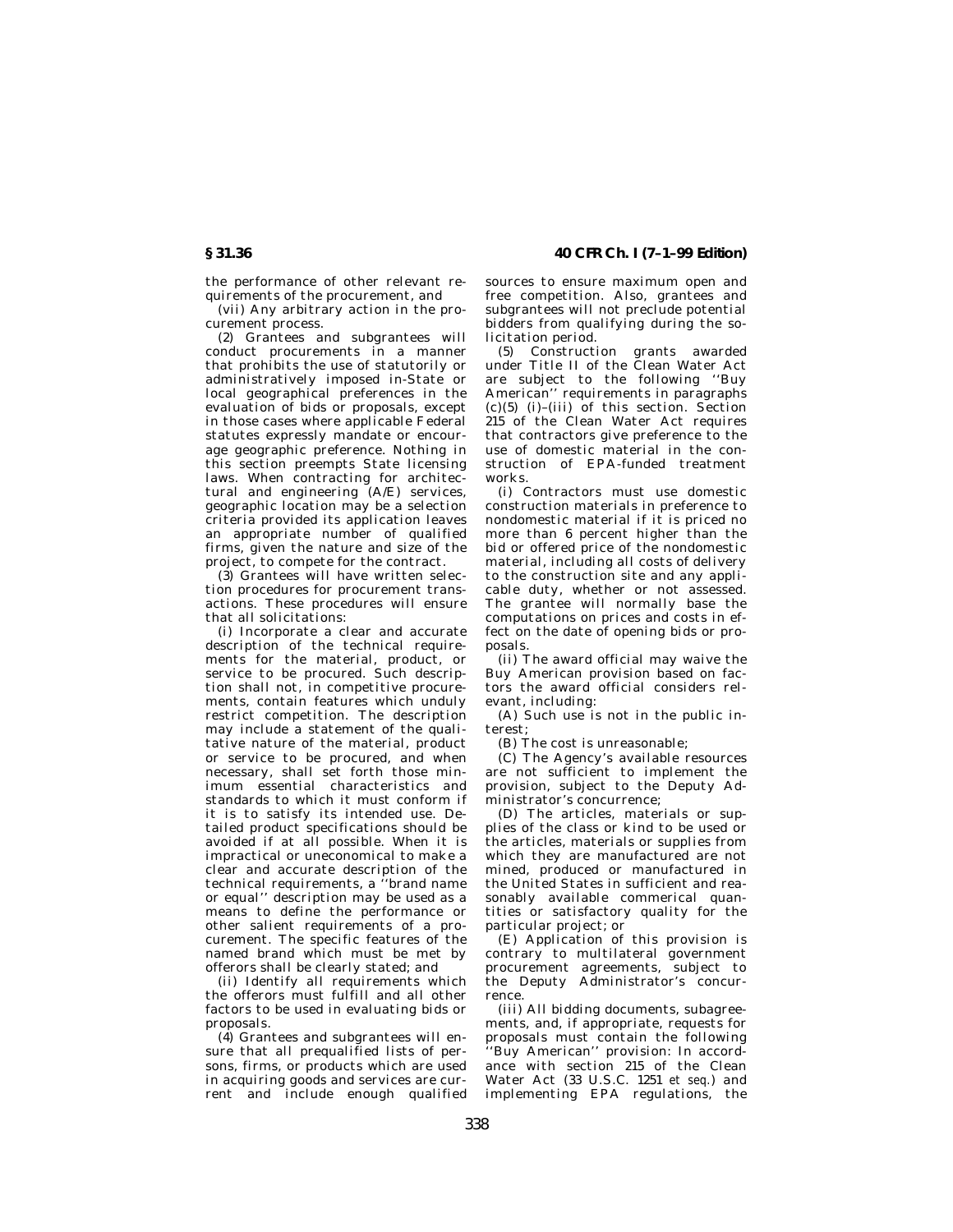the performance of other relevant requirements of the procurement, and

(vii) Any arbitrary action in the procurement process.

(2) Grantees and subgrantees will conduct procurements in a manner that prohibits the use of statutorily or administratively imposed in-State or local geographical preferences in the evaluation of bids or proposals, except in those cases where applicable Federal statutes expressly mandate or encourage geographic preference. Nothing in this section preempts State licensing laws. When contracting for architectural and engineering (A/E) services, geographic location may be a selection criteria provided its application leaves an appropriate number of qualified firms, given the nature and size of the project, to compete for the contract.

(3) Grantees will have written selection procedures for procurement transactions. These procedures will ensure that all solicitations:

(i) Incorporate a clear and accurate description of the technical requirements for the material, product, or service to be procured. Such description shall not, in competitive procurements, contain features which unduly restrict competition. The description may include a statement of the qualitative nature of the material, product or service to be procured, and when necessary, shall set forth those minimum essential characteristics and standards to which it must conform if it is to satisfy its intended use. Detailed product specifications should be avoided if at all possible. When it is impractical or uneconomical to make a clear and accurate description of the technical requirements, a ''brand name or equal'' description may be used as a means to define the performance or other salient requirements of a procurement. The specific features of the named brand which must be met by offerors shall be clearly stated; and

(ii) Identify all requirements which the offerors must fulfill and all other factors to be used in evaluating bids or proposals.

(4) Grantees and subgrantees will ensure that all prequalified lists of persons, firms, or products which are used in acquiring goods and services are current and include enough qualified sources to ensure maximum open and free competition. Also, grantees and subgrantees will not preclude potential bidders from qualifying during the solicitation period.

(5) Construction grants awarded under Title II of the Clean Water Act are subject to the following ''Buy American'' requirements in paragraphs (c)(5) (i)–(iii) of this section. Section 215 of the Clean Water Act requires that contractors give preference to the use of domestic material in the construction of EPA-funded treatment works.

(i) Contractors must use domestic construction materials in preference to nondomestic material if it is priced no more than 6 percent higher than the bid or offered price of the nondomestic material, including all costs of delivery to the construction site and any applicable duty, whether or not assessed. The grantee will normally base the computations on prices and costs in effect on the date of opening bids or proposals.

(ii) The award official may waive the Buy American provision based on factors the award official considers relevant, including:

(A) Such use is not in the public interest;

(B) The cost is unreasonable;

(C) The Agency's available resources are not sufficient to implement the provision, subject to the Deputy Administrator's concurrence;

(D) The articles, materials or supplies of the class or kind to be used or the articles, materials or supplies from which they are manufactured are not mined, produced or manufactured in the United States in sufficient and reasonably available commerical quantities or satisfactory quality for the particular project; or

(E) Application of this provision is contrary to multilateral government procurement agreements, subject to the Deputy Administrator's concurrence.

(iii) All bidding documents, subagreements, and, if appropriate, requests for proposals must contain the following ''Buy American'' provision: In accordance with section 215 of the Clean Water Act (33 U.S.C. 1251 *et seq.*) and implementing EPA regulations, the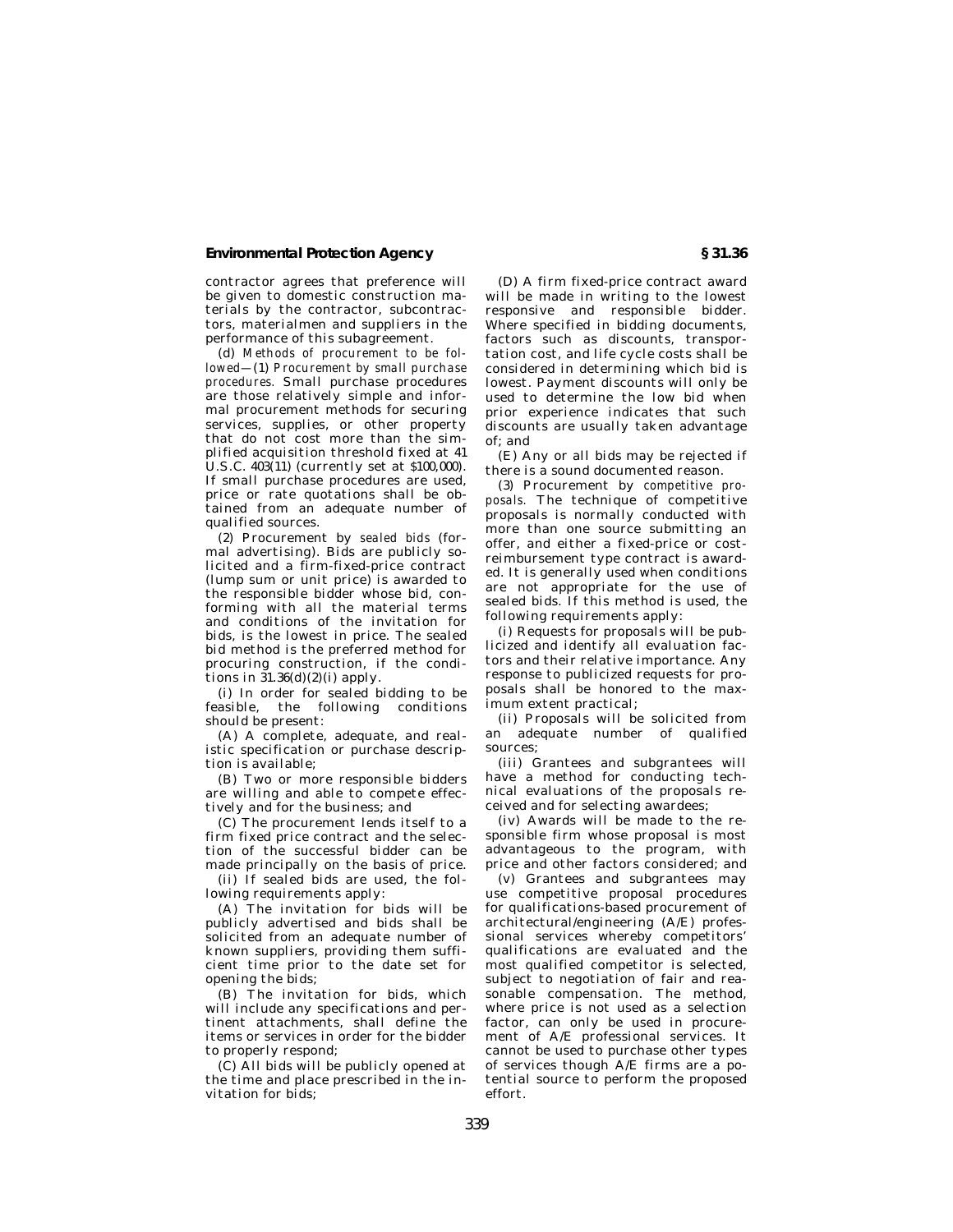contractor agrees that preference will be given to domestic construction materials by the contractor, subcontractors, materialmen and suppliers in the performance of this subagreement.

(d) *Methods of procurement to be followed*—(1) *Procurement by small purchase procedures.* Small purchase procedures are those relatively simple and informal procurement methods for securing services, supplies, or other property that do not cost more than the simplified acquisition threshold fixed at 41 U.S.C. 403(11) (currently set at $100,000). If small purchase procedures are used, price or rate quotations shall be obtained from an adequate number of qualified sources.

(2) Procurement by *sealed bids* (formal advertising). Bids are publicly solicited and a firm-fixed-price contract (lump sum or unit price) is awarded to the responsible bidder whose bid, conforming with all the material terms and conditions of the invitation for bids, is the lowest in price. The sealed bid method is the preferred method for procuring construction, if the conditions in 31.36(d)(2)(i) apply.

(i) In order for sealed bidding to be feasible, the following conditions should be present:

(A) A complete, adequate, and realistic specification or purchase description is available;

(B) Two or more responsible bidders are willing and able to compete effectively and for the business; and

(C) The procurement lends itself to a firm fixed price contract and the selection of the successful bidder can be made principally on the basis of price.

(ii) If sealed bids are used, the following requirements apply:

(A) The invitation for bids will be publicly advertised and bids shall be solicited from an adequate number of known suppliers, providing them sufficient time prior to the date set for opening the bids;

(B) The invitation for bids, which will include any specifications and pertinent attachments, shall define the items or services in order for the bidder to properly respond;

(C) All bids will be publicly opened at the time and place prescribed in the invitation for bids;

(D) A firm fixed-price contract award will be made in writing to the lowest responsive and responsible bidder. Where specified in bidding documents, factors such as discounts, transportation cost, and life cycle costs shall be considered in determining which bid is lowest. Payment discounts will only be used to determine the low bid when prior experience indicates that such discounts are usually taken advantage of; and

(E) Any or all bids may be rejected if there is a sound documented reason.

(3) Procurement by *competitive proposals.* The technique of competitive proposals is normally conducted with more than one source submitting an offer, and either a fixed-price or cost-reimbursement type contract is awarded. It is generally used when conditions are not appropriate for the use of sealed bids. If this method is used, the following requirements apply:

(i) Requests for proposals will be publicized and identify all evaluation factors and their relative importance. Any response to publicized requests for proposals shall be honored to the maximum extent practical;

(ii) Proposals will be solicited from an adequate number of qualified sources;

(iii) Grantees and subgrantees will have a method for conducting technical evaluations of the proposals received and for selecting awardees;

(iv) Awards will be made to the responsible firm whose proposal is most advantageous to the program, with price and other factors considered; and

(v) Grantees and subgrantees may use competitive proposal procedures for qualifications-based procurement of architectural/engineering (A/E) professional services whereby competitors' qualifications are evaluated and the most qualified competitor is selected, subject to negotiation of fair and reasonable compensation. The method, where price is not used as a selection factor, can only be used in procurement of A/E professional services. It cannot be used to purchase other types of services though A/E firms are a potential source to perform the proposed effort.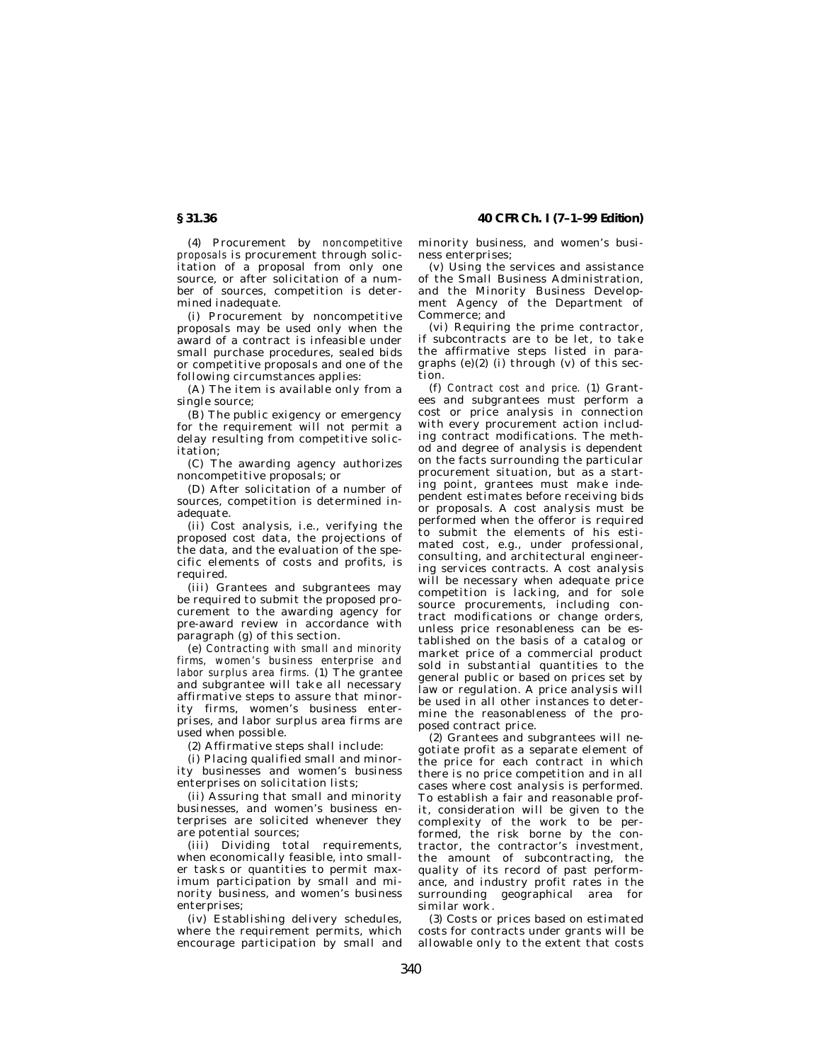(4) Procurement by *noncompetitive proposals* is procurement through solicitation of a proposal from only one source, or after solicitation of a number of sources, competition is determined inadequate.

(i) Procurement by noncompetitive proposals may be used only when the award of a contract is infeasible under small purchase procedures, sealed bids or competitive proposals and one of the following circumstances applies:

(A) The item is available only from a single source;

(B) The public exigency or emergency for the requirement will not permit a delay resulting from competitive solicitation;

(C) The awarding agency authorizes noncompetitive proposals; or

(D) After solicitation of a number of sources, competition is determined inadequate.

(ii) Cost analysis, i.e., verifying the proposed cost data, the projections of the data, and the evaluation of the specific elements of costs and profits, is required.

(iii) Grantees and subgrantees may be required to submit the proposed procurement to the awarding agency for pre-award review in accordance with paragraph (g) of this section.

(e) *Contracting with small and minority firms, women's business enterprise and labor surplus area firms.* (1) The grantee and subgrantee will take all necessary affirmative steps to assure that minority firms, women's business enterprises, and labor surplus area firms are used when possible.

(2) Affirmative steps shall include:

(i) Placing qualified small and minority businesses and women's business enterprises on solicitation lists;

(ii) Assuring that small and minority businesses, and women's business enterprises are solicited whenever they are potential sources;

(iii) Dividing total requirements, when economically feasible, into smaller tasks or quantities to permit maximum participation by small and minority business, and women's business enterprises;

(iv) Establishing delivery schedules, where the requirement permits, which encourage participation by small and minority business, and women's business enterprises;

(v) Using the services and assistance of the Small Business Administration, and the Minority Business Development Agency of the Department of Commerce; and

(vi) Requiring the prime contractor, if subcontracts are to be let, to take the affirmative steps listed in paragraphs (e)(2) (i) through (v) of this section.

(f) *Contract cost and price.* (1) Grantees and subgrantees must perform a cost or price analysis in connection with every procurement action including contract modifications. The method and degree of analysis is dependent on the facts surrounding the particular procurement situation, but as a starting point, grantees must make independent estimates before receiving bids or proposals. A cost analysis must be performed when the offeror is required to submit the elements of his estimated cost, e.g., under professional, consulting, and architectural engineering services contracts. A cost analysis will be necessary when adequate price competition is lacking, and for sole source procurements, including contract modifications or change orders, unless price resonableness can be established on the basis of a catalog or market price of a commercial product sold in substantial quantities to the general public or based on prices set by law or regulation. A price analysis will be used in all other instances to determine the reasonableness of the proposed contract price.

(2) Grantees and subgrantees will negotiate profit as a separate element of the price for each contract in which there is no price competition and in all cases where cost analysis is performed. To establish a fair and reasonable profit, consideration will be given to the complexity of the work to be performed, the risk borne by the contractor, the contractor's investment, the amount of subcontracting, the quality of its record of past performance, and industry profit rates in the surrounding geographical area for similar work.

(3) Costs or prices based on estimated costs for contracts under grants will be allowable only to the extent that costs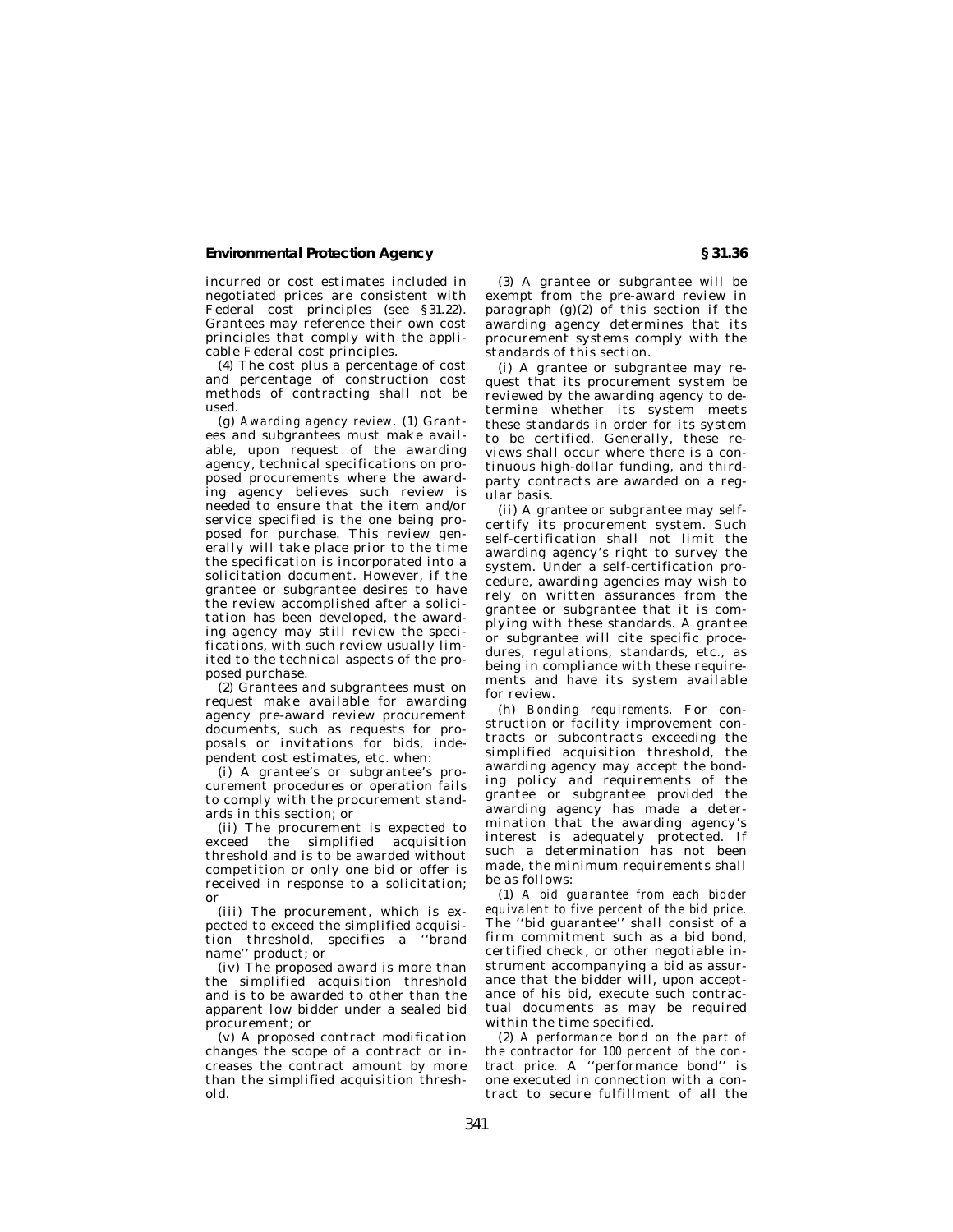incurred or cost estimates included in negotiated prices are consistent with Federal cost principles (see §31.22). Grantees may reference their own cost principles that comply with the applicable Federal cost principles.

(4) The cost plus a percentage of cost and percentage of construction cost methods of contracting shall not be used.

(g) *Awarding agency review.* (1) Grantees and subgrantees must make available, upon request of the awarding agency, technical specifications on proposed procurements where the awarding agency believes such review is needed to ensure that the item and/or service specified is the one being proposed for purchase. This review generally will take place prior to the time the specification is incorporated into a solicitation document. However, if the grantee or subgrantee desires to have the review accomplished after a solicitation has been developed, the awarding agency may still review the specifications, with such review usually limited to the technical aspects of the proposed purchase.

(2) Grantees and subgrantees must on request make available for awarding agency pre-award review procurement documents, such as requests for proposals or invitations for bids, independent cost estimates, etc. when:

(i) A grantee's or subgrantee's procurement procedures or operation fails to comply with the procurement standards in this section; or

(ii) The procurement is expected to exceed the simplified acquisition threshold and is to be awarded without competition or only one bid or offer is received in response to a solicitation; or

(iii) The procurement, which is expected to exceed the simplified acquisition threshold, specifies a ''brand name'' product; or

(iv) The proposed award is more than the simplified acquisition threshold and is to be awarded to other than the apparent low bidder under a sealed bid procurement; or

(v) A proposed contract modification changes the scope of a contract or increases the contract amount by more than the simplified acquisition threshold.

(3) A grantee or subgrantee will be exempt from the pre-award review in paragraph (g)(2) of this section if the awarding agency determines that its procurement systems comply with the standards of this section.

(i) A grantee or subgrantee may request that its procurement system be reviewed by the awarding agency to determine whether its system meets these standards in order for its system to be certified. Generally, these reviews shall occur where there is a continuous high-dollar funding, and third-party contracts are awarded on a regular basis.

(ii) A grantee or subgrantee may self-certify its procurement system. Such self-certification shall not limit the awarding agency's right to survey the system. Under a self-certification procedure, awarding agencies may wish to rely on written assurances from the grantee or subgrantee that it is complying with these standards. A grantee or subgrantee will cite specific procedures, regulations, standards, etc., as being in compliance with these requirements and have its system available for review.

(h) *Bonding requirements.* For construction or facility improvement contracts or subcontracts exceeding the simplified acquisition threshold, the awarding agency may accept the bonding policy and requirements of the grantee or subgrantee provided the awarding agency has made a determination that the awarding agency's interest is adequately protected. If such a determination has not been made, the minimum requirements shall be as follows:

(1) *A bid guarantee from each bidder equivalent to five percent of the bid price.* The ''bid guarantee'' shall consist of a firm commitment such as a bid bond, certified check, or other negotiable instrument accompanying a bid as assurance that the bidder will, upon acceptance of his bid, execute such contractual documents as may be required within the time specified.

(2) *A performance bond on the part of the contractor for 100 percent of the contract price.* A ''performance bond'' is one executed in connection with a contract to secure fulfillment of all the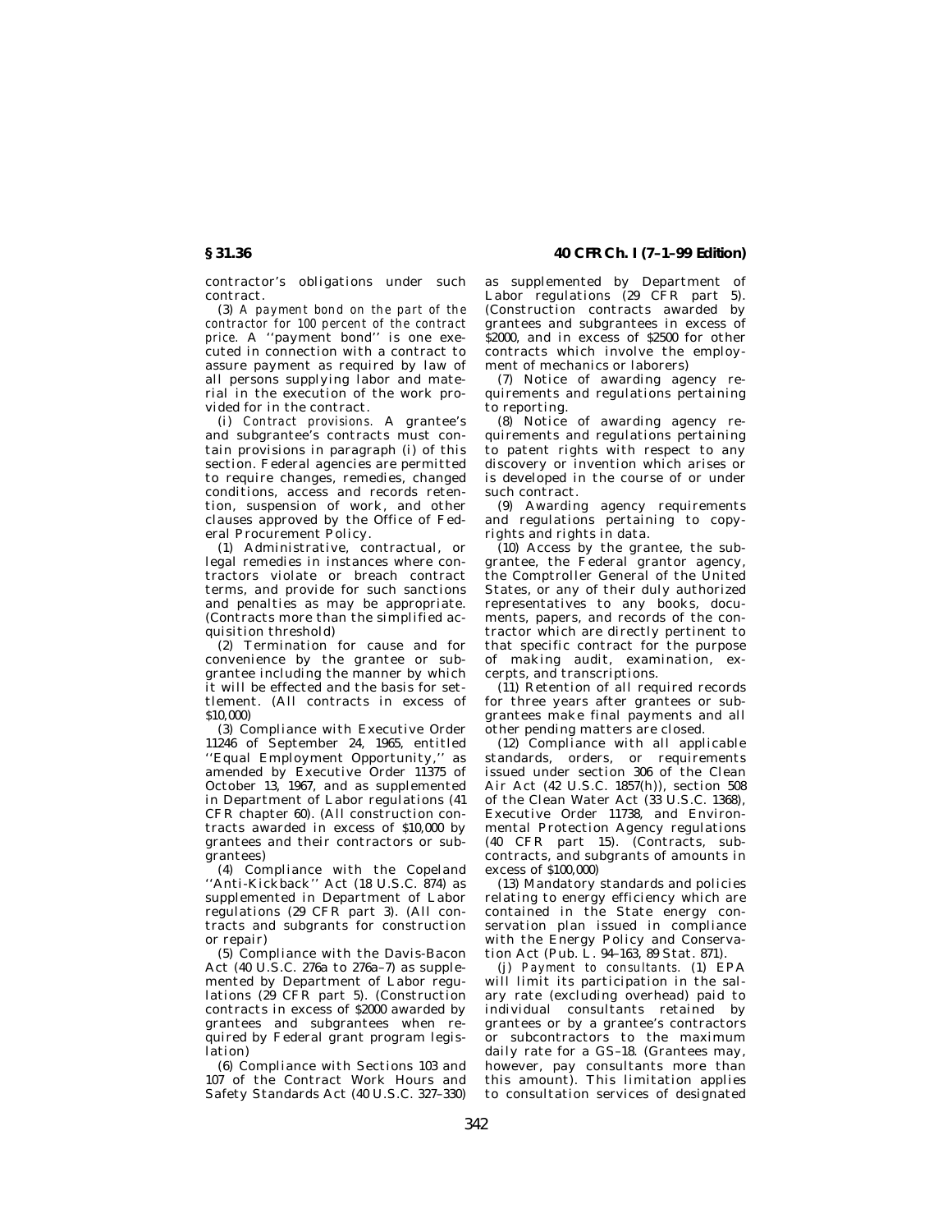contractor's obligations under such contract.

(3) *A payment bond on the part of the contractor for 100 percent of the contract price.* A ''payment bond'' is one executed in connection with a contract to assure payment as required by law of all persons supplying labor and material in the execution of the work provided for in the contract.

(i) *Contract provisions.* A grantee's and subgrantee's contracts must contain provisions in paragraph (i) of this section. Federal agencies are permitted to require changes, remedies, changed conditions, access and records retention, suspension of work, and other clauses approved by the Office of Federal Procurement Policy.

(1) Administrative, contractual, or legal remedies in instances where contractors violate or breach contract terms, and provide for such sanctions and penalties as may be appropriate. (Contracts more than the simplified acquisition threshold)

(2) Termination for cause and for convenience by the grantee or subgrantee including the manner by which it will be effected and the basis for settlement. (All contracts in excess of $10,000)

(3) Compliance with Executive Order 11246 of September 24, 1965, entitled ''Equal Employment Opportunity,'' as amended by Executive Order 11375 of October 13, 1967, and as supplemented in Department of Labor regulations (41 CFR chapter 60). (All construction contracts awarded in excess of $10,000 by grantees and their contractors or subgrantees)

(4) Compliance with the Copeland ''Anti-Kickback'' Act (18 U.S.C. 874) as supplemented in Department of Labor regulations (29 CFR part 3). (All contracts and subgrants for construction or repair)

(5) Compliance with the Davis-Bacon Act (40 U.S.C. 276a to 276a–7) as supplemented by Department of Labor regulations (29 CFR part 5). (Construction contracts in excess of $2000 awarded by grantees and subgrantees when required by Federal grant program legislation)

(6) Compliance with Sections 103 and 107 of the Contract Work Hours and Safety Standards Act (40 U.S.C. 327–330) as supplemented by Department of Labor regulations (29 CFR part 5). (Construction contracts awarded by grantees and subgrantees in excess of $2000, and in excess of $2500 for other contracts which involve the employment of mechanics or laborers)

(7) Notice of awarding agency requirements and regulations pertaining to reporting.

(8) Notice of awarding agency requirements and regulations pertaining to patent rights with respect to any discovery or invention which arises or is developed in the course of or under such contract.

(9) Awarding agency requirements and regulations pertaining to copyrights and rights in data.

(10) Access by the grantee, the subgrantee, the Federal grantor agency, the Comptroller General of the United States, or any of their duly authorized representatives to any books, documents, papers, and records of the contractor which are directly pertinent to that specific contract for the purpose of making audit, examination, excerpts, and transcriptions.

(11) Retention of all required records for three years after grantees or subgrantees make final payments and all other pending matters are closed.

(12) Compliance with all applicable standards, orders, or requirements issued under section 306 of the Clean Air Act (42 U.S.C. 1857(h)), section 508 of the Clean Water Act (33 U.S.C. 1368), Executive Order 11738, and Environmental Protection Agency regulations (40 CFR part 15). (Contracts, subcontracts, and subgrants of amounts in excess of $100,000)

(13) Mandatory standards and policies relating to energy efficiency which are contained in the State energy conservation plan issued in compliance with the Energy Policy and Conservation Act (Pub. L. 94–163, 89 Stat. 871).

(j) *Payment to consultants.* (1) EPA will limit its participation in the salary rate (excluding overhead) paid to individual consultants retained by grantees or by a grantee's contractors or subcontractors to the maximum daily rate for a GS–18. (Grantees may, however, pay consultants more than this amount). This limitation applies to consultation services of designated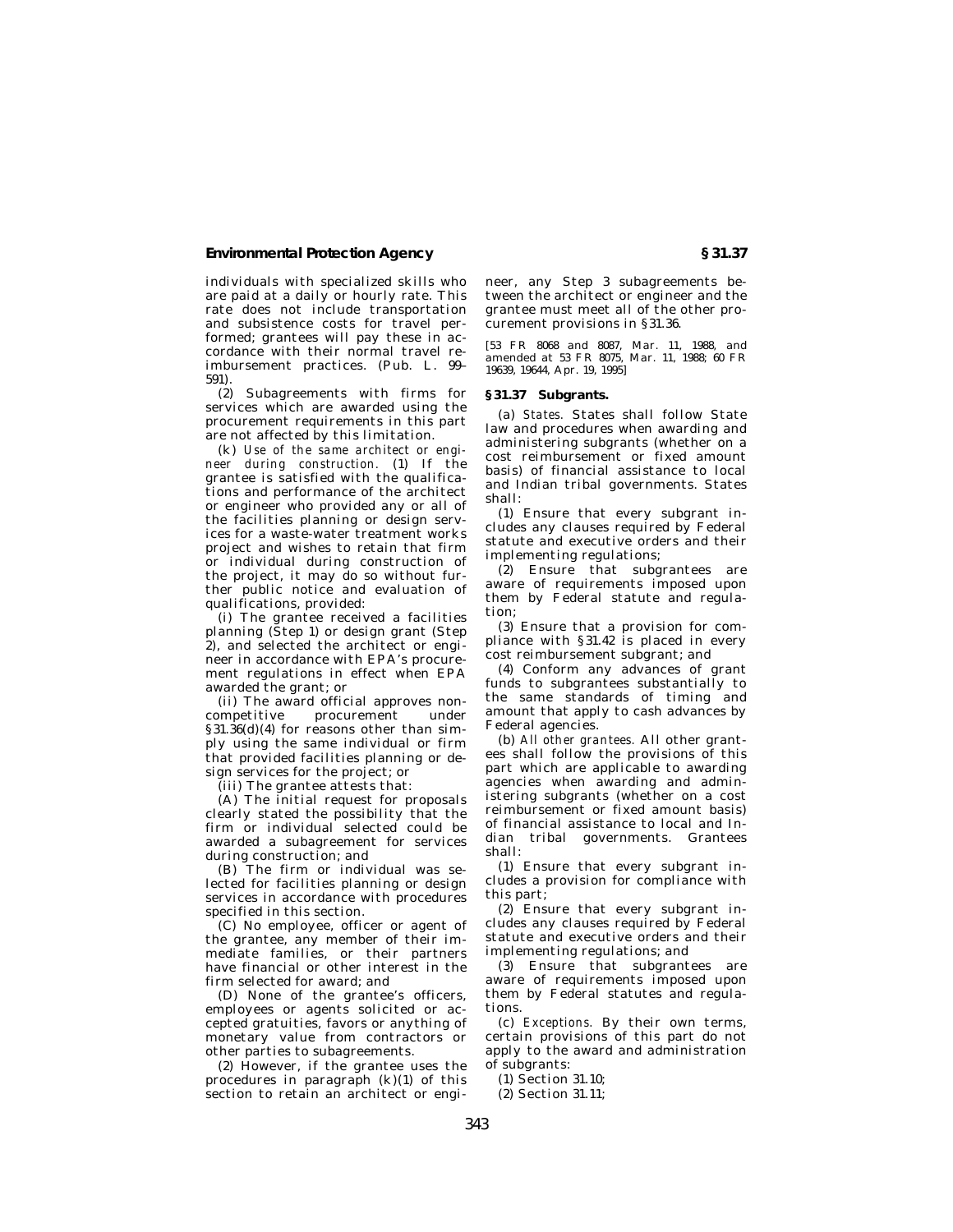individuals with specialized skills who are paid at a daily or hourly rate. This rate does not include transportation and subsistence costs for travel performed; grantees will pay these in accordance with their normal travel reimbursement practices. (Pub. L. 99–591).

(2) Subagreements with firms for services which are awarded using the procurement requirements in this part are not affected by this limitation.

(k) *Use of the same architect or engineer during construction.* (1) If the grantee is satisfied with the qualifications and performance of the architect or engineer who provided any or all of the facilities planning or design services for a waste-water treatment works project and wishes to retain that firm or individual during construction of the project, it may do so without further public notice and evaluation of qualifications, provided:

(i) The grantee received a facilities planning (Step 1) or design grant (Step 2), and selected the architect or engineer in accordance with EPA's procurement regulations in effect when EPA awarded the grant; or

(ii) The award official approves noncompetitive procurement under §31.36(d)(4) for reasons other than simply using the same individual or firm that provided facilities planning or design services for the project; or

(iii) The grantee attests that:

(A) The initial request for proposals clearly stated the possibility that the firm or individual selected could be awarded a subagreement for services during construction; and

(B) The firm or individual was selected for facilities planning or design services in accordance with procedures specified in this section.

(C) No employee, officer or agent of the grantee, any member of their immediate families, or their partners have financial or other interest in the firm selected for award; and

(D) None of the grantee's officers, employees or agents solicited or accepted gratuities, favors or anything of monetary value from contractors or other parties to subagreements.

(2) However, if the grantee uses the procedures in paragraph (k)(1) of this section to retain an architect or engineer, any Step 3 subagreements between the architect or engineer and the grantee must meet all of the other procurement provisions in §31.36.

[53 FR 8068 and 8087, Mar. 11, 1988, and amended at 53 FR 8075, Mar. 11, 1988; 60 FR 19639, 19644, Apr. 19, 1995]

## §31.37 Subgrants.

(a) *States.* States shall follow State law and procedures when awarding and administering subgrants (whether on a cost reimbursement or fixed amount basis) of financial assistance to local and Indian tribal governments. States shall:

(1) Ensure that every subgrant includes any clauses required by Federal statute and executive orders and their implementing regulations;

(2) Ensure that subgrantees are aware of requirements imposed upon them by Federal statute and regulation;

(3) Ensure that a provision for compliance with §31.42 is placed in every cost reimbursement subgrant; and

(4) Conform any advances of grant funds to subgrantees substantially to the same standards of timing and amount that apply to cash advances by Federal agencies.

(b) *All other grantees.* All other grantees shall follow the provisions of this part which are applicable to awarding agencies when awarding and administering subgrants (whether on a cost reimbursement or fixed amount basis) of financial assistance to local and Indian tribal governments. Grantees shall:

(1) Ensure that every subgrant includes a provision for compliance with this part;

(2) Ensure that every subgrant includes any clauses required by Federal statute and executive orders and their implementing regulations; and

(3) Ensure that subgrantees are aware of requirements imposed upon them by Federal statutes and regulations.

(c) *Exceptions.* By their own terms, certain provisions of this part do not apply to the award and administration of subgrants:

(1) Section 31.10;

(2) Section 31.11;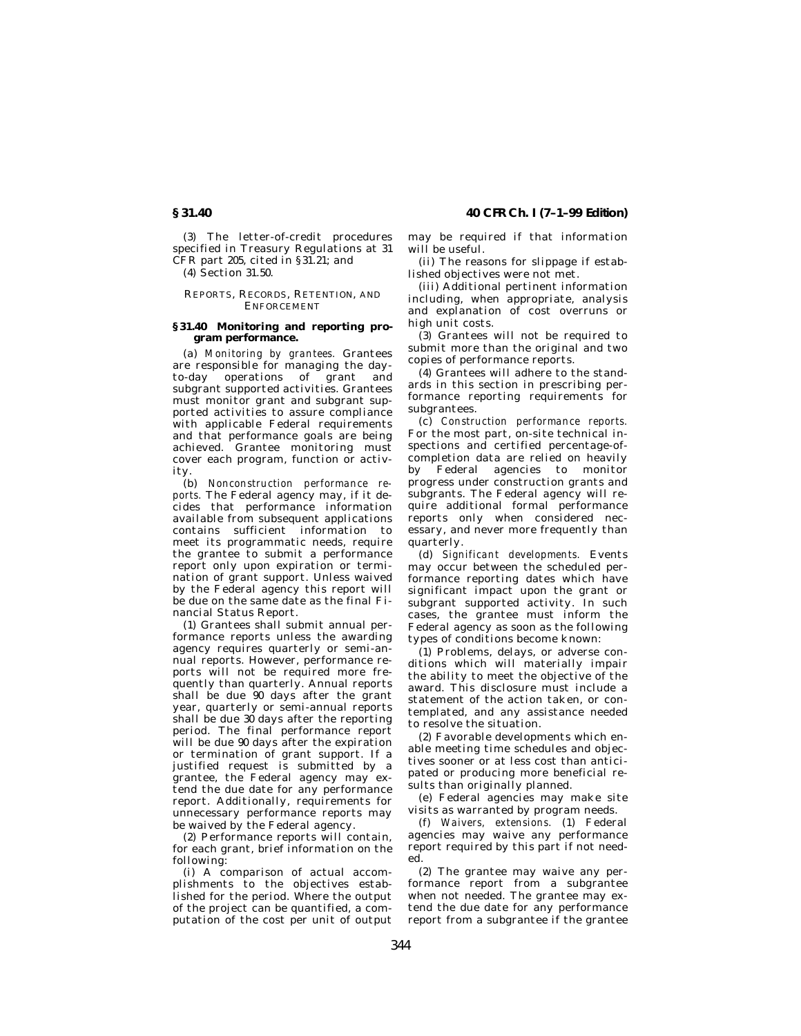(3) The letter-of-credit procedures specified in Treasury Regulations at 31 CFR part 205, cited in §31.21; and

(4) Section 31.50.

REPORTS, RECORDS, RETENTION, AND ENFORCEMENT

### §31.40 Monitoring and reporting program performance.

(a) *Monitoring by grantees.* Grantees are responsible for managing the day-to-day operations of grant and subgrant supported activities. Grantees must monitor grant and subgrant supported activities to assure compliance with applicable Federal requirements and that performance goals are being achieved. Grantee monitoring must cover each program, function or activity.

(b) *Nonconstruction performance reports.* The Federal agency may, if it decides that performance information available from subsequent applications contains sufficient information to meet its programmatic needs, require the grantee to submit a performance report only upon expiration or termination of grant support. Unless waived by the Federal agency this report will be due on the same date as the final Financial Status Report.

(1) Grantees shall submit annual performance reports unless the awarding agency requires quarterly or semi-annual reports. However, performance reports will not be required more frequently than quarterly. Annual reports shall be due 90 days after the grant year, quarterly or semi-annual reports shall be due 30 days after the reporting period. The final performance report will be due 90 days after the expiration or termination of grant support. If a justified request is submitted by a grantee, the Federal agency may extend the due date for any performance report. Additionally, requirements for unnecessary performance reports may be waived by the Federal agency.

(2) Performance reports will contain, for each grant, brief information on the following:

(i) A comparison of actual accomplishments to the objectives established for the period. Where the output of the project can be quantified, a computation of the cost per unit of output may be required if that information will be useful.

(ii) The reasons for slippage if established objectives were not met.

(iii) Additional pertinent information including, when appropriate, analysis and explanation of cost overruns or high unit costs.

(3) Grantees will not be required to submit more than the original and two copies of performance reports.

(4) Grantees will adhere to the standards in this section in prescribing performance reporting requirements for subgrantees.

(c) *Construction performance reports.* For the most part, on-site technical inspections and certified percentage-of-completion data are relied on heavily by Federal agencies to monitor progress under construction grants and subgrants. The Federal agency will require additional formal performance reports only when considered necessary, and never more frequently than quarterly.

(d) *Significant developments.* Events may occur between the scheduled performance reporting dates which have significant impact upon the grant or subgrant supported activity. In such cases, the grantee must inform the Federal agency as soon as the following types of conditions become known:

(1) Problems, delays, or adverse conditions which will materially impair the ability to meet the objective of the award. This disclosure must include a statement of the action taken, or contemplated, and any assistance needed to resolve the situation.

(2) Favorable developments which enable meeting time schedules and objectives sooner or at less cost than anticipated or producing more beneficial results than originally planned.

(e) Federal agencies may make site visits as warranted by program needs.

(f) *Waivers, extensions.* (1) Federal agencies may waive any performance report required by this part if not needed.

(2) The grantee may waive any performance report from a subgrantee when not needed. The grantee may extend the due date for any performance report from a subgrantee if the grantee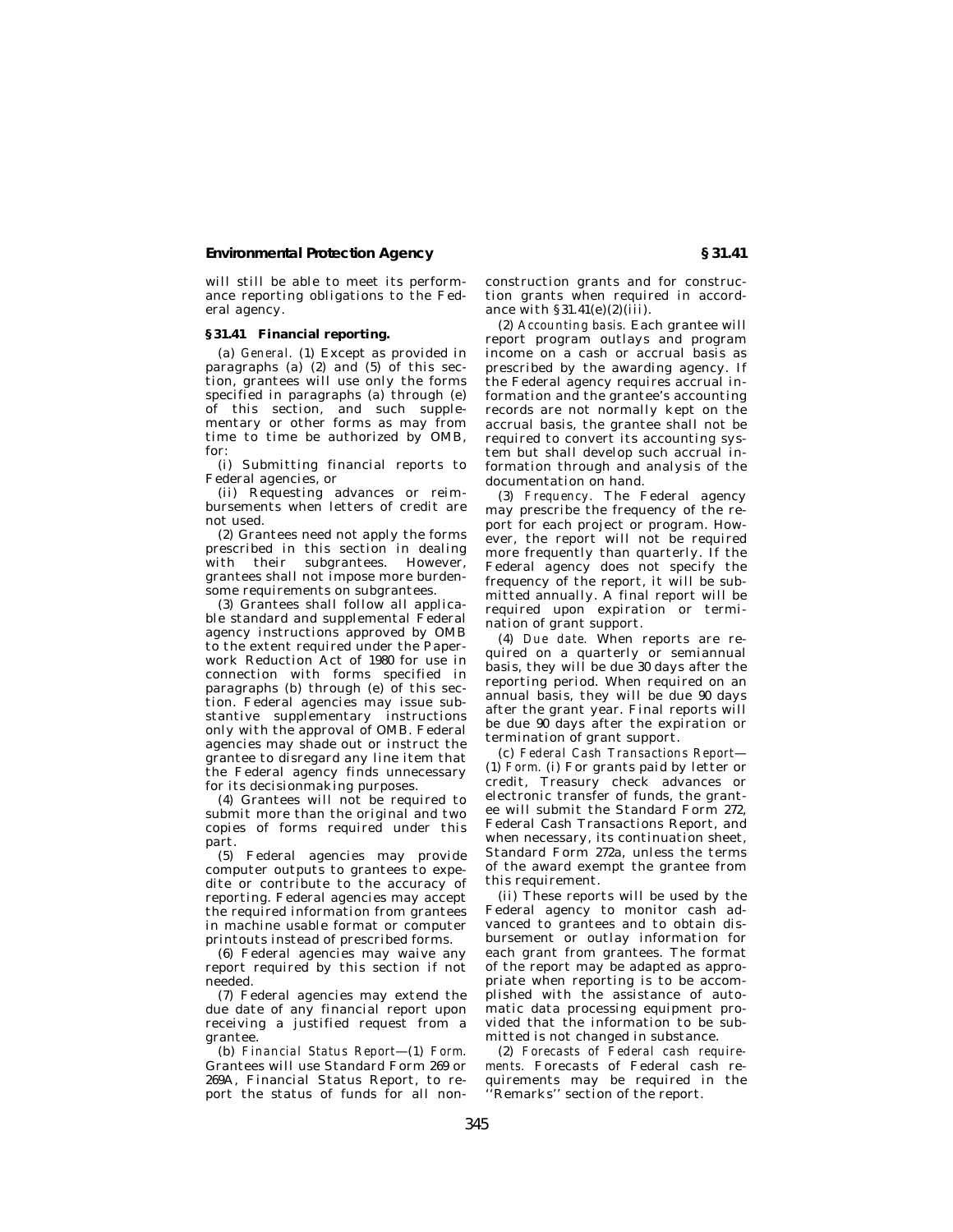will still be able to meet its performance reporting obligations to the Federal agency.

## § 31.41 Financial reporting.

(a) *General.* (1) Except as provided in paragraphs (a) (2) and (5) of this section, grantees will use only the forms specified in paragraphs (a) through (e) of this section, and such supplementary or other forms as may from time to time be authorized by OMB, for:

(i) Submitting financial reports to Federal agencies, or

(ii) Requesting advances or reimbursements when letters of credit are not used.

(2) Grantees need not apply the forms prescribed in this section in dealing with their subgrantees. However, grantees shall not impose more burdensome requirements on subgrantees.

(3) Grantees shall follow all applicable standard and supplemental Federal agency instructions approved by OMB to the extent required under the Paperwork Reduction Act of 1980 for use in connection with forms specified in paragraphs (b) through (e) of this section. Federal agencies may issue substantive supplementary instructions only with the approval of OMB. Federal agencies may shade out or instruct the grantee to disregard any line item that the Federal agency finds unnecessary for its decisionmaking purposes.

(4) Grantees will not be required to submit more than the original and two copies of forms required under this part.

(5) Federal agencies may provide computer outputs to grantees to expedite or contribute to the accuracy of reporting. Federal agencies may accept the required information from grantees in machine usable format or computer printouts instead of prescribed forms.

(6) Federal agencies may waive any report required by this section if not needed.

(7) Federal agencies may extend the due date of any financial report upon receiving a justified request from a grantee.

(b) *Financial Status Report*—(1) *Form.* Grantees will use Standard Form 269 or 269A, Financial Status Report, to report the status of funds for all nonconstruction grants and for construction grants when required in accordance with §31.41(e)(2)(iii).

(2) *Accounting basis.* Each grantee will report program outlays and program income on a cash or accrual basis as prescribed by the awarding agency. If the Federal agency requires accrual information and the grantee's accounting records are not normally kept on the accrual basis, the grantee shall not be required to convert its accounting system but shall develop such accrual information through and analysis of the documentation on hand.

(3) *Frequency.* The Federal agency may prescribe the frequency of the report for each project or program. However, the report will not be required more frequently than quarterly. If the Federal agency does not specify the frequency of the report, it will be submitted annually. A final report will be required upon expiration or termination of grant support.

(4) *Due date.* When reports are required on a quarterly or semiannual basis, they will be due 30 days after the reporting period. When required on an annual basis, they will be due 90 days after the grant year. Final reports will be due 90 days after the expiration or termination of grant support.

(c) *Federal Cash Transactions Report*—(1) *Form.* (i) For grants paid by letter or credit, Treasury check advances or electronic transfer of funds, the grantee will submit the Standard Form 272, Federal Cash Transactions Report, and when necessary, its continuation sheet, Standard Form 272a, unless the terms of the award exempt the grantee from this requirement.

(ii) These reports will be used by the Federal agency to monitor cash advanced to grantees and to obtain disbursement or outlay information for each grant from grantees. The format of the report may be adapted as appropriate when reporting is to be accomplished with the assistance of automatic data processing equipment provided that the information to be submitted is not changed in substance.

(2) *Forecasts of Federal cash requirements.* Forecasts of Federal cash requirements may be required in the ''Remarks'' section of the report.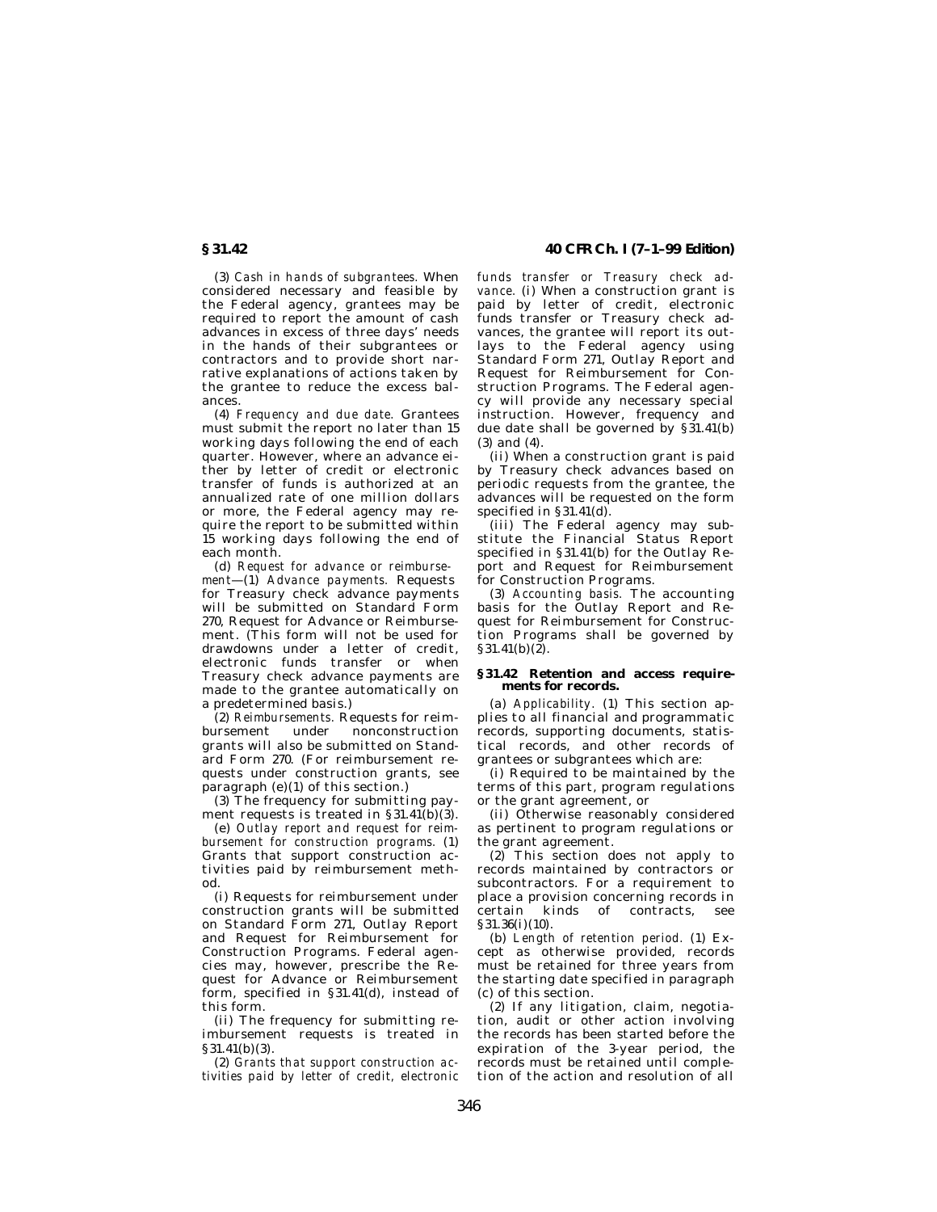(3) *Cash in hands of subgrantees.* When considered necessary and feasible by the Federal agency, grantees may be required to report the amount of cash advances in excess of three days' needs in the hands of their subgrantees or contractors and to provide short narrative explanations of actions taken by the grantee to reduce the excess balances.

(4) *Frequency and due date.* Grantees must submit the report no later than 15 working days following the end of each quarter. However, where an advance either by letter of credit or electronic transfer of funds is authorized at an annualized rate of one million dollars or more, the Federal agency may require the report to be submitted within 15 working days following the end of each month.

(d) *Request for advance or reimbursement*—(1) *Advance payments.* Requests for Treasury check advance payments will be submitted on Standard Form 270, Request for Advance or Reimbursement. (This form will not be used for drawdowns under a letter of credit, electronic funds transfer or when Treasury check advance payments are made to the grantee automatically on a predetermined basis.)

(2) *Reimbursements.* Requests for reimbursement under nonconstruction grants will also be submitted on Standard Form 270. (For reimbursement requests under construction grants, see paragraph (e)(1) of this section.)

(3) The frequency for submitting payment requests is treated in §31.41(b)(3).

(e) *Outlay report and request for reimbursement for construction programs.* (1) Grants that support construction activities paid by reimbursement method.

(i) Requests for reimbursement under construction grants will be submitted on Standard Form 271, Outlay Report and Request for Reimbursement for Construction Programs. Federal agencies may, however, prescribe the Request for Advance or Reimbursement form, specified in §31.41(d), instead of this form.

(ii) The frequency for submitting reimbursement requests is treated in §31.41(b)(3).

(2) *Grants that support construction activities paid by letter of credit, electronic funds transfer or Treasury check advance.* (i) When a construction grant is paid by letter of credit, electronic funds transfer or Treasury check advances, the grantee will report its outlays to the Federal agency using Standard Form 271, Outlay Report and Request for Reimbursement for Construction Programs. The Federal agency will provide any necessary special instruction. However, frequency and due date shall be governed by §31.41(b) (3) and (4).

(ii) When a construction grant is paid by Treasury check advances based on periodic requests from the grantee, the advances will be requested on the form specified in §31.41(d).

(iii) The Federal agency may substitute the Financial Status Report specified in §31.41(b) for the Outlay Report and Request for Reimbursement for Construction Programs.

(3) *Accounting basis.* The accounting basis for the Outlay Report and Request for Reimbursement for Construction Programs shall be governed by §31.41(b)(2).

### §31.42 Retention and access requirements for records.

(a) *Applicability.* (1) This section applies to all financial and programmatic records, supporting documents, statistical records, and other records of grantees or subgrantees which are:

(i) Required to be maintained by the terms of this part, program regulations or the grant agreement, or

(ii) Otherwise reasonably considered as pertinent to program regulations or the grant agreement.

(2) This section does not apply to records maintained by contractors or subcontractors. For a requirement to place a provision concerning records in certain kinds of contracts, see §31.36(i)(10).

(b) *Length of retention period.* (1) Except as otherwise provided, records must be retained for three years from the starting date specified in paragraph (c) of this section.

(2) If any litigation, claim, negotiation, audit or other action involving the records has been started before the expiration of the 3-year period, the records must be retained until completion of the action and resolution of all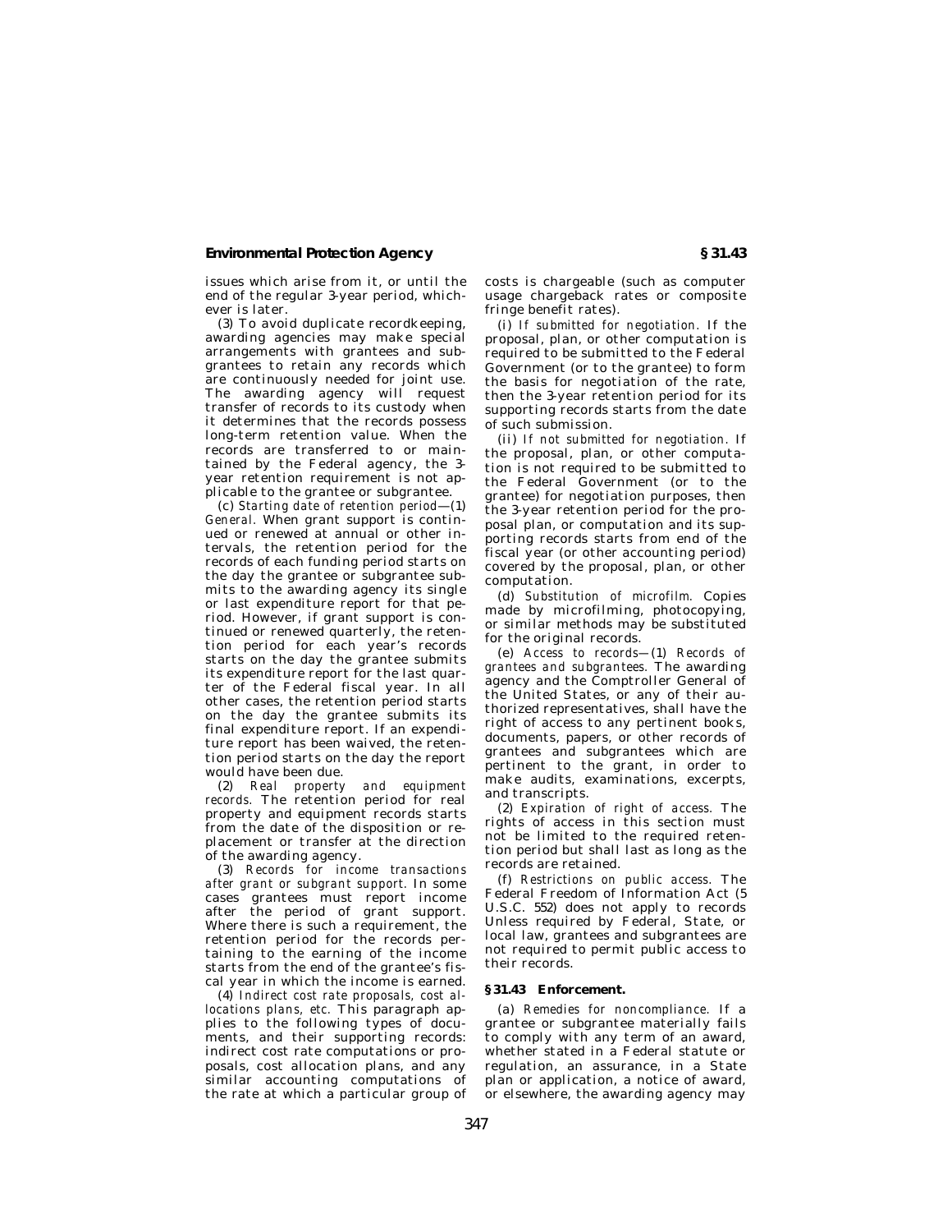issues which arise from it, or until the end of the regular 3-year period, whichever is later.

(3) To avoid duplicate recordkeeping, awarding agencies may make special arrangements with grantees and subgrantees to retain any records which are continuously needed for joint use. The awarding agency will request transfer of records to its custody when it determines that the records possess long-term retention value. When the records are transferred to or maintained by the Federal agency, the 3-year retention requirement is not applicable to the grantee or subgrantee.

(c) *Starting date of retention period*—(1) *General.* When grant support is continued or renewed at annual or other intervals, the retention period for the records of each funding period starts on the day the grantee or subgrantee submits to the awarding agency its single or last expenditure report for that period. However, if grant support is continued or renewed quarterly, the retention period for each year's records starts on the day the grantee submits its expenditure report for the last quarter of the Federal fiscal year. In all other cases, the retention period starts on the day the grantee submits its final expenditure report. If an expenditure report has been waived, the retention period starts on the day the report would have been due.

(2) *Real property and equipment records.* The retention period for real property and equipment records starts from the date of the disposition or replacement or transfer at the direction of the awarding agency.

(3) *Records for income transactions after grant or subgrant support.* In some cases grantees must report income after the period of grant support. Where there is such a requirement, the retention period for the records pertaining to the earning of the income starts from the end of the grantee's fiscal year in which the income is earned.

(4) *Indirect cost rate proposals, cost allocations plans, etc.* This paragraph applies to the following types of documents, and their supporting records: indirect cost rate computations or proposals, cost allocation plans, and any similar accounting computations of the rate at which a particular group of costs is chargeable (such as computer usage chargeback rates or composite fringe benefit rates).

(i) *If submitted for negotiation.* If the proposal, plan, or other computation is required to be submitted to the Federal Government (or to the grantee) to form the basis for negotiation of the rate, then the 3-year retention period for its supporting records starts from the date of such submission.

(ii) *If not submitted for negotiation.* If the proposal, plan, or other computation is not required to be submitted to the Federal Government (or to the grantee) for negotiation purposes, then the 3-year retention period for the proposal plan, or computation and its supporting records starts from end of the fiscal year (or other accounting period) covered by the proposal, plan, or other computation.

(d) *Substitution of microfilm.* Copies made by microfilming, photocopying, or similar methods may be substituted for the original records.

(e) *Access to records*—(1) *Records of grantees and subgrantees.* The awarding agency and the Comptroller General of the United States, or any of their authorized representatives, shall have the right of access to any pertinent books, documents, papers, or other records of grantees and subgrantees which are pertinent to the grant, in order to make audits, examinations, excerpts, and transcripts.

(2) *Expiration of right of access.* The rights of access in this section must not be limited to the required retention period but shall last as long as the records are retained.

(f) *Restrictions on public access.* The Federal Freedom of Information Act (5 U.S.C. 552) does not apply to records Unless required by Federal, State, or local law, grantees and subgrantees are not required to permit public access to their records.

### § 31.43 Enforcement.

(a) *Remedies for noncompliance.* If a grantee or subgrantee materially fails to comply with any term of an award, whether stated in a Federal statute or regulation, an assurance, in a State plan or application, a notice of award, or elsewhere, the awarding agency may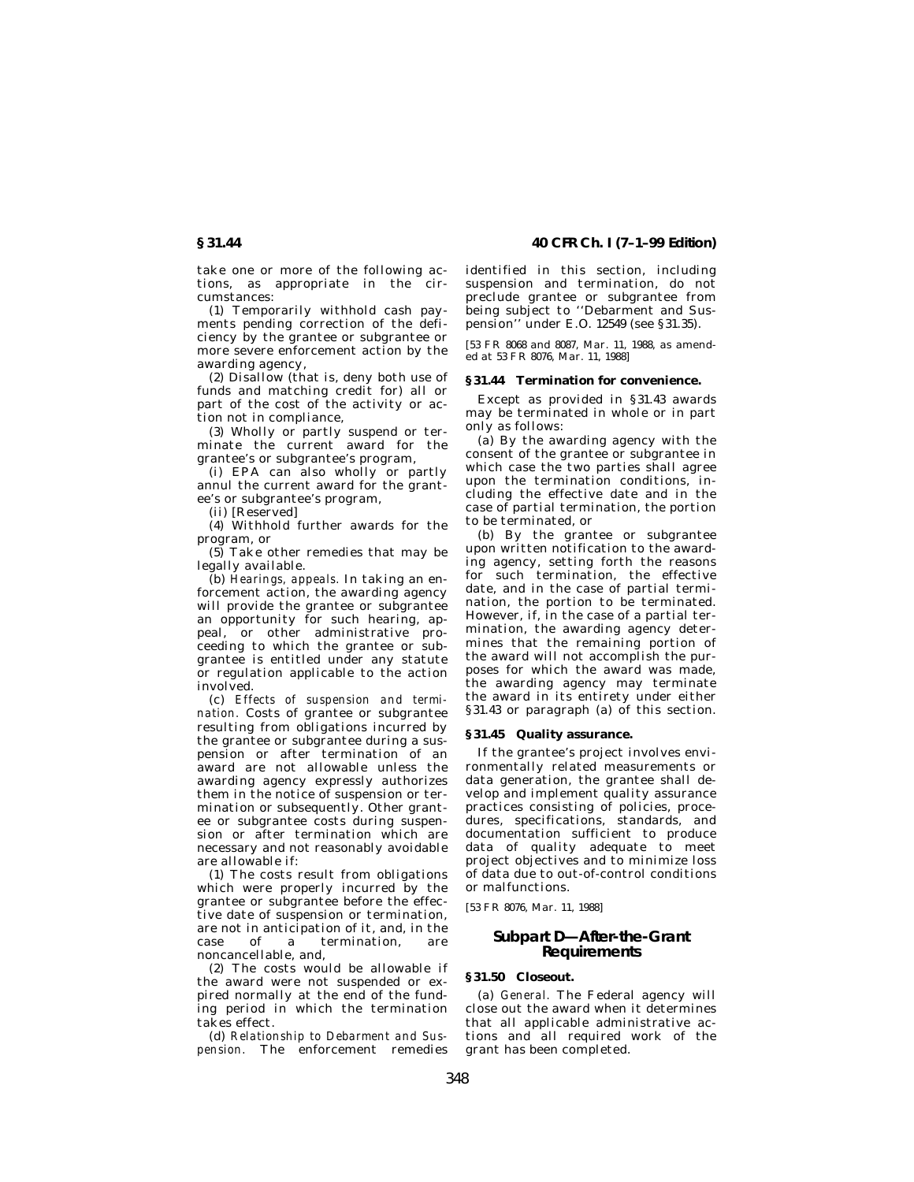take one or more of the following actions, as appropriate in the circumstances:

(1) Temporarily withhold cash payments pending correction of the deficiency by the grantee or subgrantee or more severe enforcement action by the awarding agency,

(2) Disallow (that is, deny both use of funds and matching credit for) all or part of the cost of the activity or action not in compliance,

(3) Wholly or partly suspend or terminate the current award for the grantee's or subgrantee's program,

(i) EPA can also wholly or partly annul the current award for the grantee's or subgrantee's program,

(ii) [Reserved]

(4) Withhold further awards for the program, or

(5) Take other remedies that may be legally available.

(b) *Hearings, appeals.* In taking an enforcement action, the awarding agency will provide the grantee or subgrantee an opportunity for such hearing, appeal, or other administrative proceeding to which the grantee or subgrantee is entitled under any statute or regulation applicable to the action involved.

(c) *Effects of suspension and termination.* Costs of grantee or subgrantee resulting from obligations incurred by the grantee or subgrantee during a suspension or after termination of an award are not allowable unless the awarding agency expressly authorizes them in the notice of suspension or termination or subsequently. Other grantee or subgrantee costs during suspension or after termination which are necessary and not reasonably avoidable are allowable if:

(1) The costs result from obligations which were properly incurred by the grantee or subgrantee before the effective date of suspension or termination, are not in anticipation of it, and, in the case of a termination, are noncancellable, and,

(2) The costs would be allowable if the award were not suspended or expired normally at the end of the funding period in which the termination takes effect.

(d) *Relationship to Debarment and Suspension.* The enforcement remedies identified in this section, including suspension and termination, do not preclude grantee or subgrantee from being subject to ''Debarment and Suspension'' under E.O. 12549 (see §31.35).

[53 FR 8068 and 8087, Mar. 11, 1988, as amended at 53 FR 8076, Mar. 11, 1988]

### §31.44 Termination for convenience.

Except as provided in §31.43 awards may be terminated in whole or in part only as follows:

(a) By the awarding agency with the consent of the grantee or subgrantee in which case the two parties shall agree upon the termination conditions, including the effective date and in the case of partial termination, the portion to be terminated, or

(b) By the grantee or subgrantee upon written notification to the awarding agency, setting forth the reasons for such termination, the effective date, and in the case of partial termination, the portion to be terminated. However, if, in the case of a partial termination, the awarding agency determines that the remaining portion of the award will not accomplish the purposes for which the award was made, the awarding agency may terminate the award in its entirety under either §31.43 or paragraph (a) of this section.

### §31.45 Quality assurance.

If the grantee's project involves environmentally related measurements or data generation, the grantee shall develop and implement quality assurance practices consisting of policies, procedures, specifications, standards, and documentation sufficient to produce data of quality adequate to meet project objectives and to minimize loss of data due to out-of-control conditions or malfunctions.

[53 FR 8076, Mar. 11, 1988]

## Subpart D—After-the-Grant Requirements

### §31.50 Closeout.

(a) *General.* The Federal agency will close out the award when it determines that all applicable administrative actions and all required work of the grant has been completed.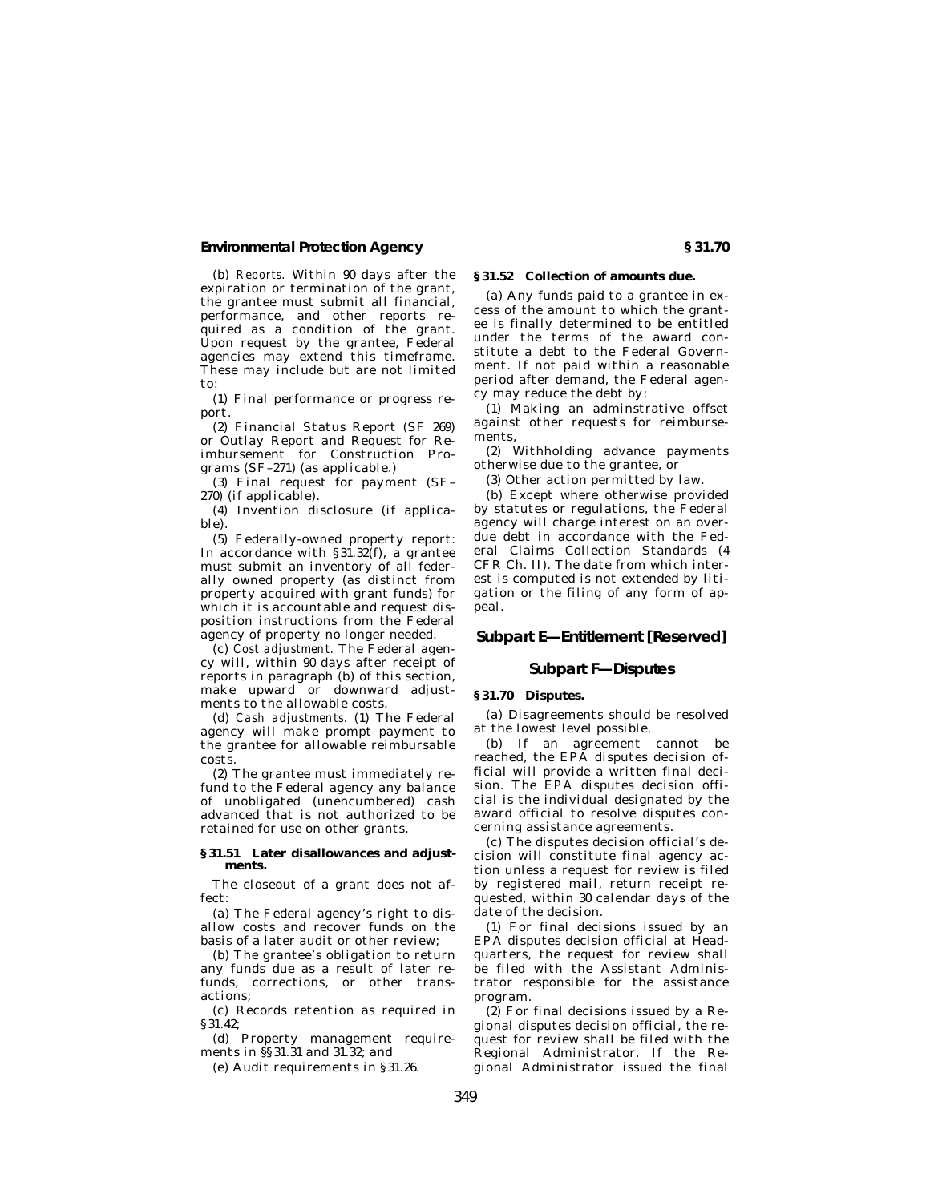(b) *Reports.* Within 90 days after the expiration or termination of the grant, the grantee must submit all financial, performance, and other reports required as a condition of the grant. Upon request by the grantee, Federal agencies may extend this timeframe. These may include but are not limited to:

(1) Final performance or progress report.

(2) Financial Status Report (SF 269) or Outlay Report and Request for Reimbursement for Construction Programs (SF–271) (as applicable.)

(3) Final request for payment (SF–270) (if applicable).

(4) Invention disclosure (if applicable).

(5) Federally-owned property report: In accordance with §31.32(f), a grantee must submit an inventory of all federally owned property (as distinct from property acquired with grant funds) for which it is accountable and request disposition instructions from the Federal agency of property no longer needed.

(c) *Cost adjustment.* The Federal agency will, within 90 days after receipt of reports in paragraph (b) of this section, make upward or downward adjustments to the allowable costs.

(d) *Cash adjustments.* (1) The Federal agency will make prompt payment to the grantee for allowable reimbursable costs.

(2) The grantee must immediately refund to the Federal agency any balance of unobligated (unencumbered) cash advanced that is not authorized to be retained for use on other grants.

### §31.51 Later disallowances and adjustments.

The closeout of a grant does not affect:

(a) The Federal agency's right to disallow costs and recover funds on the basis of a later audit or other review;

(b) The grantee's obligation to return any funds due as a result of later refunds, corrections, or other transactions;

(c) Records retention as required in §31.42;

(d) Property management requirements in §§31.31 and 31.32; and

(e) Audit requirements in §31.26.

### §31.52 Collection of amounts due.

(a) Any funds paid to a grantee in excess of the amount to which the grantee is finally determined to be entitled under the terms of the award constitute a debt to the Federal Government. If not paid within a reasonable period after demand, the Federal agency may reduce the debt by:

(1) Making an adminstrative offset against other requests for reimbursements,

(2) Withholding advance payments otherwise due to the grantee, or

(3) Other action permitted by law.

(b) Except where otherwise provided by statutes or regulations, the Federal agency will charge interest on an overdue debt in accordance with the Federal Claims Collection Standards (4 CFR Ch. II). The date from which interest is computed is not extended by litigation or the filing of any form of appeal.

## Subpart E—Entitlement [Reserved]

## Subpart F—Disputes

### §31.70 Disputes.

(a) Disagreements should be resolved at the lowest level possible.

(b) If an agreement cannot be reached, the EPA disputes decision official will provide a written final decision. The EPA disputes decision official is the individual designated by the award official to resolve disputes concerning assistance agreements.

(c) The disputes decision official's decision will constitute final agency action unless a request for review is filed by registered mail, return receipt requested, within 30 calendar days of the date of the decision.

(1) For final decisions issued by an EPA disputes decision official at Headquarters, the request for review shall be filed with the Assistant Administrator responsible for the assistance program.

(2) For final decisions issued by a Regional disputes decision official, the request for review shall be filed with the Regional Administrator. If the Regional Administrator issued the final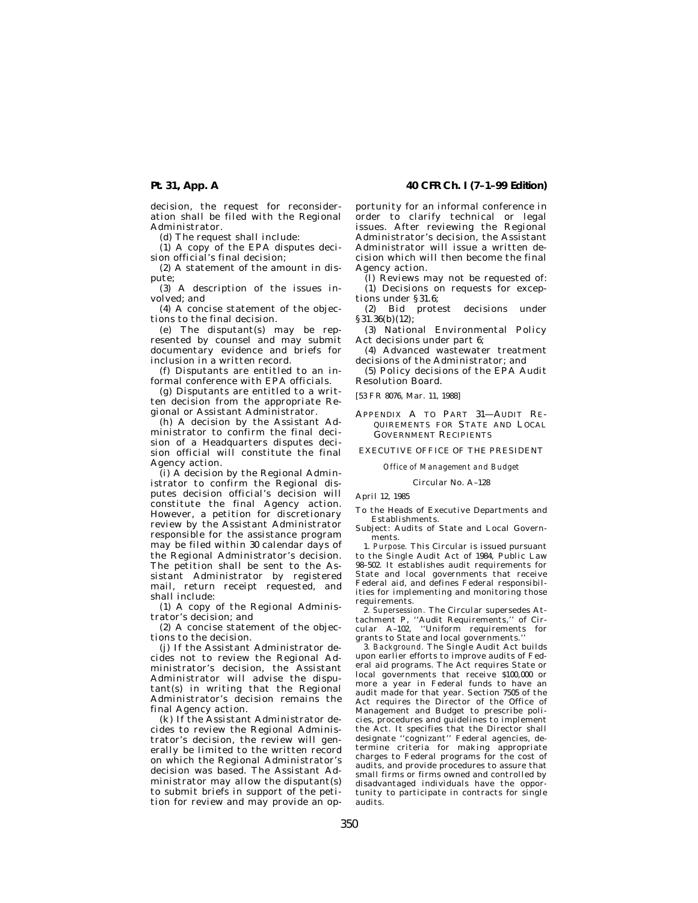decision, the request for reconsideration shall be filed with the Regional Administrator.

(d) The request shall include:

(1) A copy of the EPA disputes decision official's final decision;

(2) A statement of the amount in dispute;

(3) A description of the issues involved; and

(4) A concise statement of the objections to the final decision.

(e) The disputant(s) may be represented by counsel and may submit documentary evidence and briefs for inclusion in a written record.

(f) Disputants are entitled to an informal conference with EPA officials.

(g) Disputants are entitled to a written decision from the appropriate Regional or Assistant Administrator.

(h) A decision by the Assistant Administrator to confirm the final decision of a Headquarters disputes decision official will constitute the final Agency action.

(i) A decision by the Regional Administrator to confirm the Regional disputes decision official's decision will constitute the final Agency action. However, a petition for discretionary review by the Assistant Administrator responsible for the assistance program may be filed within 30 calendar days of the Regional Administrator's decision. The petition shall be sent to the Assistant Administrator by registered mail, return receipt requested, and shall include:

(1) A copy of the Regional Administrator's decision; and

(2) A concise statement of the objections to the decision.

(j) If the Assistant Administrator decides not to review the Regional Administrator's decision, the Assistant Administrator will advise the disputant(s) in writing that the Regional Administrator's decision remains the final Agency action.

(k) If the Assistant Administrator decides to review the Regional Administrator's decision, the review will generally be limited to the written record on which the Regional Administrator's decision was based. The Assistant Administrator may allow the disputant(s) to submit briefs in support of the petition for review and may provide an opportunity for an informal conference in order to clarify technical or legal issues. After reviewing the Regional Administrator's decision, the Assistant Administrator will issue a written decision which will then become the final Agency action.

(l) Reviews may not be requested of:

(1) Decisions on requests for exceptions under §31.6;

(2) Bid protest decisions under §31.36(b)(12);

(3) National Environmental Policy Act decisions under part 6;

(4) Advanced wastewater treatment decisions of the Administrator; and

(5) Policy decisions of the EPA Audit Resolution Board.

[53 FR 8076, Mar. 11, 1988]

## APPENDIX A TO PART 31—AUDIT REQUIREMENTS FOR STATE AND LOCAL GOVERNMENT RECIPIENTS

EXECUTIVE OFFICE OF THE PRESIDENT

*Office of Management and Budget*

Circular No. A–128

April 12, 1985

To the Heads of Executive Departments and Establishments.

Subject: Audits of State and Local Governments.

1. *Purpose.* This Circular is issued pursuant to the Single Audit Act of 1984, Public Law 98–502. It establishes audit requirements for State and local governments that receive Federal aid, and defines Federal responsibilities for implementing and monitoring those requirements.

2. *Supersession.* The Circular supersedes Attachment P, ''Audit Requirements,'' of Circular A–102, ''Uniform requirements for grants to State and local governments.''

3. *Background.* The Single Audit Act builds upon earlier efforts to improve audits of Federal aid programs. The Act requires State or local governments that receive $100,000 or more a year in Federal funds to have an audit made for that year. Section 7505 of the Act requires the Director of the Office of Management and Budget to prescribe policies, procedures and guidelines to implement the Act. It specifies that the Director shall designate ''cognizant'' Federal agencies, determine criteria for making appropriate charges to Federal programs for the cost of audits, and provide procedures to assure that small firms or firms owned and controlled by disadvantaged individuals have the opportunity to participate in contracts for single audits.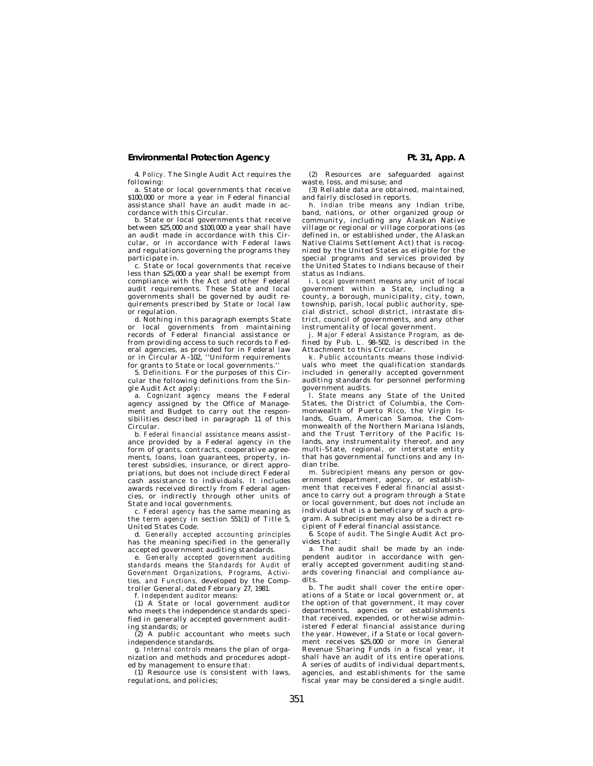4. *Policy.* The Single Audit Act requires the following:

a. State or local governments that receive $100,000 or more a year in Federal financial assistance shall have an audit made in accordance with this Circular.

b. State or local governments that receive between $25,000 and $100,000 a year shall have an audit made in accordance with this Circular, or in accordance with Federal laws and regulations governing the programs they participate in.

c. State or local governments that receive less than $25,000 a year shall be exempt from compliance with the Act and other Federal audit requirements. These State and local governments shall be governed by audit requirements prescribed by State or local law or regulation.

d. Nothing in this paragraph exempts State or local governments from maintaining records of Federal financial assistance or from providing access to such records to Federal agencies, as provided for in Federal law or in Circular A–102, ''Uniform requirements for grants to State or local governments.''

5. *Definitions.* For the purposes of this Circular the following definitions from the Single Audit Act apply:

a. *Cognizant agency* means the Federal agency assigned by the Office of Management and Budget to carry out the responsibilities described in paragraph 11 of this Circular.

b. *Federal financial assistance* means assistance provided by a Federal agency in the form of grants, contracts, cooperative agreements, loans, loan guarantees, property, interest subsidies, insurance, or direct appropriations, but does not include direct Federal cash assistance to individuals. It includes awards received directly from Federal agencies, or indirectly through other units of State and local governments.

c. *Federal agency* has the same meaning as the term *agency* in section 551(1) of Title 5, United States Code.

d. *Generally accepted accounting principles* has the meaning specified in the generally accepted government auditing standards.

e. *Generally accepted government auditing standards* means the *Standards for Audit of Government Organizations, Programs, Activities, and Functions,* developed by the Comptroller General, dated February 27, 1981.

f. *Independent auditor* means:

(1) A State or local government auditor who meets the independence standards specified in generally accepted government auditing standards; or

(2) A public accountant who meets such independence standards.

g. *Internal controls* means the plan of organization and methods and procedures adopted by management to ensure that:

(1) Resource use is consistent with laws, regulations, and policies;

(2) Resources are safeguarded against waste, loss, and misuse; and

(3) Reliable data are obtained, maintained, and fairly disclosed in reports.

h. *Indian tribe* means any Indian tribe, band, nations, or other organized group or community, including any Alaskan Native village or regional or village corporations (as defined in, or established under, the Alaskan Native Claims Settlement Act) that is recognized by the United States as eligible for the special programs and services provided by the United States to Indians because of their status as Indians.

i. *Local government* means any unit of local government within a State, including a county, a borough, municipality, city, town, township, parish, local public authority, special district, school district, intrastate district, council of governments, and any other instrumentality of local government.

j. *Major Federal Assistance Program,* as defined by Pub. L. 98–502, is described in the Attachment to this Circular.

k. *Public accountants* means those individuals who meet the qualification standards included in generally accepted government auditing standards for personnel performing government audits.

l. *State* means any State of the United States, the District of Columbia, the Commonwealth of Puerto Rico, the Virgin Islands, Guam, American Samoa, the Commonwealth of the Northern Mariana Islands, and the Trust Territory of the Pacific Islands, any instrumentality thereof, and any multi-State, regional, or interstate entity that has governmental functions and any Indian tribe.

m. *Subrecipient* means any person or government department, agency, or establishment that receives Federal financial assistance to carry out a program through a State or local government, but does not include an individual that is a beneficiary of such a program. A subrecipient may also be a direct recipient of Federal financial assistance.

6. *Scope of audit.* The Single Audit Act provides that:

a. The audit shall be made by an independent auditor in accordance with generally accepted government auditing standards covering financial and compliance audits.

b. The audit shall cover the entire operations of a State or local government or, at the option of that government, it may cover departments, agencies or establishments that received, expended, or otherwise administered Federal financial assistance during the year. However, if a State or local government receives $25,000 or more in General Revenue Sharing Funds in a fiscal year, it shall have an audit of its entire operations. A series of audits of individual departments, agencies, and establishments for the same fiscal year may be considered a single audit.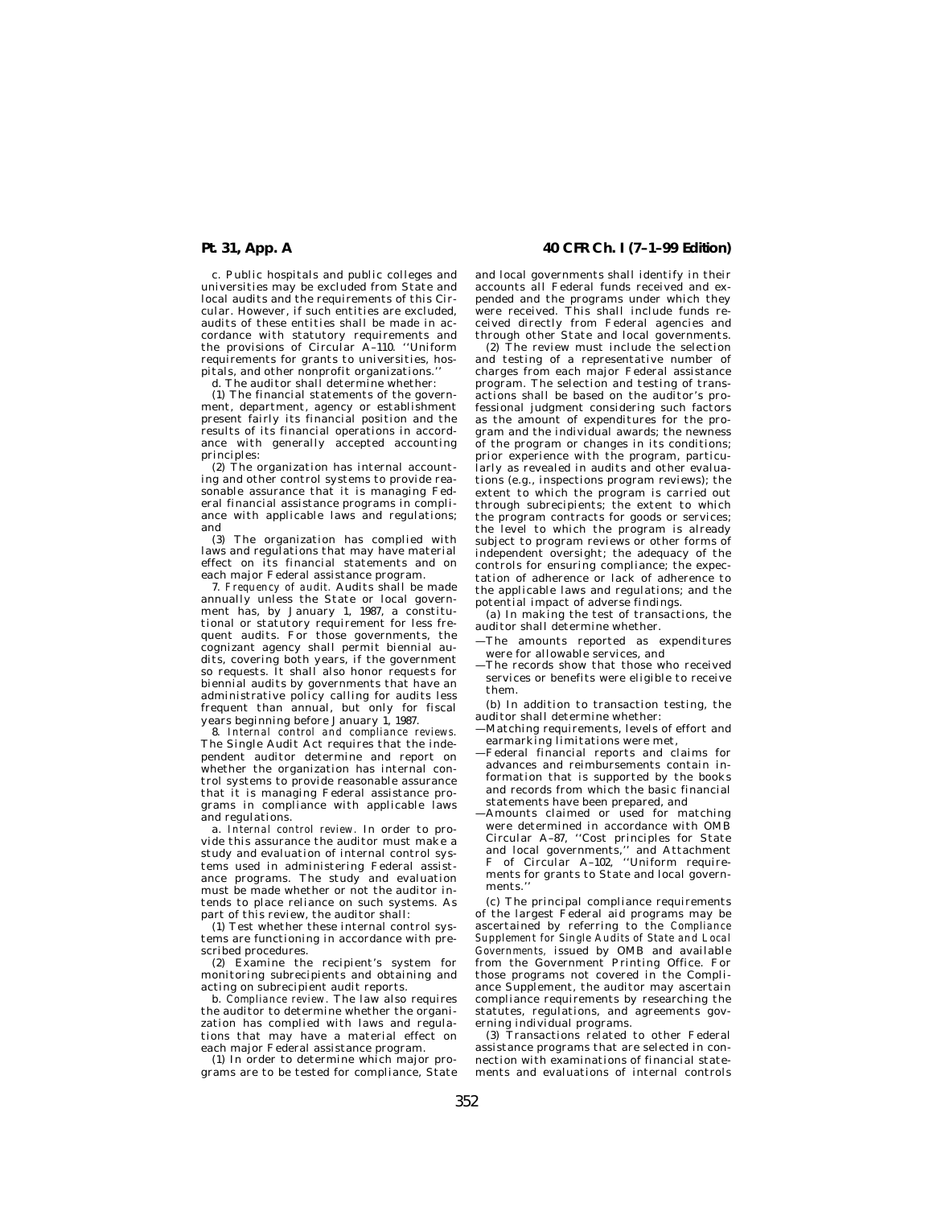c. Public hospitals and public colleges and universities may be excluded from State and local audits and the requirements of this Circular. However, if such entities are excluded, audits of these entities shall be made in accordance with statutory requirements and the provisions of Circular A–110. ''Uniform requirements for grants to universities, hospitals, and other nonprofit organizations.''

d. The auditor shall determine whether:

(1) The financial statements of the government, department, agency or establishment present fairly its financial position and the results of its financial operations in accordance with generally accepted accounting principles:

(2) The organization has internal accounting and other control systems to provide reasonable assurance that it is managing Federal financial assistance programs in compliance with applicable laws and regulations; and

(3) The organization has complied with laws and regulations that may have material effect on its financial statements and on each major Federal assistance program.

7. *Frequency of audit.* Audits shall be made annually unless the State or local government has, by January 1, 1987, a constitutional or statutory requirement for less frequent audits. For those governments, the cognizant agency shall permit biennial audits, covering both years, if the government so requests. It shall also honor requests for biennial audits by governments that have an administrative policy calling for audits less frequent than annual, but only for fiscal years beginning before January 1, 1987.

8. *Internal control and compliance reviews.* The Single Audit Act requires that the independent auditor determine and report on whether the organization has internal control systems to provide reasonable assurance that it is managing Federal assistance programs in compliance with applicable laws and regulations.

a. *Internal control review.* In order to provide this assurance the auditor must make a study and evaluation of internal control systems used in administering Federal assistance programs. The study and evaluation must be made whether or not the auditor intends to place reliance on such systems. As part of this review, the auditor shall:

(1) Test whether these internal control systems are functioning in accordance with prescribed procedures.

(2) Examine the recipient's system for monitoring subrecipients and obtaining and acting on subrecipient audit reports.

b. *Compliance review.* The law also requires the auditor to determine whether the organization has complied with laws and regulations that may have a material effect on each major Federal assistance program.

(1) In order to determine which major programs are to be tested for compliance, State and local governments shall identify in their accounts all Federal funds received and expended and the programs under which they were received. This shall include funds received directly from Federal agencies and through other State and local governments.

(2) The review must include the selection and testing of a representative number of charges from each major Federal assistance program. The selection and testing of transactions shall be based on the auditor's professional judgment considering such factors as the amount of expenditures for the program and the individual awards; the newness of the program or changes in its conditions; prior experience with the program, particularly as revealed in audits and other evaluations (e.g., inspections program reviews); the extent to which the program is carried out through subrecipients; the extent to which the program contracts for goods or services; the level to which the program is already subject to program reviews or other forms of independent oversight; the adequacy of the controls for ensuring compliance; the expectation of adherence or lack of adherence to the applicable laws and regulations; and the potential impact of adverse findings.

(a) In making the test of transactions, the auditor shall determine whether.

—The amounts reported as expenditures were for allowable services, and

—The records show that those who received services or benefits were eligible to receive them.

(b) In addition to transaction testing, the auditor shall determine whether:

—Matching requirements, levels of effort and earmarking limitations were met,

—Federal financial reports and claims for advances and reimbursements contain information that is supported by the books and records from which the basic financial statements have been prepared, and

—Amounts claimed or used for matching were determined in accordance with OMB Circular A–87, ''Cost principles for State and local governments,'' and Attachment F of Circular A–102, ''Uniform requirements for grants to State and local governments.''

(c) The principal compliance requirements of the largest Federal aid programs may be ascertained by referring to the *Compliance Supplement for Single Audits of State and Local Governments,* issued by OMB and available from the Government Printing Office. For those programs not covered in the Compliance Supplement, the auditor may ascertain compliance requirements by researching the statutes, regulations, and agreements governing individual programs.

(3) Transactions related to other Federal assistance programs that are selected in connection with examinations of financial statements and evaluations of internal controls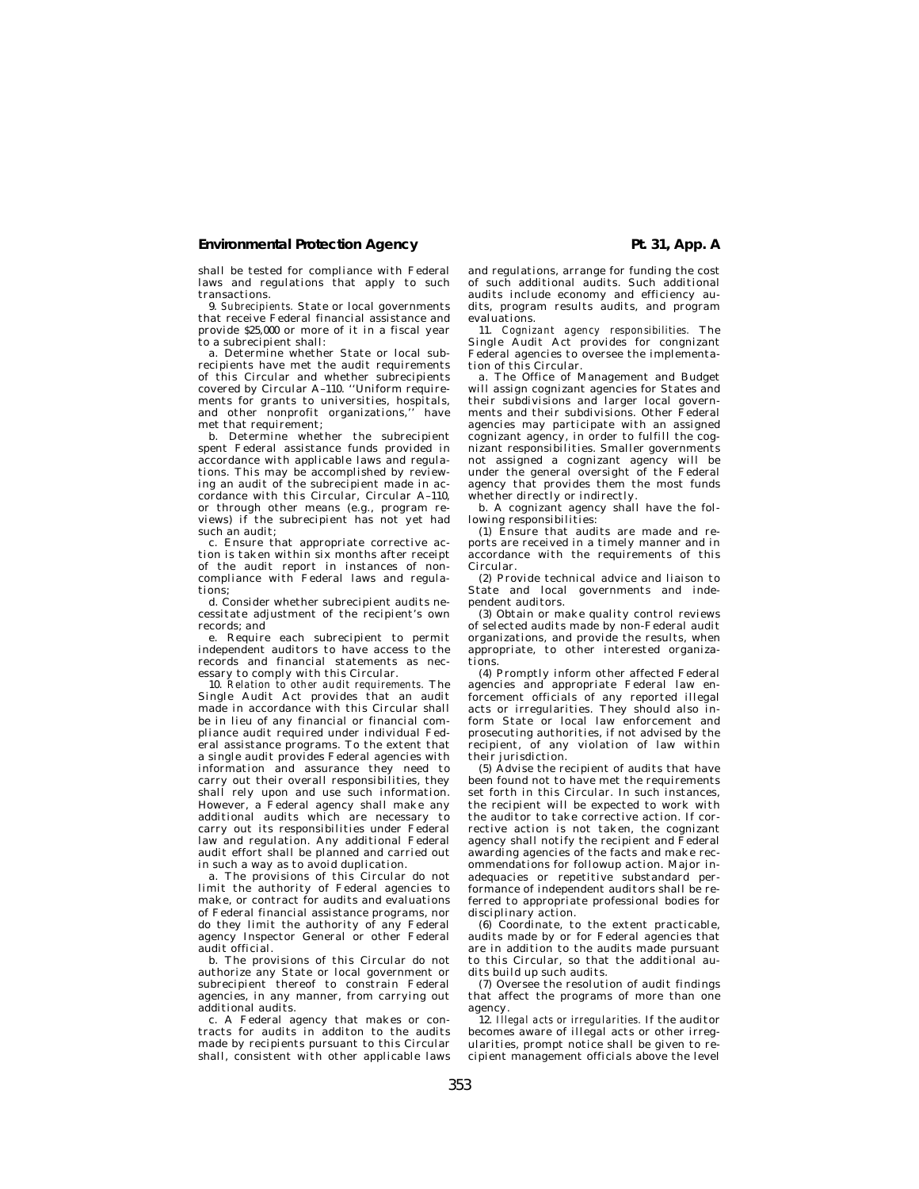shall be tested for compliance with Federal laws and regulations that apply to such transactions.

9. *Subrecipients.* State or local governments that receive Federal financial assistance and provide $25,000 or more of it in a fiscal year to a subrecipient shall:

a. Determine whether State or local subrecipients have met the audit requirements of this Circular and whether subrecipients covered by Circular A–110. ''Uniform requirements for grants to universities, hospitals, and other nonprofit organizations,'' have met that requirement;

b. Determine whether the subrecipient spent Federal assistance funds provided in accordance with applicable laws and regulations. This may be accomplished by reviewing an audit of the subrecipient made in accordance with this Circular, Circular A–110, or through other means (e.g., program reviews) if the subrecipient has not yet had such an audit;

c. Ensure that appropriate corrective action is taken within six months after receipt of the audit report in instances of noncompliance with Federal laws and regulations;

d. Consider whether subrecipient audits necessitate adjustment of the recipient's own records; and

e. Require each subrecipient to permit independent auditors to have access to the records and financial statements as necessary to comply with this Circular.

10. *Relation to other audit requirements.* The Single Audit Act provides that an audit made in accordance with this Circular shall be in lieu of any financial or financial compliance audit required under individual Federal assistance programs. To the extent that a single audit provides Federal agencies with information and assurance they need to carry out their overall responsibilities, they shall rely upon and use such information. However, a Federal agency shall make any additional audits which are necessary to carry out its responsibilities under Federal law and regulation. Any additional Federal audit effort shall be planned and carried out in such a way as to avoid duplication.

a. The provisions of this Circular do not limit the authority of Federal agencies to make, or contract for audits and evaluations of Federal financial assistance programs, nor do they limit the authority of any Federal agency Inspector General or other Federal audit official.

b. The provisions of this Circular do not authorize any State or local government or subrecipient thereof to constrain Federal agencies, in any manner, from carrying out additional audits.

c. A Federal agency that makes or contracts for audits in additon to the audits made by recipients pursuant to this Circular shall, consistent with other applicable laws and regulations, arrange for funding the cost of such additional audits. Such additional audits include economy and efficiency audits, program results audits, and program evaluations.

11. *Cognizant agency responsibilities.* The Single Audit Act provides for congnizant Federal agencies to oversee the implementation of this Circular.

a. The Office of Management and Budget will assign cognizant agencies for States and their subdivisions and larger local governments and their subdivisions. Other Federal agencies may participate with an assigned cognizant agency, in order to fulfill the cognizant responsibilities. Smaller governments not assigned a cognizant agency will be under the general oversight of the Federal agency that provides them the most funds whether directly or indirectly.

b. A cognizant agency shall have the following responsibilities:

(1) Ensure that audits are made and reports are received in a timely manner and in accordance with the requirements of this Circular.

(2) Provide technical advice and liaison to State and local governments and independent auditors.

(3) Obtain or make quality control reviews of selected audits made by non-Federal audit organizations, and provide the results, when appropriate, to other interested organizations.

(4) Promptly inform other affected Federal agencies and appropriate Federal law enforcement officials of any reported illegal acts or irregularities. They should also inform State or local law enforcement and prosecuting authorities, if not advised by the recipient, of any violation of law within their jurisdiction.

(5) Advise the recipient of audits that have been found not to have met the requirements set forth in this Circular. In such instances, the recipient will be expected to work with the auditor to take corrective action. If corrective action is not taken, the cognizant agency shall notify the recipient and Federal awarding agencies of the facts and make recommendations for followup action. Major inadequacies or repetitive substandard performance of independent auditors shall be referred to appropriate professional bodies for disciplinary action.

(6) Coordinate, to the extent practicable, audits made by or for Federal agencies that are in addition to the audits made pursuant to this Circular, so that the additional audits build up such audits.

(7) Oversee the resolution of audit findings that affect the programs of more than one agency.

12. *Illegal acts or irregularities.* If the auditor becomes aware of illegal acts or other irregularities, prompt notice shall be given to recipient management officials above the level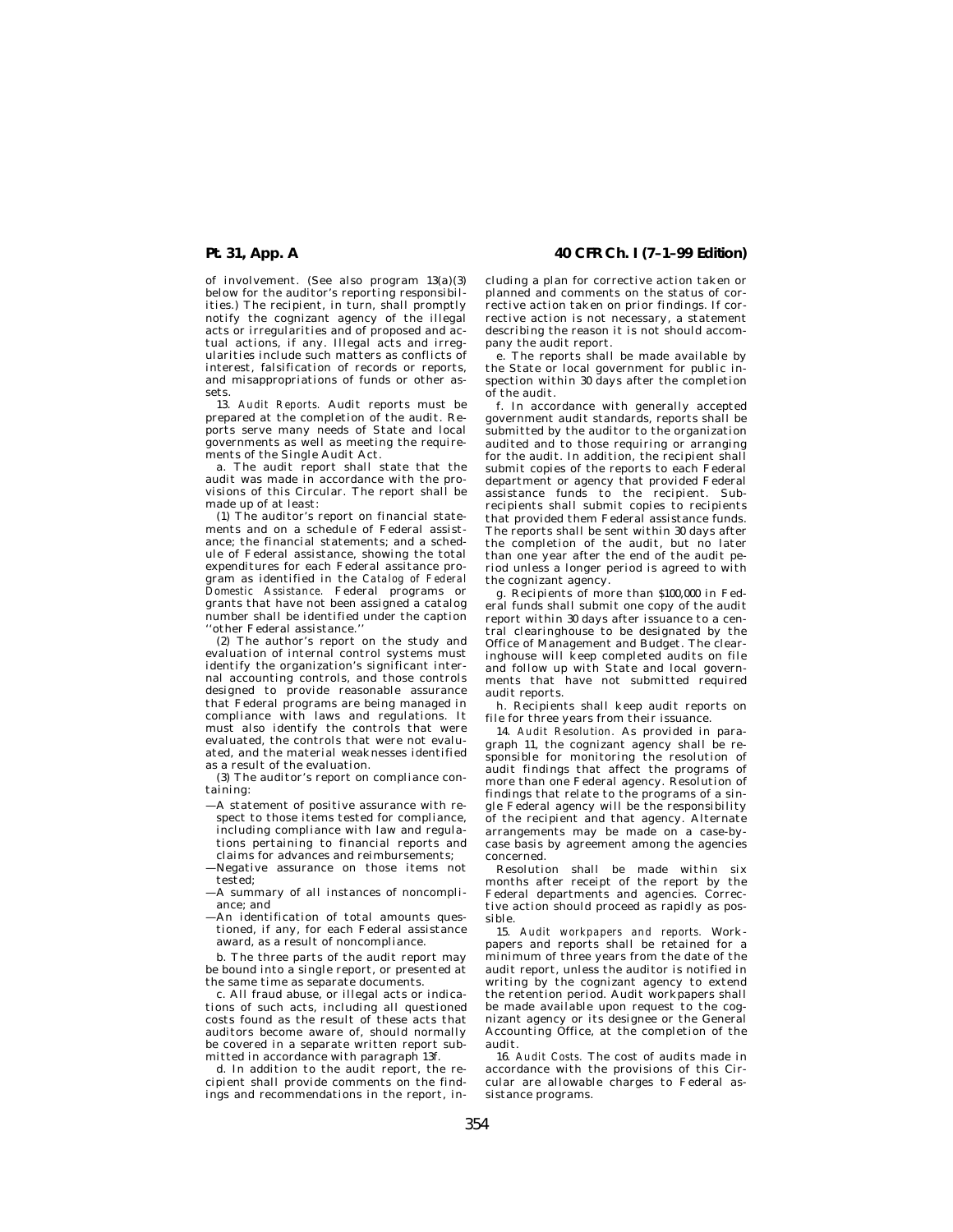of involvement. (See also program 13(a)(3) below for the auditor's reporting responsibilities.) The recipient, in turn, shall promptly notify the cognizant agency of the illegal acts or irregularities and of proposed and actual actions, if any. Illegal acts and irregularities include such matters as conflicts of interest, falsification of records or reports, and misappropriations of funds or other assets.

13. *Audit Reports.* Audit reports must be prepared at the completion of the audit. Reports serve many needs of State and local governments as well as meeting the requirements of the Single Audit Act.

a. The audit report shall state that the audit was made in accordance with the provisions of this Circular. The report shall be made up of at least:

(1) The auditor's report on financial statements and on a schedule of Federal assistance; the financial statements; and a schedule of Federal assistance, showing the total expenditures for each Federal assitance program as identified in the *Catalog of Federal Domestic Assistance.* Federal programs or grants that have not been assigned a catalog number shall be identified under the caption ''other Federal assistance.''

(2) The author's report on the study and evaluation of internal control systems must identify the organization's significant internal accounting controls, and those controls designed to provide reasonable assurance that Federal programs are being managed in compliance with laws and regulations. It must also identify the controls that were evaluated, the controls that were not evaluated, and the material weaknesses identified as a result of the evaluation.

(3) The auditor's report on compliance containing:

—A statement of positive assurance with respect to those items tested for compliance, including compliance with law and regulations pertaining to financial reports and claims for advances and reimbursements;

—Negative assurance on those items not tested;

—A summary of all instances of noncompliance; and

—An identification of total amounts questioned, if any, for each Federal assistance award, as a result of noncompliance.

b. The three parts of the audit report may be bound into a single report, or presented at the same time as separate documents.

c. All fraud abuse, or illegal acts or indications of such acts, including all questioned costs found as the result of these acts that auditors become aware of, should normally be covered in a separate written report submitted in accordance with paragraph 13f.

d. In addition to the audit report, the recipient shall provide comments on the findings and recommendations in the report, including a plan for corrective action taken or planned and comments on the status of corrective action taken on prior findings. If corrective action is not necessary, a statement describing the reason it is not should accompany the audit report.

e. The reports shall be made available by the State or local government for public inspection within 30 days after the completion of the audit.

f. In accordance with generally accepted government audit standards, reports shall be submitted by the auditor to the organization audited and to those requiring or arranging for the audit. In addition, the recipient shall submit copies of the reports to each Federal department or agency that provided Federal assistance funds to the recipient. Subrecipients shall submit copies to recipients that provided them Federal assistance funds. The reports shall be sent within 30 days after the completion of the audit, but no later than one year after the end of the audit period unless a longer period is agreed to with the cognizant agency.

g. Recipients of more than $100,000 in Federal funds shall submit one copy of the audit report within 30 days after issuance to a central clearinghouse to be designated by the Office of Management and Budget. The clearinghouse will keep completed audits on file and follow up with State and local governments that have not submitted required audit reports.

h. Recipients shall keep audit reports on file for three years from their issuance.

14. *Audit Resolution.* As provided in paragraph 11, the cognizant agency shall be responsible for monitoring the resolution of audit findings that affect the programs of more than one Federal agency. Resolution of findings that relate to the programs of a single Federal agency will be the responsibility of the recipient and that agency. Alternate arrangements may be made on a case-by-case basis by agreement among the agencies concerned.

Resolution shall be made within six months after receipt of the report by the Federal departments and agencies. Corrective action should proceed as rapidly as possible.

15. *Audit workpapers and reports.* Workpapers and reports shall be retained for a minimum of three years from the date of the audit report, unless the auditor is notified in writing by the cognizant agency to extend the retention period. Audit workpapers shall be made available upon request to the cognizant agency or its designee or the General Accounting Office, at the completion of the audit.

16. *Audit Costs.* The cost of audits made in accordance with the provisions of this Circular are allowable charges to Federal assistance programs.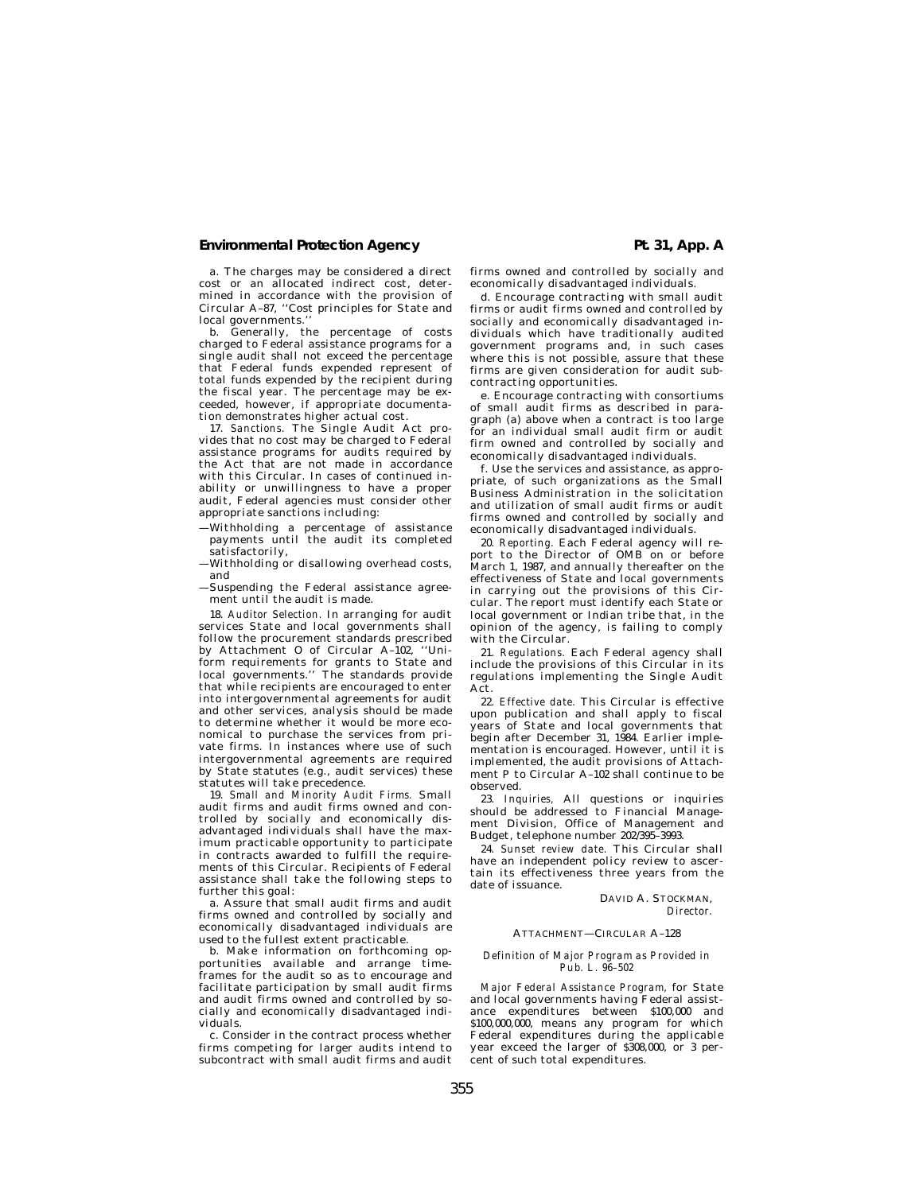a. The charges may be considered a direct cost or an allocated indirect cost, determined in accordance with the provision of Circular A–87, ''Cost principles for State and local governments.''

b. Generally, the percentage of costs charged to Federal assistance programs for a single audit shall not exceed the percentage that Federal funds expended represent of total funds expended by the recipient during the fiscal year. The percentage may be exceeded, however, if appropriate documentation demonstrates higher actual cost.

17. *Sanctions.* The Single Audit Act provides that no cost may be charged to Federal assistance programs for audits required by the Act that are not made in accordance with this Circular. In cases of continued inability or unwillingness to have a proper audit, Federal agencies must consider other appropriate sanctions including:

—Withholding a percentage of assistance payments until the audit its completed satisfactorily,

—Withholding or disallowing overhead costs, and

—Suspending the Federal assistance agreement until the audit is made.

18. *Auditor Selection.* In arranging for audit services State and local governments shall follow the procurement standards prescribed by Attachment O of Circular A–102, ''Uniform requirements for grants to State and local governments.'' The standards provide that while recipients are encouraged to enter into intergovernmental agreements for audit and other services, analysis should be made to determine whether it would be more economical to purchase the services from private firms. In instances where use of such intergovernmental agreements are required by State statutes (e.g., audit services) these statutes will take precedence.

19. *Small and Minority Audit Firms.* Small audit firms and audit firms owned and controlled by socially and economically disadvantaged individuals shall have the maximum practicable opportunity to participate in contracts awarded to fulfill the requirements of this Circular. Recipients of Federal assistance shall take the following steps to further this goal:

a. Assure that small audit firms and audit firms owned and controlled by socially and economically disadvantaged individuals are used to the fullest extent practicable.

b. Make information on forthcoming opportunities available and arrange timeframes for the audit so as to encourage and facilitate participation by small audit firms and audit firms owned and controlled by socially and economically disadvantaged individuals.

c. Consider in the contract process whether firms competing for larger audits intend to subcontract with small audit firms and audit firms owned and controlled by socially and economically disadvantaged individuals.

d. Encourage contracting with small audit firms or audit firms owned and controlled by socially and economically disadvantaged individuals which have traditionally audited government programs and, in such cases where this is not possible, assure that these firms are given consideration for audit subcontracting opportunities.

e. Encourage contracting with consortiums of small audit firms as described in paragraph (a) above when a contract is too large for an individual small audit firm or audit firm owned and controlled by socially and economically disadvantaged individuals.

f. Use the services and assistance, as appropriate, of such organizations as the Small Business Administration in the solicitation and utilization of small audit firms or audit firms owned and controlled by socially and economically disadvantaged individuals.

20. *Reporting.* Each Federal agency will report to the Director of OMB on or before March 1, 1987, and annually thereafter on the effectiveness of State and local governments in carrying out the provisions of this Circular. The report must identify each State or local government or Indian tribe that, in the opinion of the agency, is failing to comply with the Circular.

21. *Regulations.* Each Federal agency shall include the provisions of this Circular in its regulations implementing the Single Audit Act.

22. *Effective date.* This Circular is effective upon publication and shall apply to fiscal years of State and local governments that begin after December 31, 1984. Earlier implementation is encouraged. However, until it is implemented, the audit provisions of Attachment P to Circular A–102 shall continue to be observed.

23. *Inquiries,* All questions or inquiries should be addressed to Financial Management Division, Office of Management and Budget, telephone number 202/395–3993.

24. *Sunset review date.* This Circular shall have an independent policy review to ascertain its effectiveness three years from the date of issuance.

DAVID A. STOCKMAN,
*Director.*

ATTACHMENT—CIRCULAR A–128

*Definition of Major Program as Provided in Pub. L. 96–502*

*Major Federal Assistance Program,* for State and local governments having Federal assistance expenditures between $100,000 and $100,000,000, means any program for which Federal expenditures during the applicable year exceed the larger of $308,000, or 3 percent of such total expenditures.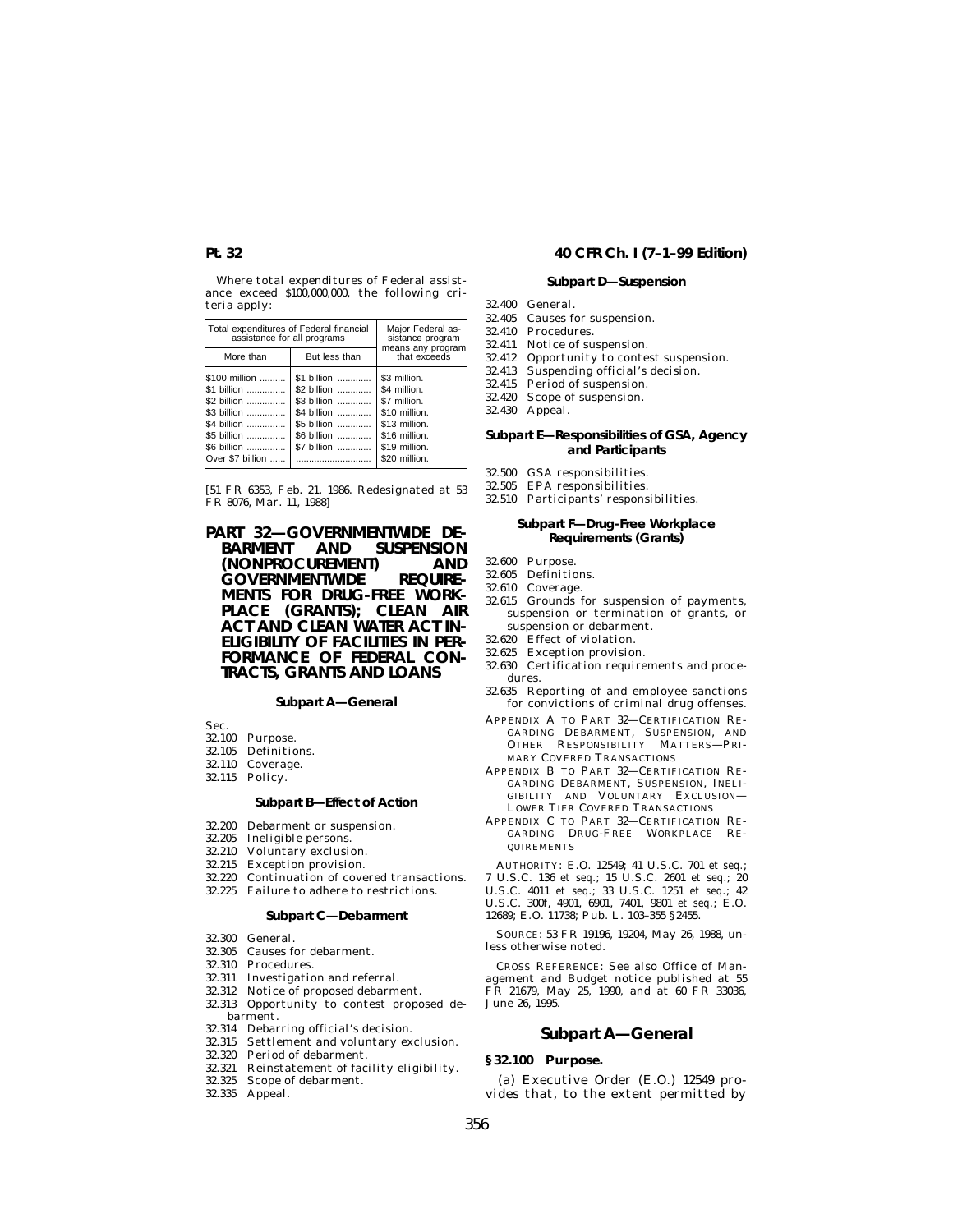Where total expenditures of Federal assistance exceed $100,000,000, the following criteria apply:

| Total expenditures of Federal financial assistance for all programs | | Major Federal assistance program means any program that exceeds |
|---|---|---|
| More than | But less than | |
| $100 million | $1 billion | $3 million. |
| $1 billion | $2 billion | $4 million. |
| $2 billion | $3 billion | $7 million. |
| $3 billion | $4 billion | $10 million. |
| $4 billion | $5 billion | $13 million. |
| $5 billion | $6 billion | $16 million. |
| $6 billion | $7 billion | $19 million. |
| Over $7 billion | | $20 million. |

[51 FR 6353, Feb. 21, 1986. Redesignated at 53 FR 8076, Mar. 11, 1988]

# PART 32—GOVERNMENTWIDE DEBARMENT AND SUSPENSION (NONPROCUREMENT) AND GOVERNMENTWIDE REQUIREMENTS FOR DRUG-FREE WORKPLACE (GRANTS); CLEAN AIR ACT AND CLEAN WATER ACT INELIGIBILITY OF FACILITIES IN PERFORMANCE OF FEDERAL CONTRACTS, GRANTS AND LOANS

### Subpart A—General

Sec.
32.100 Purpose.
32.105 Definitions.
32.110 Coverage.
32.115 Policy.

### Subpart B—Effect of Action

32.200 Debarment or suspension.
32.205 Ineligible persons.
32.210 Voluntary exclusion.
32.215 Exception provision.
32.220 Continuation of covered transactions.
32.225 Failure to adhere to restrictions.

### Subpart C—Debarment

32.300 General.
32.305 Causes for debarment.
32.310 Procedures.
32.311 Investigation and referral.
32.312 Notice of proposed debarment.
32.313 Opportunity to contest proposed debarment.
32.314 Debarring official's decision.
32.315 Settlement and voluntary exclusion.
32.320 Period of debarment.
32.321 Reinstatement of facility eligibility.
32.325 Scope of debarment.
32.335 Appeal.

### Subpart D—Suspension

32.400 General.
32.405 Causes for suspension.
32.410 Procedures.
32.411 Notice of suspension.
32.412 Opportunity to contest suspension.
32.413 Suspending official's decision.
32.415 Period of suspension.
32.420 Scope of suspension.
32.430 Appeal.

### Subpart E—Responsibilities of GSA, Agency and Participants

32.500 GSA responsibilities.
32.505 EPA responsibilities.
32.510 Participants' responsibilities.

### Subpart F—Drug-Free Workplace Requirements (Grants)

32.600 Purpose.
32.605 Definitions.
32.610 Coverage.
32.615 Grounds for suspension of payments, suspension or termination of grants, or suspension or debarment.
32.620 Effect of violation.
32.625 Exception provision.
32.630 Certification requirements and procedures.
32.635 Reporting of and employee sanctions for convictions of criminal drug offenses.

APPENDIX A TO PART 32—CERTIFICATION REGARDING DEBARMENT, SUSPENSION, AND OTHER RESPONSIBILITY MATTERS—PRIMARY COVERED TRANSACTIONS

APPENDIX B TO PART 32—CERTIFICATION REGARDING DEBARMENT, SUSPENSION, INELIGIBILITY AND VOLUNTARY EXCLUSION—LOWER TIER COVERED TRANSACTIONS

APPENDIX C TO PART 32—CERTIFICATION REGARDING DRUG-FREE WORKPLACE REQUIREMENTS

AUTHORITY: E.O. 12549; 41 U.S.C. 701 *et seq.*; 7 U.S.C. 136 *et seq.*; 15 U.S.C. 2601 *et seq.*; 20 U.S.C. 4011 *et seq.*; 33 U.S.C. 1251 *et seq.*; 42 U.S.C. 300f, 4901, 6901, 7401, 9801 *et seq.*; E.O. 12689; E.O. 11738; Pub. L. 103–355 §2455.

SOURCE: 53 FR 19196, 19204, May 26, 1988, unless otherwise noted.

CROSS REFERENCE: See also Office of Management and Budget notice published at 55 FR 21679, May 25, 1990, and at 60 FR 33036, June 26, 1995.

## Subpart A—General

### §32.100 Purpose.

(a) Executive Order (E.O.) 12549 provides that, to the extent permitted by